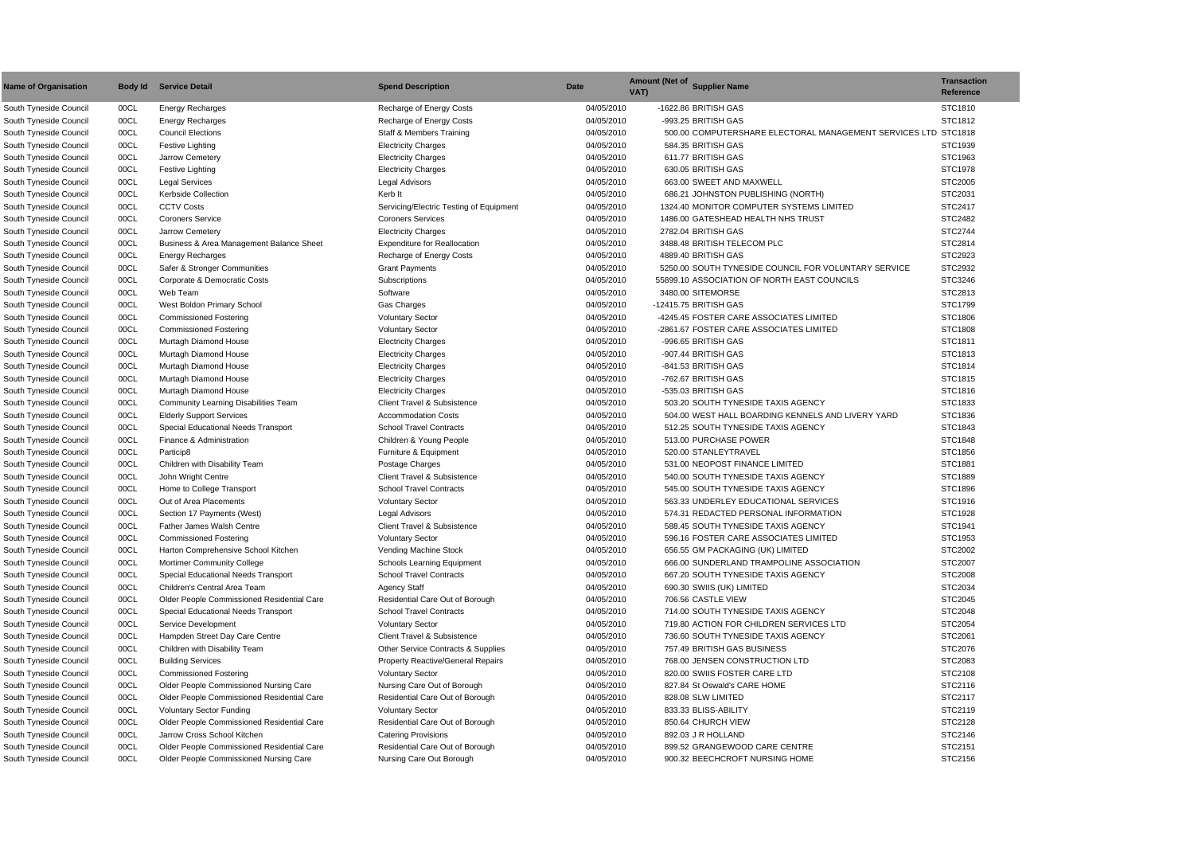| Name of Organisation | Body Id | Service Detail | Spend Description | Date | Amount (Net of VAT) | Supplier Name | Transaction Reference |
|---|---|---|---|---|---|---|---|
| South Tyneside Council | 00CL | Energy Recharges | Recharge of Energy Costs | 04/05/2010 | -1622.86 | BRITISH GAS | STC1810 |
| South Tyneside Council | 00CL | Energy Recharges | Recharge of Energy Costs | 04/05/2010 | -993.25 | BRITISH GAS | STC1812 |
| South Tyneside Council | 00CL | Council Elections | Staff & Members Training | 04/05/2010 | 500.00 | COMPUTERSHARE ELECTORAL MANAGEMENT SERVICES LTD | STC1818 |
| South Tyneside Council | 00CL | Festive Lighting | Electricity Charges | 04/05/2010 | 584.35 | BRITISH GAS | STC1939 |
| South Tyneside Council | 00CL | Jarrow Cemetery | Electricity Charges | 04/05/2010 | 611.77 | BRITISH GAS | STC1963 |
| South Tyneside Council | 00CL | Festive Lighting | Electricity Charges | 04/05/2010 | 630.05 | BRITISH GAS | STC1978 |
| South Tyneside Council | 00CL | Legal Services | Legal Advisors | 04/05/2010 | 663.00 | SWEET AND MAXWELL | STC2005 |
| South Tyneside Council | 00CL | Kerbside Collection | Kerb It | 04/05/2010 | 686.21 | JOHNSTON PUBLISHING (NORTH) | STC2031 |
| South Tyneside Council | 00CL | CCTV Costs | Servicing/Electric Testing of Equipment | 04/05/2010 | 1324.40 | MONITOR COMPUTER SYSTEMS LIMITED | STC2417 |
| South Tyneside Council | 00CL | Coroners Service | Coroners Services | 04/05/2010 | 1486.00 | GATESHEAD HEALTH NHS TRUST | STC2482 |
| South Tyneside Council | 00CL | Jarrow Cemetery | Electricity Charges | 04/05/2010 | 2782.04 | BRITISH GAS | STC2744 |
| South Tyneside Council | 00CL | Business & Area Management Balance Sheet | Expenditure for Reallocation | 04/05/2010 | 3488.48 | BRITISH TELECOM PLC | STC2814 |
| South Tyneside Council | 00CL | Energy Recharges | Recharge of Energy Costs | 04/05/2010 | 4889.40 | BRITISH GAS | STC2923 |
| South Tyneside Council | 00CL | Safer & Stronger Communities | Grant Payments | 04/05/2010 | 5250.00 | SOUTH TYNESIDE COUNCIL FOR VOLUNTARY SERVICE | STC2932 |
| South Tyneside Council | 00CL | Corporate & Democratic Costs | Subscriptions | 04/05/2010 | 55899.10 | ASSOCIATION OF NORTH EAST COUNCILS | STC3246 |
| South Tyneside Council | 00CL | Web Team | Software | 04/05/2010 | 3480.00 | SITEMORSE | STC2813 |
| South Tyneside Council | 00CL | West Boldon Primary School | Gas Charges | 04/05/2010 | -12415.75 | BRITISH GAS | STC1799 |
| South Tyneside Council | 00CL | Commissioned Fostering | Voluntary Sector | 04/05/2010 | -4245.45 | FOSTER CARE ASSOCIATES LIMITED | STC1806 |
| South Tyneside Council | 00CL | Commissioned Fostering | Voluntary Sector | 04/05/2010 | -2861.67 | FOSTER CARE ASSOCIATES LIMITED | STC1808 |
| South Tyneside Council | 00CL | Murtagh Diamond House | Electricity Charges | 04/05/2010 | -996.65 | BRITISH GAS | STC1811 |
| South Tyneside Council | 00CL | Murtagh Diamond House | Electricity Charges | 04/05/2010 | -907.44 | BRITISH GAS | STC1813 |
| South Tyneside Council | 00CL | Murtagh Diamond House | Electricity Charges | 04/05/2010 | -841.53 | BRITISH GAS | STC1814 |
| South Tyneside Council | 00CL | Murtagh Diamond House | Electricity Charges | 04/05/2010 | -762.67 | BRITISH GAS | STC1815 |
| South Tyneside Council | 00CL | Murtagh Diamond House | Electricity Charges | 04/05/2010 | -535.03 | BRITISH GAS | STC1816 |
| South Tyneside Council | 00CL | Community Learning Disabilities Team | Client Travel & Subsistence | 04/05/2010 | 503.20 | SOUTH TYNESIDE TAXIS AGENCY | STC1833 |
| South Tyneside Council | 00CL | Elderly Support Services | Accommodation Costs | 04/05/2010 | 504.00 | WEST HALL BOARDING KENNELS AND LIVERY YARD | STC1836 |
| South Tyneside Council | 00CL | Special Educational Needs Transport | School Travel Contracts | 04/05/2010 | 512.25 | SOUTH TYNESIDE TAXIS AGENCY | STC1843 |
| South Tyneside Council | 00CL | Finance & Administration | Children & Young People | 04/05/2010 | 513.00 | PURCHASE POWER | STC1848 |
| South Tyneside Council | 00CL | Particip8 | Furniture & Equipment | 04/05/2010 | 520.00 | STANLEYTRAVEL | STC1856 |
| South Tyneside Council | 00CL | Children with Disability Team | Postage Charges | 04/05/2010 | 531.00 | NEOPOST FINANCE LIMITED | STC1881 |
| South Tyneside Council | 00CL | John Wright Centre | Client Travel & Subsistence | 04/05/2010 | 540.00 | SOUTH TYNESIDE TAXIS AGENCY | STC1889 |
| South Tyneside Council | 00CL | Home to College Transport | School Travel Contracts | 04/05/2010 | 545.00 | SOUTH TYNESIDE TAXIS AGENCY | STC1896 |
| South Tyneside Council | 00CL | Out of Area Placements | Voluntary Sector | 04/05/2010 | 563.33 | UNDERLEY EDUCATIONAL SERVICES | STC1916 |
| South Tyneside Council | 00CL | Section 17 Payments (West) | Legal Advisors | 04/05/2010 | 574.31 | REDACTED PERSONAL INFORMATION | STC1928 |
| South Tyneside Council | 00CL | Father James Walsh Centre | Client Travel & Subsistence | 04/05/2010 | 588.45 | SOUTH TYNESIDE TAXIS AGENCY | STC1941 |
| South Tyneside Council | 00CL | Commissioned Fostering | Voluntary Sector | 04/05/2010 | 596.16 | FOSTER CARE ASSOCIATES LIMITED | STC1953 |
| South Tyneside Council | 00CL | Harton Comprehensive School Kitchen | Vending Machine Stock | 04/05/2010 | 656.55 | GM PACKAGING (UK) LIMITED | STC2002 |
| South Tyneside Council | 00CL | Mortimer Community College | Schools Learning Equipment | 04/05/2010 | 666.00 | SUNDERLAND TRAMPOLINE ASSOCIATION | STC2007 |
| South Tyneside Council | 00CL | Special Educational Needs Transport | School Travel Contracts | 04/05/2010 | 667.20 | SOUTH TYNESIDE TAXIS AGENCY | STC2008 |
| South Tyneside Council | 00CL | Children's Central Area Team | Agency Staff | 04/05/2010 | 690.30 | SWIIS (UK) LIMITED | STC2034 |
| South Tyneside Council | 00CL | Older People Commissioned Residential Care | Residential Care Out of Borough | 04/05/2010 | 706.56 | CASTLE VIEW | STC2045 |
| South Tyneside Council | 00CL | Special Educational Needs Transport | School Travel Contracts | 04/05/2010 | 714.00 | SOUTH TYNESIDE TAXIS AGENCY | STC2048 |
| South Tyneside Council | 00CL | Service Development | Voluntary Sector | 04/05/2010 | 719.80 | ACTION FOR CHILDREN SERVICES LTD | STC2054 |
| South Tyneside Council | 00CL | Hampden Street Day Care Centre | Client Travel & Subsistence | 04/05/2010 | 736.60 | SOUTH TYNESIDE TAXIS AGENCY | STC2061 |
| South Tyneside Council | 00CL | Children with Disability Team | Other Service Contracts & Supplies | 04/05/2010 | 757.49 | BRITISH GAS BUSINESS | STC2076 |
| South Tyneside Council | 00CL | Building Services | Property Reactive/General Repairs | 04/05/2010 | 768.00 | JENSEN CONSTRUCTION LTD | STC2083 |
| South Tyneside Council | 00CL | Commissioned Fostering | Voluntary Sector | 04/05/2010 | 820.00 | SWIIS FOSTER CARE LTD | STC2108 |
| South Tyneside Council | 00CL | Older People Commissioned Nursing Care | Nursing Care Out of Borough | 04/05/2010 | 827.84 | St Oswald's CARE HOME | STC2116 |
| South Tyneside Council | 00CL | Older People Commissioned Residential Care | Residential Care Out of Borough | 04/05/2010 | 828.08 | SLW LIMITED | STC2117 |
| South Tyneside Council | 00CL | Voluntary Sector Funding | Voluntary Sector | 04/05/2010 | 833.33 | BLISS-ABILITY | STC2119 |
| South Tyneside Council | 00CL | Older People Commissioned Residential Care | Residential Care Out of Borough | 04/05/2010 | 850.64 | CHURCH VIEW | STC2128 |
| South Tyneside Council | 00CL | Jarrow Cross School Kitchen | Catering Provisions | 04/05/2010 | 892.03 | J R HOLLAND | STC2146 |
| South Tyneside Council | 00CL | Older People Commissioned Residential Care | Residential Care Out of Borough | 04/05/2010 | 899.52 | GRANGEWOOD CARE CENTRE | STC2151 |
| South Tyneside Council | 00CL | Older People Commissioned Nursing Care | Nursing Care Out Borough | 04/05/2010 | 900.32 | BEECHCROFT NURSING HOME | STC2156 |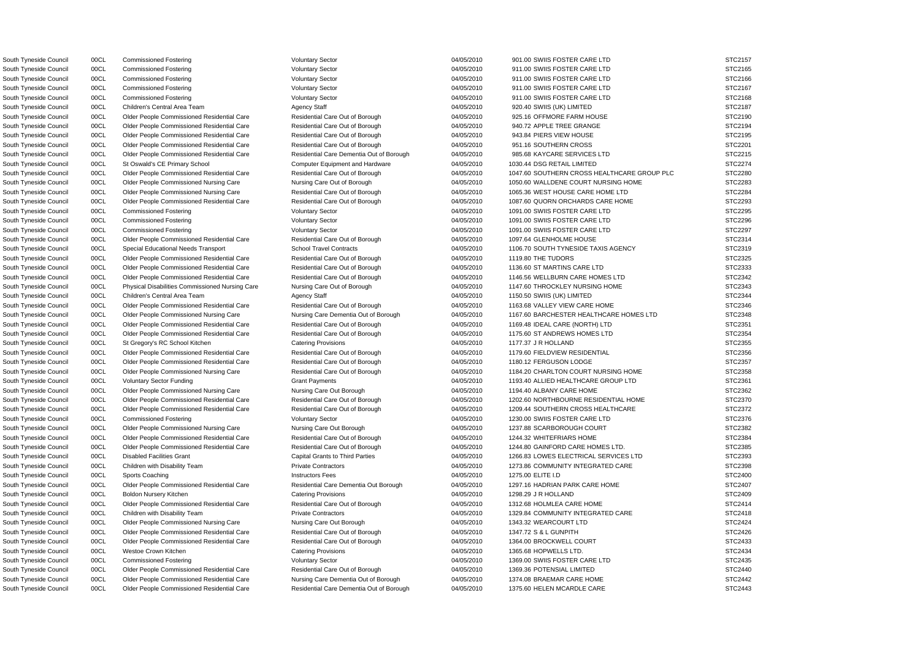| | | | | | | | |
|---|---|---|---|---|---|---|---|
| South Tyneside Council | 00CL | Commissioned Fostering | Voluntary Sector | 04/05/2010 | 901.00 | SWIIS FOSTER CARE LTD | STC2157 |
| South Tyneside Council | 00CL | Commissioned Fostering | Voluntary Sector | 04/05/2010 | 911.00 | SWIIS FOSTER CARE LTD | STC2165 |
| South Tyneside Council | 00CL | Commissioned Fostering | Voluntary Sector | 04/05/2010 | 911.00 | SWIIS FOSTER CARE LTD | STC2166 |
| South Tyneside Council | 00CL | Commissioned Fostering | Voluntary Sector | 04/05/2010 | 911.00 | SWIIS FOSTER CARE LTD | STC2167 |
| South Tyneside Council | 00CL | Commissioned Fostering | Voluntary Sector | 04/05/2010 | 911.00 | SWIIS FOSTER CARE LTD | STC2168 |
| South Tyneside Council | 00CL | Children's Central Area Team | Agency Staff | 04/05/2010 | 920.40 | SWIIS (UK) LIMITED | STC2187 |
| South Tyneside Council | 00CL | Older People Commissioned Residential Care | Residential Care Out of Borough | 04/05/2010 | 925.16 | OFFMORE FARM HOUSE | STC2190 |
| South Tyneside Council | 00CL | Older People Commissioned Residential Care | Residential Care Out of Borough | 04/05/2010 | 940.72 | APPLE TREE GRANGE | STC2194 |
| South Tyneside Council | 00CL | Older People Commissioned Residential Care | Residential Care Out of Borough | 04/05/2010 | 943.84 | PIERS VIEW HOUSE | STC2195 |
| South Tyneside Council | 00CL | Older People Commissioned Residential Care | Residential Care Out of Borough | 04/05/2010 | 951.16 | SOUTHERN CROSS | STC2201 |
| South Tyneside Council | 00CL | Older People Commissioned Residential Care | Residential Care Dementia Out of Borough | 04/05/2010 | 985.68 | KAYCARE SERVICES LTD | STC2215 |
| South Tyneside Council | 00CL | St Oswald's CE Primary School | Computer Equipment and Hardware | 04/05/2010 | 1030.44 | DSG RETAIL LIMITED | STC2274 |
| South Tyneside Council | 00CL | Older People Commissioned Residential Care | Residential Care Out of Borough | 04/05/2010 | 1047.60 | SOUTHERN CROSS HEALTHCARE GROUP PLC | STC2280 |
| South Tyneside Council | 00CL | Older People Commissioned Nursing Care | Nursing Care Out of Borough | 04/05/2010 | 1050.60 | WALLDENE COURT NURSING HOME | STC2283 |
| South Tyneside Council | 00CL | Older People Commissioned Nursing Care | Residential Care Out of Borough | 04/05/2010 | 1065.36 | WEST HOUSE CARE HOME LTD | STC2284 |
| South Tyneside Council | 00CL | Older People Commissioned Residential Care | Residential Care Out of Borough | 04/05/2010 | 1087.60 | QUORN ORCHARDS CARE HOME | STC2293 |
| South Tyneside Council | 00CL | Commissioned Fostering | Voluntary Sector | 04/05/2010 | 1091.00 | SWIIS FOSTER CARE LTD | STC2295 |
| South Tyneside Council | 00CL | Commissioned Fostering | Voluntary Sector | 04/05/2010 | 1091.00 | SWIIS FOSTER CARE LTD | STC2296 |
| South Tyneside Council | 00CL | Commissioned Fostering | Voluntary Sector | 04/05/2010 | 1091.00 | SWIIS FOSTER CARE LTD | STC2297 |
| South Tyneside Council | 00CL | Older People Commissioned Residential Care | Residential Care Out of Borough | 04/05/2010 | 1097.64 | GLENHOLME HOUSE | STC2314 |
| South Tyneside Council | 00CL | Special Educational Needs Transport | School Travel Contracts | 04/05/2010 | 1106.70 | SOUTH TYNESIDE TAXIS AGENCY | STC2319 |
| South Tyneside Council | 00CL | Older People Commissioned Residential Care | Residential Care Out of Borough | 04/05/2010 | 1119.80 | THE TUDORS | STC2325 |
| South Tyneside Council | 00CL | Older People Commissioned Residential Care | Residential Care Out of Borough | 04/05/2010 | 1136.60 | ST MARTINS CARE LTD | STC2333 |
| South Tyneside Council | 00CL | Older People Commissioned Residential Care | Residential Care Out of Borough | 04/05/2010 | 1146.56 | WELLBURN CARE HOMES LTD | STC2342 |
| South Tyneside Council | 00CL | Physical Disabilities Commissioned Nursing Care | Nursing Care Out of Borough | 04/05/2010 | 1147.60 | THROCKLEY NURSING HOME | STC2343 |
| South Tyneside Council | 00CL | Children's Central Area Team | Agency Staff | 04/05/2010 | 1150.50 | SWIIS (UK) LIMITED | STC2344 |
| South Tyneside Council | 00CL | Older People Commissioned Residential Care | Residential Care Out of Borough | 04/05/2010 | 1163.68 | VALLEY VIEW CARE HOME | STC2346 |
| South Tyneside Council | 00CL | Older People Commissioned Nursing Care | Nursing Care Dementia Out of Borough | 04/05/2010 | 1167.60 | BARCHESTER HEALTHCARE HOMES LTD | STC2348 |
| South Tyneside Council | 00CL | Older People Commissioned Residential Care | Residential Care Out of Borough | 04/05/2010 | 1169.48 | IDEAL CARE (NORTH) LTD | STC2351 |
| South Tyneside Council | 00CL | Older People Commissioned Residential Care | Residential Care Out of Borough | 04/05/2010 | 1175.60 | ST ANDREWS HOMES LTD | STC2354 |
| South Tyneside Council | 00CL | St Gregory's RC School Kitchen | Catering Provisions | 04/05/2010 | 1177.37 | J R HOLLAND | STC2355 |
| South Tyneside Council | 00CL | Older People Commissioned Residential Care | Residential Care Out of Borough | 04/05/2010 | 1179.60 | FIELDVIEW RESIDENTIAL | STC2356 |
| South Tyneside Council | 00CL | Older People Commissioned Residential Care | Residential Care Out of Borough | 04/05/2010 | 1180.12 | FERGUSON LODGE | STC2357 |
| South Tyneside Council | 00CL | Older People Commissioned Nursing Care | Residential Care Out of Borough | 04/05/2010 | 1184.20 | CHARLTON COURT NURSING HOME | STC2358 |
| South Tyneside Council | 00CL | Voluntary Sector Funding | Grant Payments | 04/05/2010 | 1193.40 | ALLIED HEALTHCARE GROUP LTD | STC2361 |
| South Tyneside Council | 00CL | Older People Commissioned Nursing Care | Nursing Care Out Borough | 04/05/2010 | 1194.40 | ALBANY CARE HOME | STC2362 |
| South Tyneside Council | 00CL | Older People Commissioned Residential Care | Residential Care Out of Borough | 04/05/2010 | 1202.60 | NORTHBOURNE RESIDENTIAL HOME | STC2370 |
| South Tyneside Council | 00CL | Older People Commissioned Residential Care | Residential Care Out of Borough | 04/05/2010 | 1209.44 | SOUTHERN CROSS HEALTHCARE | STC2372 |
| South Tyneside Council | 00CL | Commissioned Fostering | Voluntary Sector | 04/05/2010 | 1230.00 | SWIIS FOSTER CARE LTD | STC2376 |
| South Tyneside Council | 00CL | Older People Commissioned Nursing Care | Nursing Care Out Borough | 04/05/2010 | 1237.88 | SCARBOROUGH COURT | STC2382 |
| South Tyneside Council | 00CL | Older People Commissioned Residential Care | Residential Care Out of Borough | 04/05/2010 | 1244.32 | WHITEFRIARS HOME | STC2384 |
| South Tyneside Council | 00CL | Older People Commissioned Residential Care | Residential Care Out of Borough | 04/05/2010 | 1244.80 | GAINFORD CARE HOMES LTD. | STC2385 |
| South Tyneside Council | 00CL | Disabled Facilities Grant | Capital Grants to Third Parties | 04/05/2010 | 1266.83 | LOWES ELECTRICAL SERVICES LTD | STC2393 |
| South Tyneside Council | 00CL | Children with Disability Team | Private Contractors | 04/05/2010 | 1273.86 | COMMUNITY INTEGRATED CARE | STC2398 |
| South Tyneside Council | 00CL | Sports Coaching | Instructors Fees | 04/05/2010 | 1275.00 | ELITE I.D | STC2400 |
| South Tyneside Council | 00CL | Older People Commissioned Residential Care | Residential Care Dementia Out Borough | 04/05/2010 | 1297.16 | HADRIAN PARK CARE HOME | STC2407 |
| South Tyneside Council | 00CL | Boldon Nursery Kitchen | Catering Provisions | 04/05/2010 | 1298.29 | J R HOLLAND | STC2409 |
| South Tyneside Council | 00CL | Older People Commissioned Residential Care | Residential Care Out of Borough | 04/05/2010 | 1312.68 | HOLMLEA CARE HOME | STC2414 |
| South Tyneside Council | 00CL | Children with Disability Team | Private Contractors | 04/05/2010 | 1329.84 | COMMUNITY INTEGRATED CARE | STC2418 |
| South Tyneside Council | 00CL | Older People Commissioned Nursing Care | Nursing Care Out Borough | 04/05/2010 | 1343.32 | WEARCOURT LTD | STC2424 |
| South Tyneside Council | 00CL | Older People Commissioned Residential Care | Residential Care Out of Borough | 04/05/2010 | 1347.72 | S & L GUNPITH | STC2426 |
| South Tyneside Council | 00CL | Older People Commissioned Residential Care | Residential Care Out of Borough | 04/05/2010 | 1364.00 | BROCKWELL COURT | STC2433 |
| South Tyneside Council | 00CL | Westoe Crown Kitchen | Catering Provisions | 04/05/2010 | 1365.68 | HOPWELLS LTD. | STC2434 |
| South Tyneside Council | 00CL | Commissioned Fostering | Voluntary Sector | 04/05/2010 | 1369.00 | SWIIS FOSTER CARE LTD | STC2435 |
| South Tyneside Council | 00CL | Older People Commissioned Residential Care | Residential Care Out of Borough | 04/05/2010 | 1369.36 | POTENSIAL LIMITED | STC2440 |
| South Tyneside Council | 00CL | Older People Commissioned Residential Care | Nursing Care Dementia Out of Borough | 04/05/2010 | 1374.08 | BRAEMAR CARE HOME | STC2442 |
| South Tyneside Council | 00CL | Older People Commissioned Residential Care | Residential Care Dementia Out of Borough | 04/05/2010 | 1375.60 | HELEN MCARDLE CARE | STC2443 |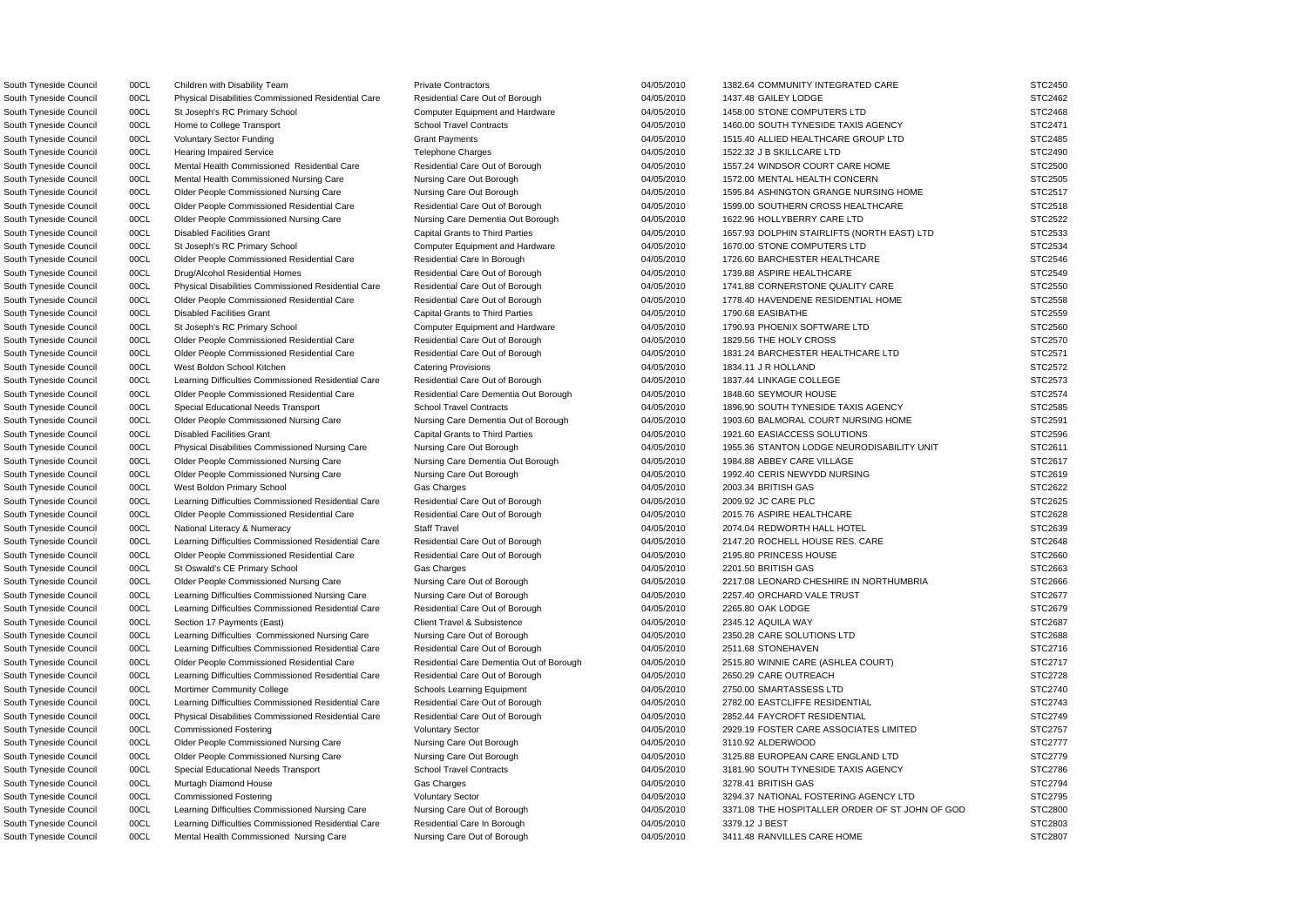| | | | | | | |
|---|---|---|---|---|---|---|
| South Tyneside Council | 00CL | Children with Disability Team | Private Contractors | 04/05/2010 | 1382.64 COMMUNITY INTEGRATED CARE | STC2450 |
| South Tyneside Council | 00CL | Physical Disabilities Commissioned Residential Care | Residential Care Out of Borough | 04/05/2010 | 1437.48 GAILEY LODGE | STC2462 |
| South Tyneside Council | 00CL | St Joseph's RC Primary School | Computer Equipment and Hardware | 04/05/2010 | 1458.00 STONE COMPUTERS LTD | STC2468 |
| South Tyneside Council | 00CL | Home to College Transport | School Travel Contracts | 04/05/2010 | 1460.00 SOUTH TYNESIDE TAXIS AGENCY | STC2471 |
| South Tyneside Council | 00CL | Voluntary Sector Funding | Grant Payments | 04/05/2010 | 1515.40 ALLIED HEALTHCARE GROUP LTD | STC2485 |
| South Tyneside Council | 00CL | Hearing Impaired Service | Telephone Charges | 04/05/2010 | 1522.32 J B SKILLCARE LTD | STC2490 |
| South Tyneside Council | 00CL | Mental Health Commissioned Residential Care | Residential Care Out of Borough | 04/05/2010 | 1557.24 WINDSOR COURT CARE HOME | STC2500 |
| South Tyneside Council | 00CL | Mental Health Commissioned Nursing Care | Nursing Care Out Borough | 04/05/2010 | 1572.00 MENTAL HEALTH CONCERN | STC2505 |
| South Tyneside Council | 00CL | Older People Commissioned Nursing Care | Nursing Care Out Borough | 04/05/2010 | 1595.84 ASHINGTON GRANGE NURSING HOME | STC2517 |
| South Tyneside Council | 00CL | Older People Commissioned Residential Care | Residential Care Out of Borough | 04/05/2010 | 1599.00 SOUTHERN CROSS HEALTHCARE | STC2518 |
| South Tyneside Council | 00CL | Older People Commissioned Nursing Care | Nursing Care Dementia Out Borough | 04/05/2010 | 1622.96 HOLLYBERRY CARE LTD | STC2522 |
| South Tyneside Council | 00CL | Disabled Facilities Grant | Capital Grants to Third Parties | 04/05/2010 | 1657.93 DOLPHIN STAIRLIFTS (NORTH EAST) LTD | STC2533 |
| South Tyneside Council | 00CL | St Joseph's RC Primary School | Computer Equipment and Hardware | 04/05/2010 | 1670.00 STONE COMPUTERS LTD | STC2534 |
| South Tyneside Council | 00CL | Older People Commissioned Residential Care | Residential Care In Borough | 04/05/2010 | 1726.60 BARCHESTER HEALTHCARE | STC2546 |
| South Tyneside Council | 00CL | Drug/Alcohol Residential Homes | Residential Care Out of Borough | 04/05/2010 | 1739.88 ASPIRE HEALTHCARE | STC2549 |
| South Tyneside Council | 00CL | Physical Disabilities Commissioned Residential Care | Residential Care Out of Borough | 04/05/2010 | 1741.88 CORNERSTONE QUALITY CARE | STC2550 |
| South Tyneside Council | 00CL | Older People Commissioned Residential Care | Residential Care Out of Borough | 04/05/2010 | 1778.40 HAVENDENE RESIDENTIAL HOME | STC2558 |
| South Tyneside Council | 00CL | Disabled Facilities Grant | Capital Grants to Third Parties | 04/05/2010 | 1790.68 EASIBATHE | STC2559 |
| South Tyneside Council | 00CL | St Joseph's RC Primary School | Computer Equipment and Hardware | 04/05/2010 | 1790.93 PHOENIX SOFTWARE LTD | STC2560 |
| South Tyneside Council | 00CL | Older People Commissioned Residential Care | Residential Care Out of Borough | 04/05/2010 | 1829.56 THE HOLY CROSS | STC2570 |
| South Tyneside Council | 00CL | Older People Commissioned Residential Care | Residential Care Out of Borough | 04/05/2010 | 1831.24 BARCHESTER HEALTHCARE LTD | STC2571 |
| South Tyneside Council | 00CL | West Boldon School Kitchen | Catering Provisions | 04/05/2010 | 1834.11 J R HOLLAND | STC2572 |
| South Tyneside Council | 00CL | Learning Difficulties Commissioned Residential Care | Residential Care Out of Borough | 04/05/2010 | 1837.44 LINKAGE COLLEGE | STC2573 |
| South Tyneside Council | 00CL | Older People Commissioned Residential Care | Residential Care Dementia Out Borough | 04/05/2010 | 1848.60 SEYMOUR HOUSE | STC2574 |
| South Tyneside Council | 00CL | Special Educational Needs Transport | School Travel Contracts | 04/05/2010 | 1896.90 SOUTH TYNESIDE TAXIS AGENCY | STC2585 |
| South Tyneside Council | 00CL | Older People Commissioned Nursing Care | Nursing Care Dementia Out of Borough | 04/05/2010 | 1903.60 BALMORAL COURT NURSING HOME | STC2591 |
| South Tyneside Council | 00CL | Disabled Facilities Grant | Capital Grants to Third Parties | 04/05/2010 | 1921.60 EASIACCESS SOLUTIONS | STC2596 |
| South Tyneside Council | 00CL | Physical Disabilities Commissioned Nursing Care | Nursing Care Out Borough | 04/05/2010 | 1955.36 STANTON LODGE NEURODISABILITY UNIT | STC2611 |
| South Tyneside Council | 00CL | Older People Commissioned Nursing Care | Nursing Care Dementia Out Borough | 04/05/2010 | 1984.88 ABBEY CARE VILLAGE | STC2617 |
| South Tyneside Council | 00CL | Older People Commissioned Nursing Care | Nursing Care Out Borough | 04/05/2010 | 1992.40 CERIS NEWYDD NURSING | STC2619 |
| South Tyneside Council | 00CL | West Boldon Primary School | Gas Charges | 04/05/2010 | 2003.34 BRITISH GAS | STC2622 |
| South Tyneside Council | 00CL | Learning Difficulties Commissioned Residential Care | Residential Care Out of Borough | 04/05/2010 | 2009.92 JC CARE PLC | STC2625 |
| South Tyneside Council | 00CL | Older People Commissioned Residential Care | Residential Care Out of Borough | 04/05/2010 | 2015.76 ASPIRE HEALTHCARE | STC2628 |
| South Tyneside Council | 00CL | National Literacy & Numeracy | Staff Travel | 04/05/2010 | 2074.04 REDWORTH HALL HOTEL | STC2639 |
| South Tyneside Council | 00CL | Learning Difficulties Commissioned Residential Care | Residential Care Out of Borough | 04/05/2010 | 2147.20 ROCHELL HOUSE RES. CARE | STC2648 |
| South Tyneside Council | 00CL | Older People Commissioned Residential Care | Residential Care Out of Borough | 04/05/2010 | 2195.80 PRINCESS HOUSE | STC2660 |
| South Tyneside Council | 00CL | St Oswald's CE Primary School | Gas Charges | 04/05/2010 | 2201.50 BRITISH GAS | STC2663 |
| South Tyneside Council | 00CL | Older People Commissioned Nursing Care | Nursing Care Out of Borough | 04/05/2010 | 2217.08 LEONARD CHESHIRE IN NORTHUMBRIA | STC2666 |
| South Tyneside Council | 00CL | Learning Difficulties Commissioned Nursing Care | Nursing Care Out of Borough | 04/05/2010 | 2257.40 ORCHARD VALE TRUST | STC2677 |
| South Tyneside Council | 00CL | Learning Difficulties Commissioned Residential Care | Residential Care Out of Borough | 04/05/2010 | 2265.80 OAK LODGE | STC2679 |
| South Tyneside Council | 00CL | Section 17 Payments (East) | Client Travel & Subsistence | 04/05/2010 | 2345.12 AQUILA WAY | STC2687 |
| South Tyneside Council | 00CL | Learning Difficulties Commissioned Nursing Care | Nursing Care Out of Borough | 04/05/2010 | 2350.28 CARE SOLUTIONS LTD | STC2688 |
| South Tyneside Council | 00CL | Learning Difficulties Commissioned Residential Care | Residential Care Out of Borough | 04/05/2010 | 2511.68 STONEHAVEN | STC2716 |
| South Tyneside Council | 00CL | Older People Commissioned Residential Care | Residential Care Dementia Out of Borough | 04/05/2010 | 2515.80 WINNIE CARE (ASHLEA COURT) | STC2717 |
| South Tyneside Council | 00CL | Learning Difficulties Commissioned Residential Care | Residential Care Out of Borough | 04/05/2010 | 2650.29 CARE OUTREACH | STC2728 |
| South Tyneside Council | 00CL | Mortimer Community College | Schools Learning Equipment | 04/05/2010 | 2750.00 SMARTASSESS LTD | STC2740 |
| South Tyneside Council | 00CL | Learning Difficulties Commissioned Residential Care | Residential Care Out of Borough | 04/05/2010 | 2782.00 EASTCLIFFE RESIDENTIAL | STC2743 |
| South Tyneside Council | 00CL | Physical Disabilities Commissioned Residential Care | Residential Care Out of Borough | 04/05/2010 | 2852.44 FAYCROFT RESIDENTIAL | STC2749 |
| South Tyneside Council | 00CL | Commissioned Fostering | Voluntary Sector | 04/05/2010 | 2929.19 FOSTER CARE ASSOCIATES LIMITED | STC2757 |
| South Tyneside Council | 00CL | Older People Commissioned Nursing Care | Nursing Care Out Borough | 04/05/2010 | 3110.92 ALDERWOOD | STC2777 |
| South Tyneside Council | 00CL | Older People Commissioned Nursing Care | Nursing Care Out Borough | 04/05/2010 | 3125.88 EUROPEAN CARE ENGLAND LTD | STC2779 |
| South Tyneside Council | 00CL | Special Educational Needs Transport | School Travel Contracts | 04/05/2010 | 3181.90 SOUTH TYNESIDE TAXIS AGENCY | STC2786 |
| South Tyneside Council | 00CL | Murtagh Diamond House | Gas Charges | 04/05/2010 | 3278.41 BRITISH GAS | STC2794 |
| South Tyneside Council | 00CL | Commissioned Fostering | Voluntary Sector | 04/05/2010 | 3294.37 NATIONAL FOSTERING AGENCY LTD | STC2795 |
| South Tyneside Council | 00CL | Learning Difficulties Commissioned Nursing Care | Nursing Care Out of Borough | 04/05/2010 | 3371.08 THE HOSPITALLER ORDER OF ST JOHN OF GOD | STC2800 |
| South Tyneside Council | 00CL | Learning Difficulties Commissioned Residential Care | Residential Care In Borough | 04/05/2010 | 3379.12 J BEST | STC2803 |
| South Tyneside Council | 00CL | Mental Health Commissioned Nursing Care | Nursing Care Out of Borough | 04/05/2010 | 3411.48 RANVILLES CARE HOME | STC2807 |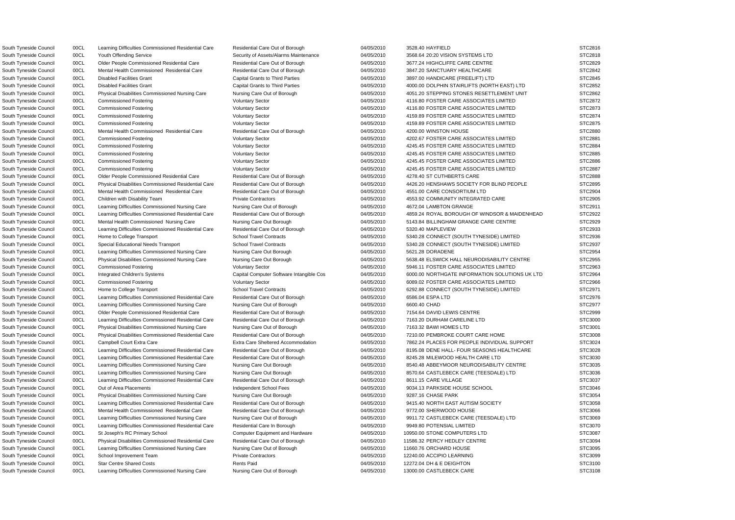| | | | | | | | |
|---|---|---|---|---|---|---|---|
| South Tyneside Council | 00CL | Learning Difficulties Commissioned Residential Care | Residential Care Out of Borough | 04/05/2010 | 3528.40 | HAYFIELD | STC2816 |
| South Tyneside Council | 00CL | Youth Offending Service | Security of Assets/Alarms Maintenance | 04/05/2010 | 3568.64 | 20:20 VISION SYSTEMS LTD | STC2818 |
| South Tyneside Council | 00CL | Older People Commissioned Residential Care | Residential Care Out of Borough | 04/05/2010 | 3677.24 | HIGHCLIFFE CARE CENTRE | STC2829 |
| South Tyneside Council | 00CL | Mental Health Commissioned Residential Care | Residential Care Out of Borough | 04/05/2010 | 3847.20 | SANCTUARY HEALTHCARE | STC2842 |
| South Tyneside Council | 00CL | Disabled Facilities Grant | Capital Grants to Third Parties | 04/05/2010 | 3897.00 | HANDICARE (FREELIFT) LTD | STC2845 |
| South Tyneside Council | 00CL | Disabled Facilities Grant | Capital Grants to Third Parties | 04/05/2010 | 4000.00 | DOLPHIN STAIRLIFTS (NORTH EAST) LTD | STC2852 |
| South Tyneside Council | 00CL | Physical Disabilities Commissioned Nursing Care | Nursing Care Out of Borough | 04/05/2010 | 4051.20 | STEPPING STONES RESETTLEMENT UNIT | STC2862 |
| South Tyneside Council | 00CL | Commissioned Fostering | Voluntary Sector | 04/05/2010 | 4116.80 | FOSTER CARE ASSOCIATES LIMITED | STC2872 |
| South Tyneside Council | 00CL | Commissioned Fostering | Voluntary Sector | 04/05/2010 | 4116.80 | FOSTER CARE ASSOCIATES LIMITED | STC2873 |
| South Tyneside Council | 00CL | Commissioned Fostering | Voluntary Sector | 04/05/2010 | 4159.89 | FOSTER CARE ASSOCIATES LIMITED | STC2874 |
| South Tyneside Council | 00CL | Commissioned Fostering | Voluntary Sector | 04/05/2010 | 4159.89 | FOSTER CARE ASSOCIATES LIMITED | STC2875 |
| South Tyneside Council | 00CL | Mental Health Commissioned Residential Care | Residential Care Out of Borough | 04/05/2010 | 4200.00 | WINSTON HOUSE | STC2880 |
| South Tyneside Council | 00CL | Commissioned Fostering | Voluntary Sector | 04/05/2010 | 4202.67 | FOSTER CARE ASSOCIATES LIMITED | STC2881 |
| South Tyneside Council | 00CL | Commissioned Fostering | Voluntary Sector | 04/05/2010 | 4245.45 | FOSTER CARE ASSOCIATES LIMITED | STC2884 |
| South Tyneside Council | 00CL | Commissioned Fostering | Voluntary Sector | 04/05/2010 | 4245.45 | FOSTER CARE ASSOCIATES LIMITED | STC2885 |
| South Tyneside Council | 00CL | Commissioned Fostering | Voluntary Sector | 04/05/2010 | 4245.45 | FOSTER CARE ASSOCIATES LIMITED | STC2886 |
| South Tyneside Council | 00CL | Commissioned Fostering | Voluntary Sector | 04/05/2010 | 4245.45 | FOSTER CARE ASSOCIATES LIMITED | STC2887 |
| South Tyneside Council | 00CL | Older People Commissioned Residential Care | Residential Care Out of Borough | 04/05/2010 | 4278.40 | ST CUTHBERTS CARE | STC2888 |
| South Tyneside Council | 00CL | Physical Disabilities Commissioned Residential Care | Residential Care Out of Borough | 04/05/2010 | 4426.20 | HENSHAWS SOCIETY FOR BLIND PEOPLE | STC2895 |
| South Tyneside Council | 00CL | Mental Health Commissioned Residential Care | Residential Care Out of Borough | 04/05/2010 | 4551.00 | CARE CONSORTIUM LTD | STC2904 |
| South Tyneside Council | 00CL | Children with Disability Team | Private Contractors | 04/05/2010 | 4553.92 | COMMUNITY INTEGRATED CARE | STC2905 |
| South Tyneside Council | 00CL | Learning Difficulties Commissioned Nursing Care | Nursing Care Out of Borough | 04/05/2010 | 4672.04 | LAMBTON GRANGE | STC2911 |
| South Tyneside Council | 00CL | Learning Difficulties Commissioned Residential Care | Residential Care Out of Borough | 04/05/2010 | 4859.24 | ROYAL BOROUGH OF WINDSOR & MAIDENHEAD | STC2922 |
| South Tyneside Council | 00CL | Mental Health Commissioned Nursing Care | Nursing Care Out Borough | 04/05/2010 | 5143.84 | BILLINGHAM GRANGE CARE CENTRE | STC2929 |
| South Tyneside Council | 00CL | Learning Difficulties Commissioned Residential Care | Residential Care Out of Borough | 04/05/2010 | 5320.40 | MAPLEVIEW | STC2933 |
| South Tyneside Council | 00CL | Home to College Transport | School Travel Contracts | 04/05/2010 | 5340.28 | CONNECT (SOUTH TYNESIDE) LIMITED | STC2936 |
| South Tyneside Council | 00CL | Special Educational Needs Transport | School Travel Contracts | 04/05/2010 | 5340.28 | CONNECT (SOUTH TYNESIDE) LIMITED | STC2937 |
| South Tyneside Council | 00CL | Learning Difficulties Commissioned Nursing Care | Nursing Care Out Borough | 04/05/2010 | 5621.28 | DORADENE | STC2954 |
| South Tyneside Council | 00CL | Physical Disabilities Commissioned Nursing Care | Nursing Care Out Borough | 04/05/2010 | 5638.48 | ELSWICK HALL NEURODISABILITY CENTRE | STC2955 |
| South Tyneside Council | 00CL | Commissioned Fostering | Voluntary Sector | 04/05/2010 | 5946.11 | FOSTER CARE ASSOCIATES LIMITED | STC2963 |
| South Tyneside Council | 00CL | Integrated Children's Systems | Capital Computer Software Intangible Cos | 04/05/2010 | 6000.00 | NORTHGATE INFORMATION SOLUTIONS UK LTD | STC2964 |
| South Tyneside Council | 00CL | Commissioned Fostering | Voluntary Sector | 04/05/2010 | 6089.02 | FOSTER CARE ASSOCIATES LIMITED | STC2966 |
| South Tyneside Council | 00CL | Home to College Transport | School Travel Contracts | 04/05/2010 | 6292.88 | CONNECT (SOUTH TYNESIDE) LIMITED | STC2971 |
| South Tyneside Council | 00CL | Learning Difficulties Commissioned Residential Care | Residential Care Out of Borough | 04/05/2010 | 6586.04 | ESPA LTD | STC2976 |
| South Tyneside Council | 00CL | Learning Difficulties Commissioned Nursing Care | Nursing Care Out of Borough | 04/05/2010 | 6600.40 | CHAD | STC2977 |
| South Tyneside Council | 00CL | Older People Commissioned Residential Care | Residential Care Out of Borough | 04/05/2010 | 7154.64 | DAVID LEWIS CENTRE | STC2999 |
| South Tyneside Council | 00CL | Learning Difficulties Commissioned Residential Care | Residential Care Out of Borough | 04/05/2010 | 7163.20 | DURHAM CARELINE LTD | STC3000 |
| South Tyneside Council | 00CL | Physical Disabilities Commissioned Nursing Care | Nursing Care Out of Borough | 04/05/2010 | 7163.32 | BAWI HOMES LTD | STC3001 |
| South Tyneside Council | 00CL | Physical Disabilities Commissioned Residential Care | Residential Care Out of Borough | 04/05/2010 | 7210.00 | PEMBROKE COURT CARE HOME | STC3008 |
| South Tyneside Council | 00CL | Campbell Court Extra Care | Extra Care Sheltered Accommodation | 04/05/2010 | 7862.24 | PLACES FOR PEOPLE INDIVIDUAL SUPPORT | STC3024 |
| South Tyneside Council | 00CL | Learning Difficulties Commissioned Residential Care | Residential Care Out of Borough | 04/05/2010 | 8195.08 | DENE HALL- FOUR SEASONS HEALTHCARE | STC3028 |
| South Tyneside Council | 00CL | Learning Difficulties Commissioned Residential Care | Residential Care Out of Borough | 04/05/2010 | 8245.28 | MILEWOOD HEALTH CARE LTD | STC3030 |
| South Tyneside Council | 00CL | Learning Difficulties Commissioned Nursing Care | Nursing Care Out Borough | 04/05/2010 | 8540.48 | ABBEYMOOR NEURODISABILITY CENTRE | STC3035 |
| South Tyneside Council | 00CL | Learning Difficulties Commissioned Nursing Care | Nursing Care Out Borough | 04/05/2010 | 8570.64 | CASTLEBECK CARE (TEESDALE) LTD | STC3036 |
| South Tyneside Council | 00CL | Learning Difficulties Commissioned Residential Care | Residential Care Out of Borough | 04/05/2010 | 8611.15 | CARE VILLAGE | STC3037 |
| South Tyneside Council | 00CL | Out of Area Placements | Independent School Fees | 04/05/2010 | 9034.13 | PARKSIDE HOUSE SCHOOL | STC3046 |
| South Tyneside Council | 00CL | Physical Disabilities Commissioned Nursing Care | Nursing Care Out Borough | 04/05/2010 | 9287.16 | CHASE PARK | STC3054 |
| South Tyneside Council | 00CL | Learning Difficulties Commissioned Residential Care | Residential Care Out of Borough | 04/05/2010 | 9415.40 | NORTH EAST AUTISM SOCIETY | STC3058 |
| South Tyneside Council | 00CL | Mental Health Commissioned Residential Care | Residential Care Out of Borough | 04/05/2010 | 9772.00 | SHERWOOD HOUSE | STC3066 |
| South Tyneside Council | 00CL | Learning Difficulties Commissioned Nursing Care | Nursing Care Out of Borough | 04/05/2010 | 9911.72 | CASTLEBECK CARE (TEESDALE) LTD | STC3069 |
| South Tyneside Council | 00CL | Learning Difficulties Commissioned Residential Care | Residential Care In Borough | 04/05/2010 | 9949.80 | POTENSIAL LIMITED | STC3070 |
| South Tyneside Council | 00CL | St Joseph's RC Primary School | Computer Equipment and Hardware | 04/05/2010 | 10950.00 | STONE COMPUTERS LTD | STC3087 |
| South Tyneside Council | 00CL | Physical Disabilities Commissioned Residential Care | Residential Care Out of Borough | 04/05/2010 | 11586.32 | PERCY HEDLEY CENTRE | STC3094 |
| South Tyneside Council | 00CL | Learning Difficulties Commissioned Nursing Care | Nursing Care Out of Borough | 04/05/2010 | 11660.76 | ORCHARD HOUSE | STC3095 |
| South Tyneside Council | 00CL | School Improvement Team | Private Contractors | 04/05/2010 | 12240.00 | ACCIPIO LEARNING | STC3099 |
| South Tyneside Council | 00CL | Star Centre Shared Costs | Rents Paid | 04/05/2010 | 12272.04 | DH & E DEIGHTON | STC3100 |
| South Tyneside Council | 00CL | Learning Difficulties Commissioned Nursing Care | Nursing Care Out of Borough | 04/05/2010 | 13000.00 | CASTLEBECK CARE | STC3108 |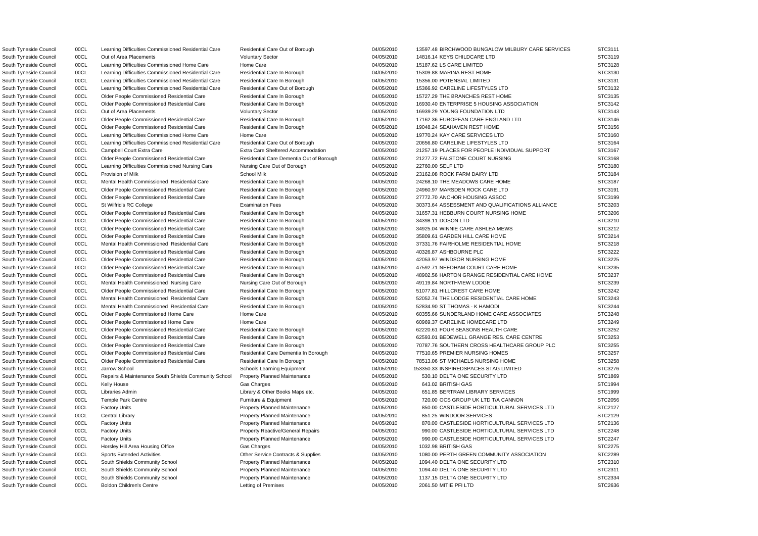| | | | | | | | |
|---|---|---|---|---|---|---|---|
| South Tyneside Council | 00CL | Learning Difficulties Commissioned Residential Care | Residential Care Out of Borough | 04/05/2010 | 13597.48 | BIRCHWOOD BUNGALOW MILBURY CARE SERVICES | STC3111 |
| South Tyneside Council | 00CL | Out of Area Placements | Voluntary Sector | 04/05/2010 | 14816.14 | KEYS CHILDCARE LTD | STC3119 |
| South Tyneside Council | 00CL | Learning Difficulties Commissioned Home Care | Home Care | 04/05/2010 | 15187.62 | LS CARE LIMITED | STC3128 |
| South Tyneside Council | 00CL | Learning Difficulties Commissioned Residential Care | Residential Care In Borough | 04/05/2010 | 15309.88 | MARINA REST HOME | STC3130 |
| South Tyneside Council | 00CL | Learning Difficulties Commissioned Residential Care | Residential Care In Borough | 04/05/2010 | 15356.00 | POTENSIAL LIMITED | STC3131 |
| South Tyneside Council | 00CL | Learning Difficulties Commissioned Residential Care | Residential Care Out of Borough | 04/05/2010 | 15366.92 | CARELINE LIFESTYLES LTD | STC3132 |
| South Tyneside Council | 00CL | Older People Commissioned Residential Care | Residential Care In Borough | 04/05/2010 | 15727.29 | THE BRANCHES REST HOME | STC3135 |
| South Tyneside Council | 00CL | Older People Commissioned Residential Care | Residential Care In Borough | 04/05/2010 | 16930.40 | ENTERPRISE 5 HOUSING ASSOCIATION | STC3142 |
| South Tyneside Council | 00CL | Out of Area Placements | Voluntary Sector | 04/05/2010 | 16939.29 | YOUNG FOUNDATION LTD | STC3143 |
| South Tyneside Council | 00CL | Older People Commissioned Residential Care | Residential Care In Borough | 04/05/2010 | 17162.36 | EUROPEAN CARE ENGLAND LTD | STC3146 |
| South Tyneside Council | 00CL | Older People Commissioned Residential Care | Residential Care In Borough | 04/05/2010 | 19048.24 | SEAHAVEN REST HOME | STC3156 |
| South Tyneside Council | 00CL | Learning Difficulties Commissioned Home Care | Home Care | 04/05/2010 | 19770.24 | KAY CARE SERVICES LTD | STC3160 |
| South Tyneside Council | 00CL | Learning Difficulties Commissioned Residential Care | Residential Care Out of Borough | 04/05/2010 | 20656.80 | CARELINE LIFESTYLES LTD | STC3164 |
| South Tyneside Council | 00CL | Campbell Court Extra Care | Extra Care Sheltered Accommodation | 04/05/2010 | 21257.19 | PLACES FOR PEOPLE INDIVIDUAL SUPPORT | STC3167 |
| South Tyneside Council | 00CL | Older People Commissioned Residential Care | Residential Care Dementia Out of Borough | 04/05/2010 | 21277.72 | FALSTONE COURT NURSING | STC3168 |
| South Tyneside Council | 00CL | Learning Difficulties Commissioned Nursing Care | Nursing Care Out of Borough | 04/05/2010 | 22760.00 | SELF LTD | STC3180 |
| South Tyneside Council | 00CL | Provision of Milk | School Milk | 04/05/2010 | 23162.08 | ROCK FARM DAIRY LTD | STC3184 |
| South Tyneside Council | 00CL | Mental Health Commissioned Residential Care | Residential Care In Borough | 04/05/2010 | 24268.10 | THE MEADOWS CARE HOME | STC3187 |
| South Tyneside Council | 00CL | Older People Commissioned Residential Care | Residential Care In Borough | 04/05/2010 | 24960.97 | MARSDEN ROCK CARE LTD | STC3191 |
| South Tyneside Council | 00CL | Older People Commissioned Residential Care | Residential Care In Borough | 04/05/2010 | 27772.70 | ANCHOR HOUSING ASSOC | STC3199 |
| South Tyneside Council | 00CL | St Wilfrid's RC College | Examination Fees | 04/05/2010 | 30373.64 | ASSESSMENT AND QUALIFICATIONS ALLIANCE | STC3203 |
| South Tyneside Council | 00CL | Older People Commissioned Residential Care | Residential Care In Borough | 04/05/2010 | 31657.31 | HEBBURN COURT NURSING HOME | STC3206 |
| South Tyneside Council | 00CL | Older People Commissioned Residential Care | Residential Care In Borough | 04/05/2010 | 34398.11 | DOSON LTD | STC3210 |
| South Tyneside Council | 00CL | Older People Commissioned Residential Care | Residential Care In Borough | 04/05/2010 | 34925.04 | WINNIE CARE ASHLEA MEWS | STC3212 |
| South Tyneside Council | 00CL | Older People Commissioned Residential Care | Residential Care In Borough | 04/05/2010 | 35809.61 | GARDEN HILL CARE HOME | STC3214 |
| South Tyneside Council | 00CL | Mental Health Commissioned Residential Care | Residential Care In Borough | 04/05/2010 | 37331.76 | FAIRHOLME RESIDENTIAL HOME | STC3218 |
| South Tyneside Council | 00CL | Older People Commissioned Residential Care | Residential Care In Borough | 04/05/2010 | 40326.87 | ASHBOURNE PLC | STC3222 |
| South Tyneside Council | 00CL | Older People Commissioned Residential Care | Residential Care In Borough | 04/05/2010 | 42053.97 | WINDSOR NURSING HOME | STC3225 |
| South Tyneside Council | 00CL | Older People Commissioned Residential Care | Residential Care In Borough | 04/05/2010 | 47592.71 | NEEDHAM COURT CARE HOME | STC3235 |
| South Tyneside Council | 00CL | Older People Commissioned Residential Care | Residential Care In Borough | 04/05/2010 | 48902.56 | HARTON GRANGE RESIDENTIAL CARE HOME | STC3237 |
| South Tyneside Council | 00CL | Mental Health Commissioned Nursing Care | Nursing Care Out of Borough | 04/05/2010 | 49119.84 | NORTHVIEW LODGE | STC3239 |
| South Tyneside Council | 00CL | Older People Commissioned Residential Care | Residential Care In Borough | 04/05/2010 | 51077.81 | HILLCREST CARE HOME | STC3242 |
| South Tyneside Council | 00CL | Mental Health Commissioned Residential Care | Residential Care In Borough | 04/05/2010 | 52052.74 | THE LODGE RESIDENTIAL CARE HOME | STC3243 |
| South Tyneside Council | 00CL | Mental Health Commissioned Residential Care | Residential Care In Borough | 04/05/2010 | 52834.90 | ST THOMAS - K HAMODI | STC3244 |
| South Tyneside Council | 00CL | Older People Commissioned Home Care | Home Care | 04/05/2010 | 60355.66 | SUNDERLAND HOME CARE ASSOCIATES | STC3248 |
| South Tyneside Council | 00CL | Older People Commissioned Home Care | Home Care | 04/05/2010 | 60969.37 | CARELINE HOMECARE LTD | STC3249 |
| South Tyneside Council | 00CL | Older People Commissioned Residential Care | Residential Care In Borough | 04/05/2010 | 62220.61 | FOUR SEASONS HEALTH CARE | STC3252 |
| South Tyneside Council | 00CL | Older People Commissioned Residential Care | Residential Care In Borough | 04/05/2010 | 62593.01 | BEDEWELL GRANGE RES. CARE CENTRE | STC3253 |
| South Tyneside Council | 00CL | Older People Commissioned Residential Care | Residential Care In Borough | 04/05/2010 | 70787.76 | SOUTHERN CROSS HEALTHCARE GROUP PLC | STC3255 |
| South Tyneside Council | 00CL | Older People Commissioned Residential Care | Residential Care Dementia In Borough | 04/05/2010 | 77510.65 | PREMIER NURSING HOMES | STC3257 |
| South Tyneside Council | 00CL | Older People Commissioned Residential Care | Residential Care In Borough | 04/05/2010 | 78513.06 | ST MICHAELS NURSING HOME | STC3258 |
| South Tyneside Council | 00CL | Jarrow School | Schools Learning Equipment | 04/05/2010 | 153350.33 | INSPIREDSPACES STAG LIMITED | STC3276 |
| South Tyneside Council | 00CL | Repairs & Maintenance South Shields Community School | Property Planned Maintenance | 04/05/2010 | 530.10 | DELTA ONE SECURITY LTD | STC1869 |
| South Tyneside Council | 00CL | Kelly House | Gas Charges | 04/05/2010 | 643.02 | BRITISH GAS | STC1994 |
| South Tyneside Council | 00CL | Libraries Admin | Library & Other Books Maps etc. | 04/05/2010 | 651.85 | BERTRAM LIBRARY SERVICES | STC1999 |
| South Tyneside Council | 00CL | Temple Park Centre | Furniture & Equipment | 04/05/2010 | 720.00 | OCS GROUP UK LTD T/A CANNON | STC2056 |
| South Tyneside Council | 00CL | Factory Units | Property Planned Maintenance | 04/05/2010 | 850.00 | CASTLESIDE HORTICULTURAL SERVICES LTD | STC2127 |
| South Tyneside Council | 00CL | Central Library | Property Planned Maintenance | 04/05/2010 | 851.25 | WINDOOR SERVICES | STC2129 |
| South Tyneside Council | 00CL | Factory Units | Property Planned Maintenance | 04/05/2010 | 870.00 | CASTLESIDE HORTICULTURAL SERVICES LTD | STC2136 |
| South Tyneside Council | 00CL | Factory Units | Property Reactive/General Repairs | 04/05/2010 | 990.00 | CASTLESIDE HORTICULTURAL SERVICES LTD | STC2248 |
| South Tyneside Council | 00CL | Factory Units | Property Planned Maintenance | 04/05/2010 | 990.00 | CASTLESIDE HORTICULTURAL SERVICES LTD | STC2247 |
| South Tyneside Council | 00CL | Horsley Hill Area Housing Office | Gas Charges | 04/05/2010 | 1032.98 | BRITISH GAS | STC2275 |
| South Tyneside Council | 00CL | Sports Extended Activities | Other Service Contracts & Supplies | 04/05/2010 | 1080.00 | PERTH GREEN COMMUNITY ASSOCIATION | STC2289 |
| South Tyneside Council | 00CL | South Shields Community School | Property Planned Maintenance | 04/05/2010 | 1094.40 | DELTA ONE SECURITY LTD | STC2310 |
| South Tyneside Council | 00CL | South Shields Community School | Property Planned Maintenance | 04/05/2010 | 1094.40 | DELTA ONE SECURITY LTD | STC2311 |
| South Tyneside Council | 00CL | South Shields Community School | Property Planned Maintenance | 04/05/2010 | 1137.15 | DELTA ONE SECURITY LTD | STC2334 |
| South Tyneside Council | 00CL | Boldon Children's Centre | Letting of Premises | 04/05/2010 | 2061.50 | MITIE PFI LTD | STC2636 |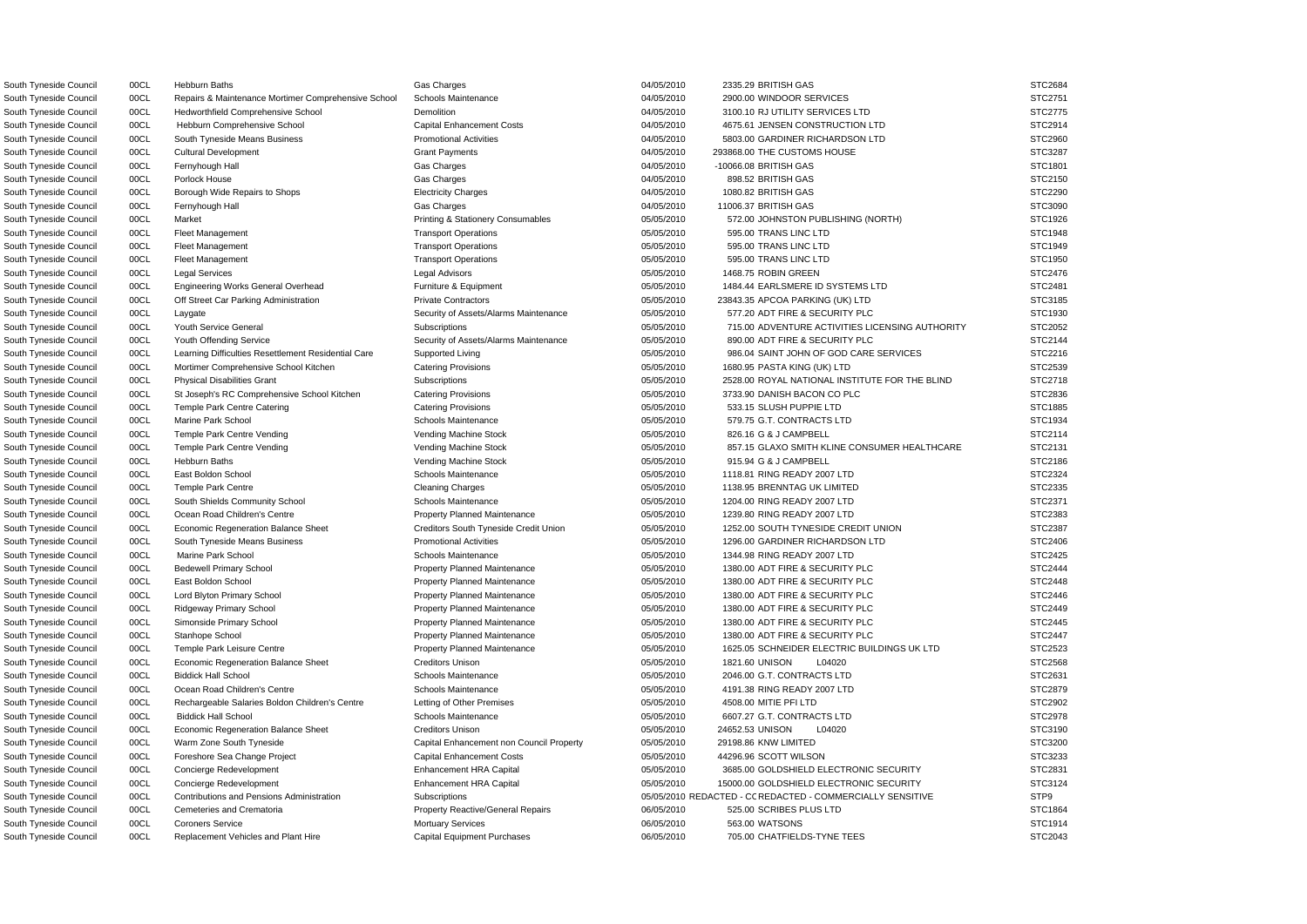| | | | | | | |
|---|---|---|---|---|---|---|
| South Tyneside Council | 00CL | Hebburn Baths | Gas Charges | 04/05/2010 | 2335.29 BRITISH GAS | STC2684 |
| South Tyneside Council | 00CL | Repairs & Maintenance Mortimer Comprehensive School | Schools Maintenance | 04/05/2010 | 2900.00 WINDOOR SERVICES | STC2751 |
| South Tyneside Council | 00CL | Hedworthfield Comprehensive School | Demolition | 04/05/2010 | 3100.10 RJ UTILITY SERVICES LTD | STC2775 |
| South Tyneside Council | 00CL | Hebburn Comprehensive School | Capital Enhancement Costs | 04/05/2010 | 4675.61 JENSEN CONSTRUCTION LTD | STC2914 |
| South Tyneside Council | 00CL | South Tyneside Means Business | Promotional Activities | 04/05/2010 | 5803.00 GARDINER RICHARDSON LTD | STC2960 |
| South Tyneside Council | 00CL | Cultural Development | Grant Payments | 04/05/2010 | 293868.00 THE CUSTOMS HOUSE | STC3287 |
| South Tyneside Council | 00CL | Fernyhough Hall | Gas Charges | 04/05/2010 | -10066.08 BRITISH GAS | STC1801 |
| South Tyneside Council | 00CL | Porlock House | Gas Charges | 04/05/2010 | 898.52 BRITISH GAS | STC2150 |
| South Tyneside Council | 00CL | Borough Wide Repairs to Shops | Electricity Charges | 04/05/2010 | 1080.82 BRITISH GAS | STC2290 |
| South Tyneside Council | 00CL | Fernyhough Hall | Gas Charges | 04/05/2010 | 11006.37 BRITISH GAS | STC3090 |
| South Tyneside Council | 00CL | Market | Printing & Stationery Consumables | 05/05/2010 | 572.00 JOHNSTON PUBLISHING (NORTH) | STC1926 |
| South Tyneside Council | 00CL | Fleet Management | Transport Operations | 05/05/2010 | 595.00 TRANS LINC LTD | STC1948 |
| South Tyneside Council | 00CL | Fleet Management | Transport Operations | 05/05/2010 | 595.00 TRANS LINC LTD | STC1949 |
| South Tyneside Council | 00CL | Fleet Management | Transport Operations | 05/05/2010 | 595.00 TRANS LINC LTD | STC1950 |
| South Tyneside Council | 00CL | Legal Services | Legal Advisors | 05/05/2010 | 1468.75 ROBIN GREEN | STC2476 |
| South Tyneside Council | 00CL | Engineering Works General Overhead | Furniture & Equipment | 05/05/2010 | 1484.44 EARLSMERE ID SYSTEMS LTD | STC2481 |
| South Tyneside Council | 00CL | Off Street Car Parking Administration | Private Contractors | 05/05/2010 | 23843.35 APCOA PARKING (UK) LTD | STC3185 |
| South Tyneside Council | 00CL | Laygate | Security of Assets/Alarms Maintenance | 05/05/2010 | 577.20 ADT FIRE & SECURITY PLC | STC1930 |
| South Tyneside Council | 00CL | Youth Service General | Subscriptions | 05/05/2010 | 715.00 ADVENTURE ACTIVITIES LICENSING AUTHORITY | STC2052 |
| South Tyneside Council | 00CL | Youth Offending Service | Security of Assets/Alarms Maintenance | 05/05/2010 | 890.00 ADT FIRE & SECURITY PLC | STC2144 |
| South Tyneside Council | 00CL | Learning Difficulties Resettlement Residential Care | Supported Living | 05/05/2010 | 986.04 SAINT JOHN OF GOD CARE SERVICES | STC2216 |
| South Tyneside Council | 00CL | Mortimer Comprehensive School Kitchen | Catering Provisions | 05/05/2010 | 1680.95 PASTA KING (UK) LTD | STC2539 |
| South Tyneside Council | 00CL | Physical Disabilities Grant | Subscriptions | 05/05/2010 | 2528.00 ROYAL NATIONAL INSTITUTE FOR THE BLIND | STC2718 |
| South Tyneside Council | 00CL | St Joseph's RC Comprehensive School Kitchen | Catering Provisions | 05/05/2010 | 3733.90 DANISH BACON CO PLC | STC2836 |
| South Tyneside Council | 00CL | Temple Park Centre Catering | Catering Provisions | 05/05/2010 | 533.15 SLUSH PUPPIE LTD | STC1885 |
| South Tyneside Council | 00CL | Marine Park School | Schools Maintenance | 05/05/2010 | 579.75 G.T. CONTRACTS LTD | STC1934 |
| South Tyneside Council | 00CL | Temple Park Centre Vending | Vending Machine Stock | 05/05/2010 | 826.16 G & J CAMPBELL | STC2114 |
| South Tyneside Council | 00CL | Temple Park Centre Vending | Vending Machine Stock | 05/05/2010 | 857.15 GLAXO SMITH KLINE CONSUMER HEALTHCARE | STC2131 |
| South Tyneside Council | 00CL | Hebburn Baths | Vending Machine Stock | 05/05/2010 | 915.94 G & J CAMPBELL | STC2186 |
| South Tyneside Council | 00CL | East Boldon School | Schools Maintenance | 05/05/2010 | 1118.81 RING READY 2007 LTD | STC2324 |
| South Tyneside Council | 00CL | Temple Park Centre | Cleaning Charges | 05/05/2010 | 1138.95 BRENNTAG UK LIMITED | STC2335 |
| South Tyneside Council | 00CL | South Shields Community School | Schools Maintenance | 05/05/2010 | 1204.00 RING READY 2007 LTD | STC2371 |
| South Tyneside Council | 00CL | Ocean Road Children's Centre | Property Planned Maintenance | 05/05/2010 | 1239.80 RING READY 2007 LTD | STC2383 |
| South Tyneside Council | 00CL | Economic Regeneration Balance Sheet | Creditors South Tyneside Credit Union | 05/05/2010 | 1252.00 SOUTH TYNESIDE CREDIT UNION | STC2387 |
| South Tyneside Council | 00CL | South Tyneside Means Business | Promotional Activities | 05/05/2010 | 1296.00 GARDINER RICHARDSON LTD | STC2406 |
| South Tyneside Council | 00CL | Marine Park School | Schools Maintenance | 05/05/2010 | 1344.98 RING READY 2007 LTD | STC2425 |
| South Tyneside Council | 00CL | Bedewell Primary School | Property Planned Maintenance | 05/05/2010 | 1380.00 ADT FIRE & SECURITY PLC | STC2444 |
| South Tyneside Council | 00CL | East Boldon School | Property Planned Maintenance | 05/05/2010 | 1380.00 ADT FIRE & SECURITY PLC | STC2448 |
| South Tyneside Council | 00CL | Lord Blyton Primary School | Property Planned Maintenance | 05/05/2010 | 1380.00 ADT FIRE & SECURITY PLC | STC2446 |
| South Tyneside Council | 00CL | Ridgeway Primary School | Property Planned Maintenance | 05/05/2010 | 1380.00 ADT FIRE & SECURITY PLC | STC2449 |
| South Tyneside Council | 00CL | Simonside Primary School | Property Planned Maintenance | 05/05/2010 | 1380.00 ADT FIRE & SECURITY PLC | STC2445 |
| South Tyneside Council | 00CL | Stanhope School | Property Planned Maintenance | 05/05/2010 | 1380.00 ADT FIRE & SECURITY PLC | STC2447 |
| South Tyneside Council | 00CL | Temple Park Leisure Centre | Property Planned Maintenance | 05/05/2010 | 1625.05 SCHNEIDER ELECTRIC BUILDINGS UK LTD | STC2523 |
| South Tyneside Council | 00CL | Economic Regeneration Balance Sheet | Creditors Unison | 05/05/2010 | 1821.60 UNISON L04020 | STC2568 |
| South Tyneside Council | 00CL | Biddick Hall School | Schools Maintenance | 05/05/2010 | 2046.00 G.T. CONTRACTS LTD | STC2631 |
| South Tyneside Council | 00CL | Ocean Road Children's Centre | Schools Maintenance | 05/05/2010 | 4191.38 RING READY 2007 LTD | STC2879 |
| South Tyneside Council | 00CL | Rechargeable Salaries Boldon Children's Centre | Letting of Other Premises | 05/05/2010 | 4508.00 MITIE PFI LTD | STC2902 |
| South Tyneside Council | 00CL | Biddick Hall School | Schools Maintenance | 05/05/2010 | 6607.27 G.T. CONTRACTS LTD | STC2978 |
| South Tyneside Council | 00CL | Economic Regeneration Balance Sheet | Creditors Unison | 05/05/2010 | 24652.53 UNISON L04020 | STC3190 |
| South Tyneside Council | 00CL | Warm Zone South Tyneside | Capital Enhancement non Council Property | 05/05/2010 | 29198.86 KNW LIMITED | STC3200 |
| South Tyneside Council | 00CL | Foreshore Sea Change Project | Capital Enhancement Costs | 05/05/2010 | 44296.96 SCOTT WILSON | STC3233 |
| South Tyneside Council | 00CL | Concierge Redevelopment | Enhancement HRA Capital | 05/05/2010 | 3685.00 GOLDSHIELD ELECTRONIC SECURITY | STC2831 |
| South Tyneside Council | 00CL | Concierge Redevelopment | Enhancement HRA Capital | 05/05/2010 | 15000.00 GOLDSHIELD ELECTRONIC SECURITY | STC3124 |
| South Tyneside Council | 00CL | Contributions and Pensions Administration | Subscriptions | 05/05/2010 | REDACTED - CCREDACTED - COMMERCIALLY SENSITIVE | STP9 |
| South Tyneside Council | 00CL | Cemeteries and Crematoria | Property Reactive/General Repairs | 06/05/2010 | 525.00 SCRIBES PLUS LTD | STC1864 |
| South Tyneside Council | 00CL | Coroners Service | Mortuary Services | 06/05/2010 | 563.00 WATSONS | STC1914 |
| South Tyneside Council | 00CL | Replacement Vehicles and Plant Hire | Capital Equipment Purchases | 06/05/2010 | 705.00 CHATFIELDS-TYNE TEES | STC2043 |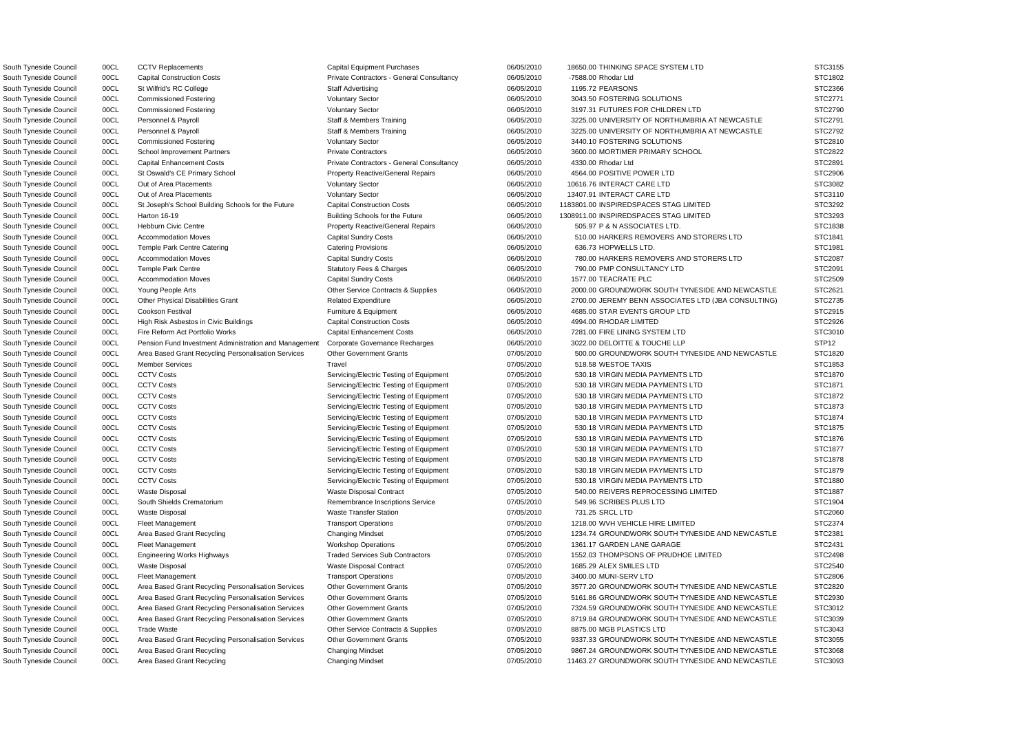| | | | | | | | |
|---|---|---|---|---|---|---|---|
| South Tyneside Council | 00CL | CCTV Replacements | Capital Equipment Purchases | 06/05/2010 | 18650.00 | THINKING SPACE SYSTEM LTD | STC3155 |
| South Tyneside Council | 00CL | Capital Construction Costs | Private Contractors - General Consultancy | 06/05/2010 | -7588.00 | Rhodar Ltd | STC1802 |
| South Tyneside Council | 00CL | St Wilfrid's RC College | Staff Advertising | 06/05/2010 | 1195.72 | PEARSONS | STC2366 |
| South Tyneside Council | 00CL | Commissioned Fostering | Voluntary Sector | 06/05/2010 | 3043.50 | FOSTERING SOLUTIONS | STC2771 |
| South Tyneside Council | 00CL | Commissioned Fostering | Voluntary Sector | 06/05/2010 | 3197.31 | FUTURES FOR CHILDREN LTD | STC2790 |
| South Tyneside Council | 00CL | Personnel & Payroll | Staff & Members Training | 06/05/2010 | 3225.00 | UNIVERSITY OF NORTHUMBRIA AT NEWCASTLE | STC2791 |
| South Tyneside Council | 00CL | Personnel & Payroll | Staff & Members Training | 06/05/2010 | 3225.00 | UNIVERSITY OF NORTHUMBRIA AT NEWCASTLE | STC2792 |
| South Tyneside Council | 00CL | Commissioned Fostering | Voluntary Sector | 06/05/2010 | 3440.10 | FOSTERING SOLUTIONS | STC2810 |
| South Tyneside Council | 00CL | School Improvement Partners | Private Contractors | 06/05/2010 | 3600.00 | MORTIMER PRIMARY SCHOOL | STC2822 |
| South Tyneside Council | 00CL | Capital Enhancement Costs | Private Contractors - General Consultancy | 06/05/2010 | 4330.00 | Rhodar Ltd | STC2891 |
| South Tyneside Council | 00CL | St Oswald's CE Primary School | Property Reactive/General Repairs | 06/05/2010 | 4564.00 | POSITIVE POWER LTD | STC2906 |
| South Tyneside Council | 00CL | Out of Area Placements | Voluntary Sector | 06/05/2010 | 10616.76 | INTERACT CARE LTD | STC3082 |
| South Tyneside Council | 00CL | Out of Area Placements | Voluntary Sector | 06/05/2010 | 13407.91 | INTERACT CARE LTD | STC3110 |
| South Tyneside Council | 00CL | St Joseph's School Building Schools for the Future | Capital Construction Costs | 06/05/2010 | 1183801.00 | INSPIREDSPACES STAG LIMITED | STC3292 |
| South Tyneside Council | 00CL | Harton 16-19 | Building Schools for the Future | 06/05/2010 | 1308911.00 | INSPIREDSPACES STAG LIMITED | STC3293 |
| South Tyneside Council | 00CL | Hebburn Civic Centre | Property Reactive/General Repairs | 06/05/2010 | 505.97 | P & N ASSOCIATES LTD. | STC1838 |
| South Tyneside Council | 00CL | Accommodation Moves | Capital Sundry Costs | 06/05/2010 | 510.00 | HARKERS REMOVERS AND STORERS LTD | STC1841 |
| South Tyneside Council | 00CL | Temple Park Centre Catering | Catering Provisions | 06/05/2010 | 636.73 | HOPWELLS LTD. | STC1981 |
| South Tyneside Council | 00CL | Accommodation Moves | Capital Sundry Costs | 06/05/2010 | 780.00 | HARKERS REMOVERS AND STORERS LTD | STC2087 |
| South Tyneside Council | 00CL | Temple Park Centre | Statutory Fees & Charges | 06/05/2010 | 790.00 | PMP CONSULTANCY LTD | STC2091 |
| South Tyneside Council | 00CL | Accommodation Moves | Capital Sundry Costs | 06/05/2010 | 1577.00 | TEACRATE PLC | STC2509 |
| South Tyneside Council | 00CL | Young People Arts | Other Service Contracts & Supplies | 06/05/2010 | 2000.00 | GROUNDWORK SOUTH TYNESIDE AND NEWCASTLE | STC2621 |
| South Tyneside Council | 00CL | Other Physical Disabilities Grant | Related Expenditure | 06/05/2010 | 2700.00 | JEREMY BENN ASSOCIATES LTD (JBA CONSULTING) | STC2735 |
| South Tyneside Council | 00CL | Cookson Festival | Furniture & Equipment | 06/05/2010 | 4685.00 | STAR EVENTS GROUP LTD | STC2915 |
| South Tyneside Council | 00CL | High Risk Asbestos in Civic Buildings | Capital Construction Costs | 06/05/2010 | 4994.00 | RHODAR LIMITED | STC2926 |
| South Tyneside Council | 00CL | Fire Reform Act Portfolio Works | Capital Enhancement Costs | 06/05/2010 | 7281.00 | FIRE LINING SYSTEM LTD | STC3010 |
| South Tyneside Council | 00CL | Pension Fund Investment Administration and Management | Corporate Governance Recharges | 06/05/2010 | 3022.00 | DELOITTE & TOUCHE LLP | STP12 |
| South Tyneside Council | 00CL | Area Based Grant Recycling Personalisation Services | Other Government Grants | 07/05/2010 | 500.00 | GROUNDWORK SOUTH TYNESIDE AND NEWCASTLE | STC1820 |
| South Tyneside Council | 00CL | Member Services | Travel | 07/05/2010 | 518.58 | WESTOE TAXIS | STC1853 |
| South Tyneside Council | 00CL | CCTV Costs | Servicing/Electric Testing of Equipment | 07/05/2010 | 530.18 | VIRGIN MEDIA PAYMENTS LTD | STC1870 |
| South Tyneside Council | 00CL | CCTV Costs | Servicing/Electric Testing of Equipment | 07/05/2010 | 530.18 | VIRGIN MEDIA PAYMENTS LTD | STC1871 |
| South Tyneside Council | 00CL | CCTV Costs | Servicing/Electric Testing of Equipment | 07/05/2010 | 530.18 | VIRGIN MEDIA PAYMENTS LTD | STC1872 |
| South Tyneside Council | 00CL | CCTV Costs | Servicing/Electric Testing of Equipment | 07/05/2010 | 530.18 | VIRGIN MEDIA PAYMENTS LTD | STC1873 |
| South Tyneside Council | 00CL | CCTV Costs | Servicing/Electric Testing of Equipment | 07/05/2010 | 530.18 | VIRGIN MEDIA PAYMENTS LTD | STC1874 |
| South Tyneside Council | 00CL | CCTV Costs | Servicing/Electric Testing of Equipment | 07/05/2010 | 530.18 | VIRGIN MEDIA PAYMENTS LTD | STC1875 |
| South Tyneside Council | 00CL | CCTV Costs | Servicing/Electric Testing of Equipment | 07/05/2010 | 530.18 | VIRGIN MEDIA PAYMENTS LTD | STC1876 |
| South Tyneside Council | 00CL | CCTV Costs | Servicing/Electric Testing of Equipment | 07/05/2010 | 530.18 | VIRGIN MEDIA PAYMENTS LTD | STC1877 |
| South Tyneside Council | 00CL | CCTV Costs | Servicing/Electric Testing of Equipment | 07/05/2010 | 530.18 | VIRGIN MEDIA PAYMENTS LTD | STC1878 |
| South Tyneside Council | 00CL | CCTV Costs | Servicing/Electric Testing of Equipment | 07/05/2010 | 530.18 | VIRGIN MEDIA PAYMENTS LTD | STC1879 |
| South Tyneside Council | 00CL | CCTV Costs | Servicing/Electric Testing of Equipment | 07/05/2010 | 530.18 | VIRGIN MEDIA PAYMENTS LTD | STC1880 |
| South Tyneside Council | 00CL | Waste Disposal | Waste Disposal Contract | 07/05/2010 | 540.00 | REIVERS REPROCESSING LIMITED | STC1887 |
| South Tyneside Council | 00CL | South Shields Crematorium | Remembrance Inscriptions Service | 07/05/2010 | 549.96 | SCRIBES PLUS LTD | STC1904 |
| South Tyneside Council | 00CL | Waste Disposal | Waste Transfer Station | 07/05/2010 | 731.25 | SRCL LTD | STC2060 |
| South Tyneside Council | 00CL | Fleet Management | Transport Operations | 07/05/2010 | 1218.00 | WVH VEHICLE HIRE LIMITED | STC2374 |
| South Tyneside Council | 00CL | Area Based Grant Recycling | Changing Mindset | 07/05/2010 | 1234.74 | GROUNDWORK SOUTH TYNESIDE AND NEWCASTLE | STC2381 |
| South Tyneside Council | 00CL | Fleet Management | Workshop Operations | 07/05/2010 | 1361.17 | GARDEN LANE GARAGE | STC2431 |
| South Tyneside Council | 00CL | Engineering Works Highways | Traded Services Sub Contractors | 07/05/2010 | 1552.03 | THOMPSONS OF PRUDHOE LIMITED | STC2498 |
| South Tyneside Council | 00CL | Waste Disposal | Waste Disposal Contract | 07/05/2010 | 1685.29 | ALEX SMILES LTD | STC2540 |
| South Tyneside Council | 00CL | Fleet Management | Transport Operations | 07/05/2010 | 3400.00 | MUNI-SERV LTD | STC2806 |
| South Tyneside Council | 00CL | Area Based Grant Recycling Personalisation Services | Other Government Grants | 07/05/2010 | 3577.20 | GROUNDWORK SOUTH TYNESIDE AND NEWCASTLE | STC2820 |
| South Tyneside Council | 00CL | Area Based Grant Recycling Personalisation Services | Other Government Grants | 07/05/2010 | 5161.86 | GROUNDWORK SOUTH TYNESIDE AND NEWCASTLE | STC2930 |
| South Tyneside Council | 00CL | Area Based Grant Recycling Personalisation Services | Other Government Grants | 07/05/2010 | 7324.59 | GROUNDWORK SOUTH TYNESIDE AND NEWCASTLE | STC3012 |
| South Tyneside Council | 00CL | Area Based Grant Recycling Personalisation Services | Other Government Grants | 07/05/2010 | 8719.84 | GROUNDWORK SOUTH TYNESIDE AND NEWCASTLE | STC3039 |
| South Tyneside Council | 00CL | Trade Waste | Other Service Contracts & Supplies | 07/05/2010 | 8875.00 | MGB PLASTICS LTD | STC3043 |
| South Tyneside Council | 00CL | Area Based Grant Recycling Personalisation Services | Other Government Grants | 07/05/2010 | 9337.33 | GROUNDWORK SOUTH TYNESIDE AND NEWCASTLE | STC3055 |
| South Tyneside Council | 00CL | Area Based Grant Recycling | Changing Mindset | 07/05/2010 | 9867.24 | GROUNDWORK SOUTH TYNESIDE AND NEWCASTLE | STC3068 |
| South Tyneside Council | 00CL | Area Based Grant Recycling | Changing Mindset | 07/05/2010 | 11463.27 | GROUNDWORK SOUTH TYNESIDE AND NEWCASTLE | STC3093 |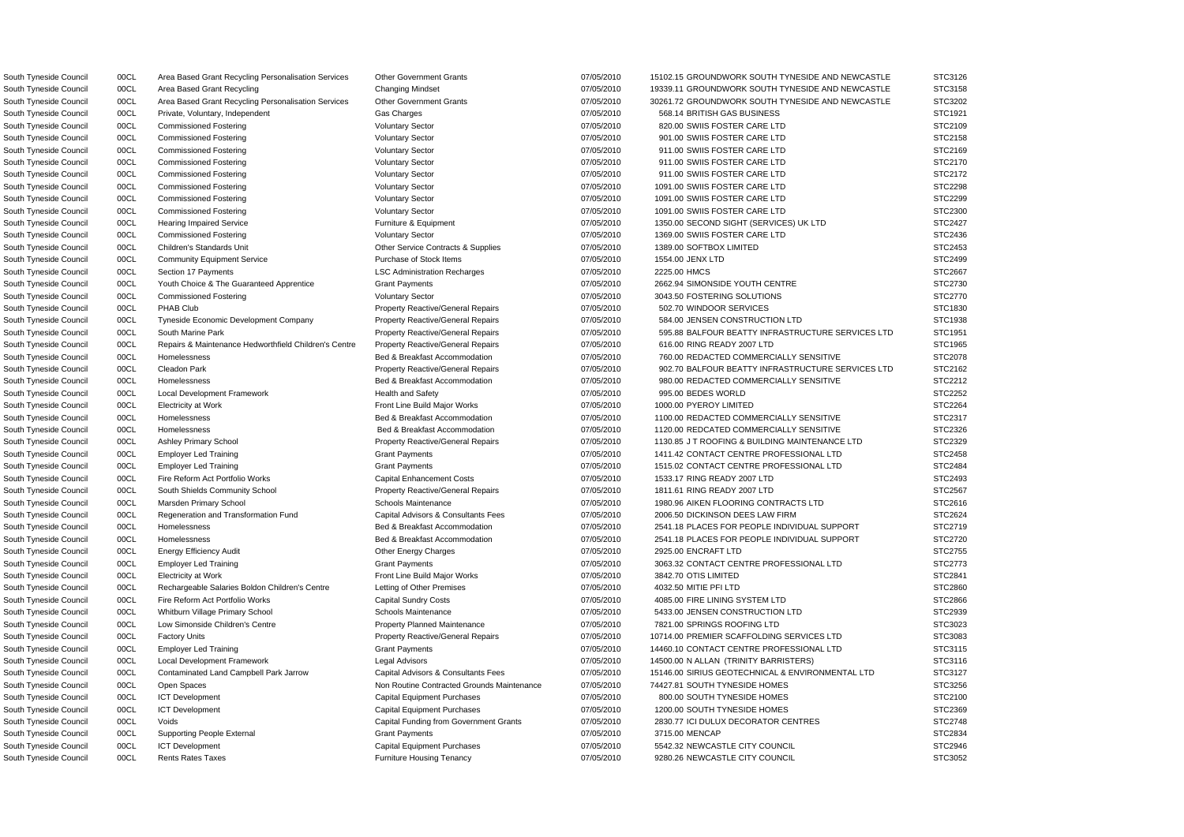| | | | | | | |
|---|---|---|---|---|---|---|
| South Tyneside Council | 00CL | Area Based Grant Recycling Personalisation Services | Other Government Grants | 07/05/2010 | 15102.15 GROUNDWORK SOUTH TYNESIDE AND NEWCASTLE | STC3126 |
| South Tyneside Council | 00CL | Area Based Grant Recycling | Changing Mindset | 07/05/2010 | 19339.11 GROUNDWORK SOUTH TYNESIDE AND NEWCASTLE | STC3158 |
| South Tyneside Council | 00CL | Area Based Grant Recycling Personalisation Services | Other Government Grants | 07/05/2010 | 30261.72 GROUNDWORK SOUTH TYNESIDE AND NEWCASTLE | STC3202 |
| South Tyneside Council | 00CL | Private, Voluntary, Independent | Gas Charges | 07/05/2010 | 568.14 BRITISH GAS BUSINESS | STC1921 |
| South Tyneside Council | 00CL | Commissioned Fostering | Voluntary Sector | 07/05/2010 | 820.00 SWIIS FOSTER CARE LTD | STC2109 |
| South Tyneside Council | 00CL | Commissioned Fostering | Voluntary Sector | 07/05/2010 | 901.00 SWIIS FOSTER CARE LTD | STC2158 |
| South Tyneside Council | 00CL | Commissioned Fostering | Voluntary Sector | 07/05/2010 | 911.00 SWIIS FOSTER CARE LTD | STC2169 |
| South Tyneside Council | 00CL | Commissioned Fostering | Voluntary Sector | 07/05/2010 | 911.00 SWIIS FOSTER CARE LTD | STC2170 |
| South Tyneside Council | 00CL | Commissioned Fostering | Voluntary Sector | 07/05/2010 | 911.00 SWIIS FOSTER CARE LTD | STC2172 |
| South Tyneside Council | 00CL | Commissioned Fostering | Voluntary Sector | 07/05/2010 | 1091.00 SWIIS FOSTER CARE LTD | STC2298 |
| South Tyneside Council | 00CL | Commissioned Fostering | Voluntary Sector | 07/05/2010 | 1091.00 SWIIS FOSTER CARE LTD | STC2299 |
| South Tyneside Council | 00CL | Commissioned Fostering | Voluntary Sector | 07/05/2010 | 1091.00 SWIIS FOSTER CARE LTD | STC2300 |
| South Tyneside Council | 00CL | Hearing Impaired Service | Furniture & Equipment | 07/05/2010 | 1350.00 SECOND SIGHT (SERVICES) UK LTD | STC2427 |
| South Tyneside Council | 00CL | Commissioned Fostering | Voluntary Sector | 07/05/2010 | 1369.00 SWIIS FOSTER CARE LTD | STC2436 |
| South Tyneside Council | 00CL | Children's Standards Unit | Other Service Contracts & Supplies | 07/05/2010 | 1389.00 SOFTBOX LIMITED | STC2453 |
| South Tyneside Council | 00CL | Community Equipment Service | Purchase of Stock Items | 07/05/2010 | 1554.00 JENX LTD | STC2499 |
| South Tyneside Council | 00CL | Section 17 Payments | LSC Administration Recharges | 07/05/2010 | 2225.00 HMCS | STC2667 |
| South Tyneside Council | 00CL | Youth Choice & The Guaranteed Apprentice | Grant Payments | 07/05/2010 | 2662.94 SIMONSIDE YOUTH CENTRE | STC2730 |
| South Tyneside Council | 00CL | Commissioned Fostering | Voluntary Sector | 07/05/2010 | 3043.50 FOSTERING SOLUTIONS | STC2770 |
| South Tyneside Council | 00CL | PHAB Club | Property Reactive/General Repairs | 07/05/2010 | 502.70 WINDOOR SERVICES | STC1830 |
| South Tyneside Council | 00CL | Tyneside Economic Development Company | Property Reactive/General Repairs | 07/05/2010 | 584.00 JENSEN CONSTRUCTION LTD | STC1938 |
| South Tyneside Council | 00CL | South Marine Park | Property Reactive/General Repairs | 07/05/2010 | 595.88 BALFOUR BEATTY INFRASTRUCTURE SERVICES LTD | STC1951 |
| South Tyneside Council | 00CL | Repairs & Maintenance Hedworthfield Children's Centre | Property Reactive/General Repairs | 07/05/2010 | 616.00 RING READY 2007 LTD | STC1965 |
| South Tyneside Council | 00CL | Homelessness | Bed & Breakfast Accommodation | 07/05/2010 | 760.00 REDACTED COMMERCIALLY SENSITIVE | STC2078 |
| South Tyneside Council | 00CL | Cleadon Park | Property Reactive/General Repairs | 07/05/2010 | 902.70 BALFOUR BEATTY INFRASTRUCTURE SERVICES LTD | STC2162 |
| South Tyneside Council | 00CL | Homelessness | Bed & Breakfast Accommodation | 07/05/2010 | 980.00 REDACTED COMMERCIALLY SENSITIVE | STC2212 |
| South Tyneside Council | 00CL | Local Development Framework | Health and Safety | 07/05/2010 | 995.00 BEDES WORLD | STC2252 |
| South Tyneside Council | 00CL | Electricity at Work | Front Line Build Major Works | 07/05/2010 | 1000.00 PYEROY LIMITED | STC2264 |
| South Tyneside Council | 00CL | Homelessness | Bed & Breakfast Accommodation | 07/05/2010 | 1100.00 REDACTED COMMERCIALLY SENSITIVE | STC2317 |
| South Tyneside Council | 00CL | Homelessness | Bed & Breakfast Accommodation | 07/05/2010 | 1120.00 REDCATED COMMERCIALLY SENSITIVE | STC2326 |
| South Tyneside Council | 00CL | Ashley Primary School | Property Reactive/General Repairs | 07/05/2010 | 1130.85 J T ROOFING & BUILDING MAINTENANCE LTD | STC2329 |
| South Tyneside Council | 00CL | Employer Led Training | Grant Payments | 07/05/2010 | 1411.42 CONTACT CENTRE PROFESSIONAL LTD | STC2458 |
| South Tyneside Council | 00CL | Employer Led Training | Grant Payments | 07/05/2010 | 1515.02 CONTACT CENTRE PROFESSIONAL LTD | STC2484 |
| South Tyneside Council | 00CL | Fire Reform Act Portfolio Works | Capital Enhancement Costs | 07/05/2010 | 1533.17 RING READY 2007 LTD | STC2493 |
| South Tyneside Council | 00CL | South Shields Community School | Property Reactive/General Repairs | 07/05/2010 | 1811.61 RING READY 2007 LTD | STC2567 |
| South Tyneside Council | 00CL | Marsden Primary School | Schools Maintenance | 07/05/2010 | 1980.96 AIKEN FLOORING CONTRACTS LTD | STC2616 |
| South Tyneside Council | 00CL | Regeneration and Transformation Fund | Capital Advisors & Consultants Fees | 07/05/2010 | 2006.50 DICKINSON DEES LAW FIRM | STC2624 |
| South Tyneside Council | 00CL | Homelessness | Bed & Breakfast Accommodation | 07/05/2010 | 2541.18 PLACES FOR PEOPLE INDIVIDUAL SUPPORT | STC2719 |
| South Tyneside Council | 00CL | Homelessness | Bed & Breakfast Accommodation | 07/05/2010 | 2541.18 PLACES FOR PEOPLE INDIVIDUAL SUPPORT | STC2720 |
| South Tyneside Council | 00CL | Energy Efficiency Audit | Other Energy Charges | 07/05/2010 | 2925.00 ENCRAFT LTD | STC2755 |
| South Tyneside Council | 00CL | Employer Led Training | Grant Payments | 07/05/2010 | 3063.32 CONTACT CENTRE PROFESSIONAL LTD | STC2773 |
| South Tyneside Council | 00CL | Electricity at Work | Front Line Build Major Works | 07/05/2010 | 3842.70 OTIS LIMITED | STC2841 |
| South Tyneside Council | 00CL | Rechargeable Salaries Boldon Children's Centre | Letting of Other Premises | 07/05/2010 | 4032.50 MITIE PFI LTD | STC2860 |
| South Tyneside Council | 00CL | Fire Reform Act Portfolio Works | Capital Sundry Costs | 07/05/2010 | 4085.00 FIRE LINING SYSTEM LTD | STC2866 |
| South Tyneside Council | 00CL | Whitburn Village Primary School | Schools Maintenance | 07/05/2010 | 5433.00 JENSEN CONSTRUCTION LTD | STC2939 |
| South Tyneside Council | 00CL | Low Simonside Children's Centre | Property Planned Maintenance | 07/05/2010 | 7821.00 SPRINGS ROOFING LTD | STC3023 |
| South Tyneside Council | 00CL | Factory Units | Property Reactive/General Repairs | 07/05/2010 | 10714.00 PREMIER SCAFFOLDING SERVICES LTD | STC3083 |
| South Tyneside Council | 00CL | Employer Led Training | Grant Payments | 07/05/2010 | 14460.10 CONTACT CENTRE PROFESSIONAL LTD | STC3115 |
| South Tyneside Council | 00CL | Local Development Framework | Legal Advisors | 07/05/2010 | 14500.00 N ALLAN (TRINITY BARRISTERS) | STC3116 |
| South Tyneside Council | 00CL | Contaminated Land Campbell Park Jarrow | Capital Advisors & Consultants Fees | 07/05/2010 | 15146.00 SIRIUS GEOTECHNICAL & ENVIRONMENTAL LTD | STC3127 |
| South Tyneside Council | 00CL | Open Spaces | Non Routine Contracted Grounds Maintenance | 07/05/2010 | 74427.81 SOUTH TYNESIDE HOMES | STC3256 |
| South Tyneside Council | 00CL | ICT Development | Capital Equipment Purchases | 07/05/2010 | 800.00 SOUTH TYNESIDE HOMES | STC2100 |
| South Tyneside Council | 00CL | ICT Development | Capital Equipment Purchases | 07/05/2010 | 1200.00 SOUTH TYNESIDE HOMES | STC2369 |
| South Tyneside Council | 00CL | Voids | Capital Funding from Government Grants | 07/05/2010 | 2830.77 ICI DULUX DECORATOR CENTRES | STC2748 |
| South Tyneside Council | 00CL | Supporting People External | Grant Payments | 07/05/2010 | 3715.00 MENCAP | STC2834 |
| South Tyneside Council | 00CL | ICT Development | Capital Equipment Purchases | 07/05/2010 | 5542.32 NEWCASTLE CITY COUNCIL | STC2946 |
| South Tyneside Council | 00CL | Rents Rates Taxes | Furniture Housing Tenancy | 07/05/2010 | 9280.26 NEWCASTLE CITY COUNCIL | STC3052 |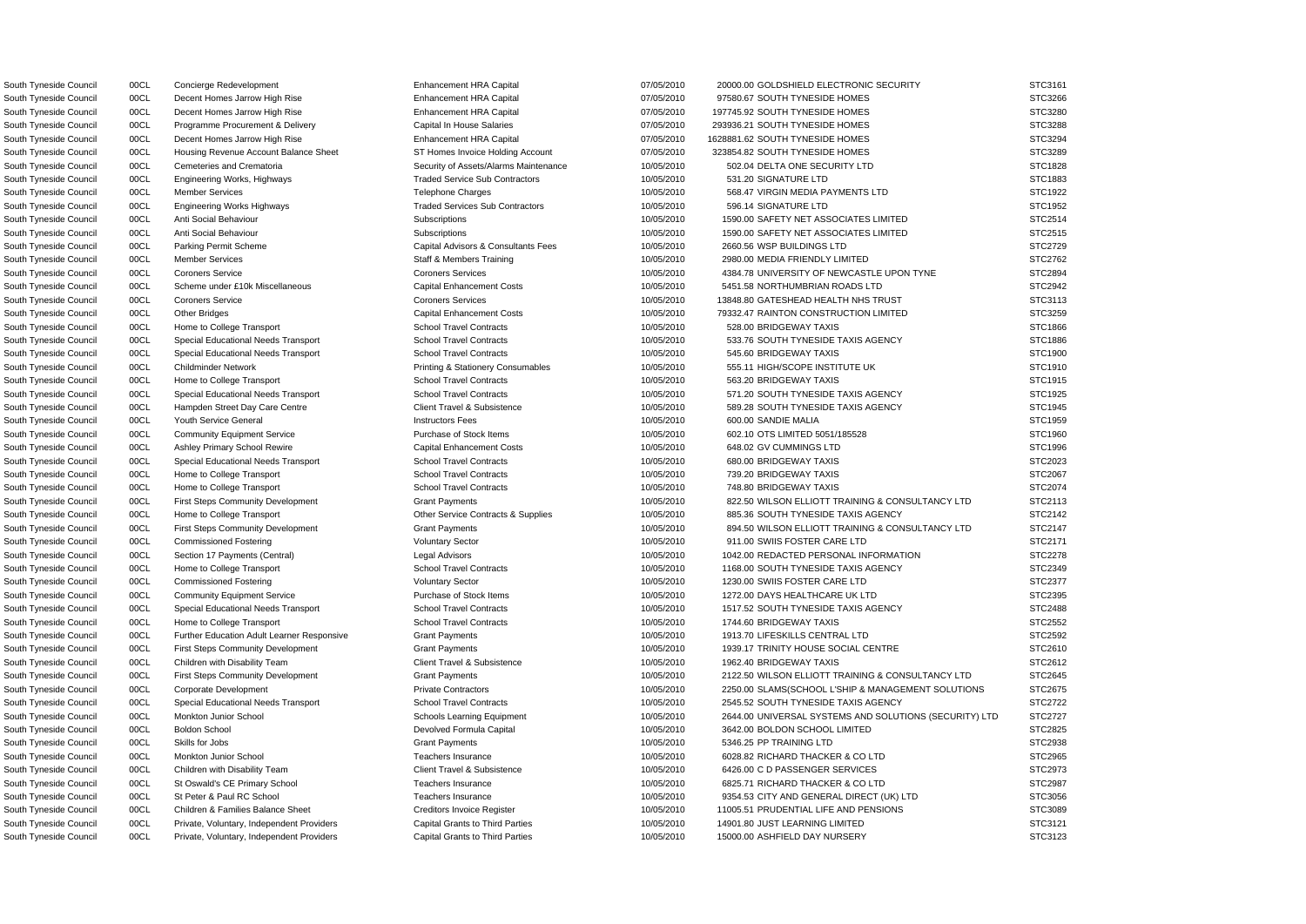| South Tyneside Council | 00CL | Concierge Redevelopment | Enhancement HRA Capital | 07/05/2010 | 20000.00 | GOLDSHIELD ELECTRONIC SECURITY | STC3161 |
|---|---|---|---|---|---|---|---|
| South Tyneside Council | 00CL | Decent Homes Jarrow High Rise | Enhancement HRA Capital | 07/05/2010 | 97580.67 | SOUTH TYNESIDE HOMES | STC3266 |
| South Tyneside Council | 00CL | Decent Homes Jarrow High Rise | Enhancement HRA Capital | 07/05/2010 | 197745.92 | SOUTH TYNESIDE HOMES | STC3280 |
| South Tyneside Council | 00CL | Programme Procurement & Delivery | Capital In House Salaries | 07/05/2010 | 293936.21 | SOUTH TYNESIDE HOMES | STC3288 |
| South Tyneside Council | 00CL | Decent Homes Jarrow High Rise | Enhancement HRA Capital | 07/05/2010 | 1628881.62 | SOUTH TYNESIDE HOMES | STC3294 |
| South Tyneside Council | 00CL | Housing Revenue Account Balance Sheet | ST Homes Invoice Holding Account | 07/05/2010 | 323854.82 | SOUTH TYNESIDE HOMES | STC3289 |
| South Tyneside Council | 00CL | Cemeteries and Crematoria | Security of Assets/Alarms Maintenance | 10/05/2010 | 502.04 | DELTA ONE SECURITY LTD | STC1828 |
| South Tyneside Council | 00CL | Engineering Works, Highways | Traded Services Sub Contractors | 10/05/2010 | 531.20 | SIGNATURE LTD | STC1883 |
| South Tyneside Council | 00CL | Member Services | Telephone Charges | 10/05/2010 | 568.47 | VIRGIN MEDIA PAYMENTS LTD | STC1922 |
| South Tyneside Council | 00CL | Engineering Works Highways | Traded Services Sub Contractors | 10/05/2010 | 596.14 | SIGNATURE LTD | STC1952 |
| South Tyneside Council | 00CL | Anti Social Behaviour | Subscriptions | 10/05/2010 | 1590.00 | SAFETY NET ASSOCIATES LIMITED | STC2514 |
| South Tyneside Council | 00CL | Anti Social Behaviour | Subscriptions | 10/05/2010 | 1590.00 | SAFETY NET ASSOCIATES LIMITED | STC2515 |
| South Tyneside Council | 00CL | Parking Permit Scheme | Capital Advisors & Consultants Fees | 10/05/2010 | 2660.56 | WSP BUILDINGS LTD | STC2729 |
| South Tyneside Council | 00CL | Member Services | Staff & Members Training | 10/05/2010 | 2980.00 | MEDIA FRIENDLY LIMITED | STC2762 |
| South Tyneside Council | 00CL | Coroners Service | Coroners Services | 10/05/2010 | 4384.78 | UNIVERSITY OF NEWCASTLE UPON TYNE | STC2894 |
| South Tyneside Council | 00CL | Scheme under £10k Miscellaneous | Capital Enhancement Costs | 10/05/2010 | 5451.58 | NORTHUMBRIAN ROADS LTD | STC2942 |
| South Tyneside Council | 00CL | Coroners Service | Coroners Services | 10/05/2010 | 13848.80 | GATESHEAD HEALTH NHS TRUST | STC3113 |
| South Tyneside Council | 00CL | Other Bridges | Capital Enhancement Costs | 10/05/2010 | 79332.47 | RAINTON CONSTRUCTION LIMITED | STC3259 |
| South Tyneside Council | 00CL | Home to College Transport | School Travel Contracts | 10/05/2010 | 528.00 | BRIDGEWAY TAXIS | STC1866 |
| South Tyneside Council | 00CL | Special Educational Needs Transport | School Travel Contracts | 10/05/2010 | 533.76 | SOUTH TYNESIDE TAXIS AGENCY | STC1886 |
| South Tyneside Council | 00CL | Special Educational Needs Transport | School Travel Contracts | 10/05/2010 | 545.60 | BRIDGEWAY TAXIS | STC1900 |
| South Tyneside Council | 00CL | Childminder Network | Printing & Stationery Consumables | 10/05/2010 | 555.11 | HIGH/SCOPE INSTITUTE UK | STC1910 |
| South Tyneside Council | 00CL | Home to College Transport | School Travel Contracts | 10/05/2010 | 563.20 | BRIDGEWAY TAXIS | STC1915 |
| South Tyneside Council | 00CL | Special Educational Needs Transport | School Travel Contracts | 10/05/2010 | 571.20 | SOUTH TYNESIDE TAXIS AGENCY | STC1925 |
| South Tyneside Council | 00CL | Hampden Street Day Care Centre | Client Travel & Subsistence | 10/05/2010 | 589.28 | SOUTH TYNESIDE TAXIS AGENCY | STC1945 |
| South Tyneside Council | 00CL | Youth Service General | Instructors Fees | 10/05/2010 | 600.00 | SANDIE MALIA | STC1959 |
| South Tyneside Council | 00CL | Community Equipment Service | Purchase of Stock Items | 10/05/2010 | 602.10 | OTS LIMITED 5051/185528 | STC1960 |
| South Tyneside Council | 00CL | Ashley Primary School Rewire | Capital Enhancement Costs | 10/05/2010 | 648.02 | GV CUMMINGS LTD | STC1996 |
| South Tyneside Council | 00CL | Special Educational Needs Transport | School Travel Contracts | 10/05/2010 | 680.00 | BRIDGEWAY TAXIS | STC2023 |
| South Tyneside Council | 00CL | Home to College Transport | School Travel Contracts | 10/05/2010 | 739.20 | BRIDGEWAY TAXIS | STC2067 |
| South Tyneside Council | 00CL | Home to College Transport | School Travel Contracts | 10/05/2010 | 748.80 | BRIDGEWAY TAXIS | STC2074 |
| South Tyneside Council | 00CL | First Steps Community Development | Grant Payments | 10/05/2010 | 822.50 | WILSON ELLIOTT TRAINING & CONSULTANCY LTD | STC2113 |
| South Tyneside Council | 00CL | Home to College Transport | Other Service Contracts & Supplies | 10/05/2010 | 885.36 | SOUTH TYNESIDE TAXIS AGENCY | STC2142 |
| South Tyneside Council | 00CL | First Steps Community Development | Grant Payments | 10/05/2010 | 894.50 | WILSON ELLIOTT TRAINING & CONSULTANCY LTD | STC2147 |
| South Tyneside Council | 00CL | Commissioned Fostering | Voluntary Sector | 10/05/2010 | 911.00 | SWIIS FOSTER CARE LTD | STC2171 |
| South Tyneside Council | 00CL | Section 17 Payments (Central) | Legal Advisors | 10/05/2010 | 1042.00 | REDACTED PERSONAL INFORMATION | STC2278 |
| South Tyneside Council | 00CL | Home to College Transport | School Travel Contracts | 10/05/2010 | 1168.00 | SOUTH TYNESIDE TAXIS AGENCY | STC2349 |
| South Tyneside Council | 00CL | Commissioned Fostering | Voluntary Sector | 10/05/2010 | 1230.00 | SWIIS FOSTER CARE LTD | STC2377 |
| South Tyneside Council | 00CL | Community Equipment Service | Purchase of Stock Items | 10/05/2010 | 1272.00 | DAYS HEALTHCARE UK LTD | STC2395 |
| South Tyneside Council | 00CL | Special Educational Needs Transport | School Travel Contracts | 10/05/2010 | 1517.52 | SOUTH TYNESIDE TAXIS AGENCY | STC2488 |
| South Tyneside Council | 00CL | Home to College Transport | School Travel Contracts | 10/05/2010 | 1744.60 | BRIDGEWAY TAXIS | STC2552 |
| South Tyneside Council | 00CL | Further Education Adult Learner Responsive | Grant Payments | 10/05/2010 | 1913.70 | LIFESKILLS CENTRAL LTD | STC2592 |
| South Tyneside Council | 00CL | First Steps Community Development | Grant Payments | 10/05/2010 | 1939.17 | TRINITY HOUSE SOCIAL CENTRE | STC2610 |
| South Tyneside Council | 00CL | Children with Disability Team | Client Travel & Subsistence | 10/05/2010 | 1962.40 | BRIDGEWAY TAXIS | STC2612 |
| South Tyneside Council | 00CL | First Steps Community Development | Grant Payments | 10/05/2010 | 2122.50 | WILSON ELLIOTT TRAINING & CONSULTANCY LTD | STC2645 |
| South Tyneside Council | 00CL | Corporate Development | Private Contractors | 10/05/2010 | 2250.00 | SLAMS(SCHOOL L'SHIP & MANAGEMENT SOLUTIONS | STC2675 |
| South Tyneside Council | 00CL | Special Educational Needs Transport | School Travel Contracts | 10/05/2010 | 2545.52 | SOUTH TYNESIDE TAXIS AGENCY | STC2722 |
| South Tyneside Council | 00CL | Monkton Junior School | Schools Learning Equipment | 10/05/2010 | 2644.00 | UNIVERSAL SYSTEMS AND SOLUTIONS (SECURITY) LTD | STC2727 |
| South Tyneside Council | 00CL | Boldon School | Devolved Formula Capital | 10/05/2010 | 3642.00 | BOLDON SCHOOL LIMITED | STC2825 |
| South Tyneside Council | 00CL | Skills for Jobs | Grant Payments | 10/05/2010 | 5346.25 | PP TRAINING LTD | STC2938 |
| South Tyneside Council | 00CL | Monkton Junior School | Teachers Insurance | 10/05/2010 | 6028.82 | RICHARD THACKER & CO LTD | STC2965 |
| South Tyneside Council | 00CL | Children with Disability Team | Client Travel & Subsistence | 10/05/2010 | 6426.00 | C D PASSENGER SERVICES | STC2973 |
| South Tyneside Council | 00CL | St Oswald's CE Primary School | Teachers Insurance | 10/05/2010 | 6825.71 | RICHARD THACKER & CO LTD | STC2987 |
| South Tyneside Council | 00CL | St Peter & Paul RC School | Teachers Insurance | 10/05/2010 | 9354.53 | CITY AND GENERAL DIRECT (UK) LTD | STC3056 |
| South Tyneside Council | 00CL | Children & Families Balance Sheet | Creditors Invoice Register | 10/05/2010 | 11005.51 | PRUDENTIAL LIFE AND PENSIONS | STC3089 |
| South Tyneside Council | 00CL | Private, Voluntary, Independent Providers | Capital Grants to Third Parties | 10/05/2010 | 14901.80 | JUST LEARNING LIMITED | STC3121 |
| South Tyneside Council | 00CL | Private, Voluntary, Independent Providers | Capital Grants to Third Parties | 10/05/2010 | 15000.00 | ASHFIELD DAY NURSERY | STC3123 |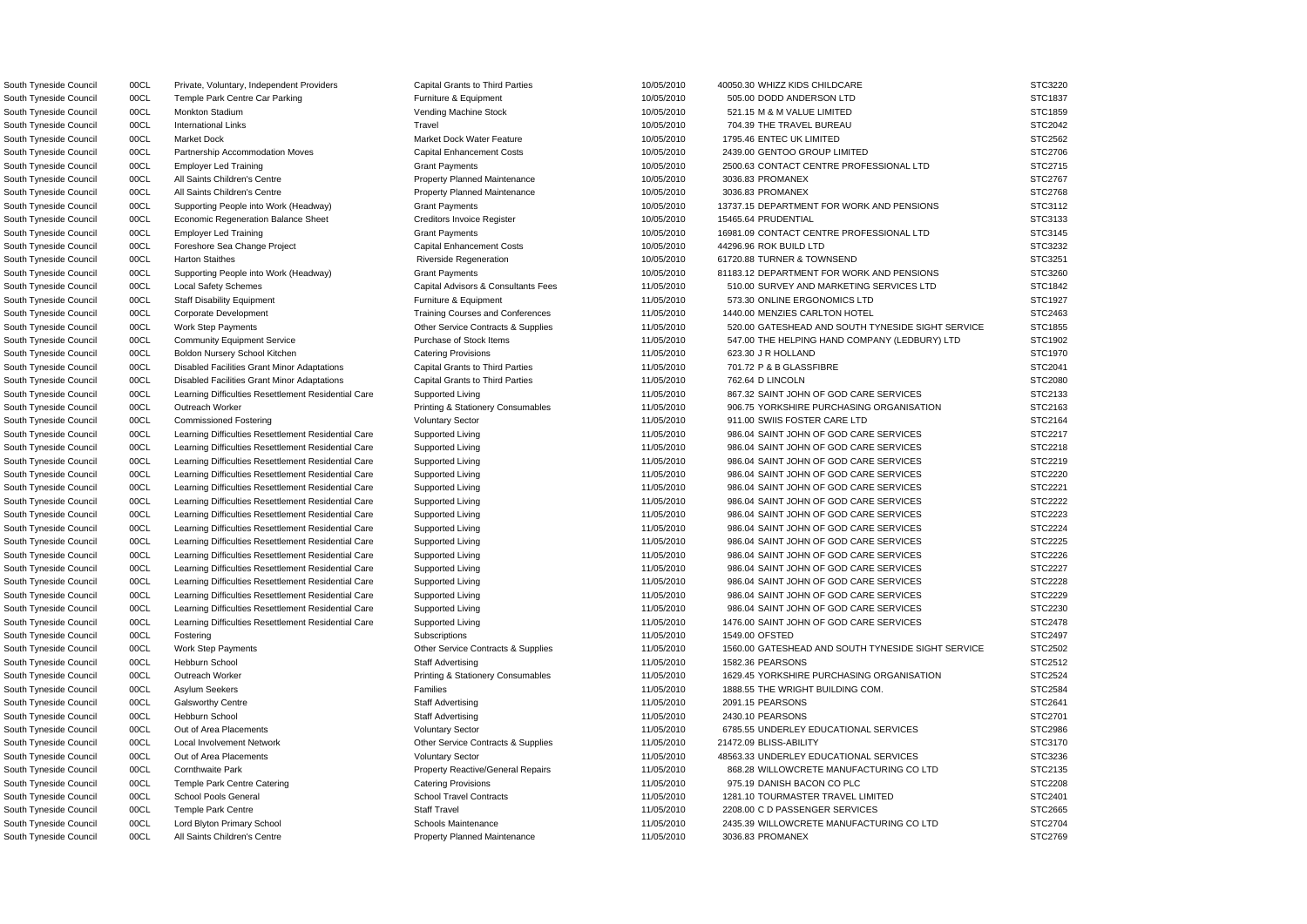| | | | | | | | |
|---|---|---|---|---|---|---|---|
| South Tyneside Council | 00CL | Private, Voluntary, Independent Providers | Capital Grants to Third Parties | 10/05/2010 | 40050.30 | WHIZZ KIDS CHILDCARE | STC3220 |
| South Tyneside Council | 00CL | Temple Park Centre Car Parking | Furniture & Equipment | 10/05/2010 | 505.00 | DODD ANDERSON LTD | STC1837 |
| South Tyneside Council | 00CL | Monkton Stadium | Vending Machine Stock | 10/05/2010 | 521.15 | M & M VALUE LIMITED | STC1859 |
| South Tyneside Council | 00CL | International Links | Travel | 10/05/2010 | 704.39 | THE TRAVEL BUREAU | STC2042 |
| South Tyneside Council | 00CL | Market Dock | Market Dock Water Feature | 10/05/2010 | 1795.46 | ENTEC UK LIMITED | STC2562 |
| South Tyneside Council | 00CL | Partnership Accommodation Moves | Capital Enhancement Costs | 10/05/2010 | 2439.00 | GENTOO GROUP LIMITED | STC2706 |
| South Tyneside Council | 00CL | Employer Led Training | Grant Payments | 10/05/2010 | 2500.63 | CONTACT CENTRE PROFESSIONAL LTD | STC2715 |
| South Tyneside Council | 00CL | All Saints Children's Centre | Property Planned Maintenance | 10/05/2010 | 3036.83 | PROMANEX | STC2767 |
| South Tyneside Council | 00CL | All Saints Children's Centre | Property Planned Maintenance | 10/05/2010 | 3036.83 | PROMANEX | STC2768 |
| South Tyneside Council | 00CL | Supporting People into Work (Headway) | Grant Payments | 10/05/2010 | 13737.15 | DEPARTMENT FOR WORK AND PENSIONS | STC3112 |
| South Tyneside Council | 00CL | Economic Regeneration Balance Sheet | Creditors Invoice Register | 10/05/2010 | 15465.64 | PRUDENTIAL | STC3133 |
| South Tyneside Council | 00CL | Employer Led Training | Grant Payments | 10/05/2010 | 16981.09 | CONTACT CENTRE PROFESSIONAL LTD | STC3145 |
| South Tyneside Council | 00CL | Foreshore Sea Change Project | Capital Enhancement Costs | 10/05/2010 | 44296.96 | ROK BUILD LTD | STC3232 |
| South Tyneside Council | 00CL | Harton Staithes | Riverside Regeneration | 10/05/2010 | 61720.88 | TURNER & TOWNSEND | STC3251 |
| South Tyneside Council | 00CL | Supporting People into Work (Headway) | Grant Payments | 10/05/2010 | 81183.12 | DEPARTMENT FOR WORK AND PENSIONS | STC3260 |
| South Tyneside Council | 00CL | Local Safety Schemes | Capital Advisors & Consultants Fees | 11/05/2010 | 510.00 | SURVEY AND MARKETING SERVICES LTD | STC1842 |
| South Tyneside Council | 00CL | Staff Disability Equipment | Furniture & Equipment | 11/05/2010 | 573.30 | ONLINE ERGONOMICS LTD | STC1927 |
| South Tyneside Council | 00CL | Corporate Development | Training Courses and Conferences | 11/05/2010 | 1440.00 | MENZIES CARLTON HOTEL | STC2463 |
| South Tyneside Council | 00CL | Work Step Payments | Other Service Contracts & Supplies | 11/05/2010 | 520.00 | GATESHEAD AND SOUTH TYNESIDE SIGHT SERVICE | STC1855 |
| South Tyneside Council | 00CL | Community Equipment Service | Purchase of Stock Items | 11/05/2010 | 547.00 | THE HELPING HAND COMPANY (LEDBURY) LTD | STC1902 |
| South Tyneside Council | 00CL | Boldon Nursery School Kitchen | Catering Provisions | 11/05/2010 | 623.30 | J R HOLLAND | STC1970 |
| South Tyneside Council | 00CL | Disabled Facilities Grant Minor Adaptations | Capital Grants to Third Parties | 11/05/2010 | 701.72 | P & B GLASSFIBRE | STC2041 |
| South Tyneside Council | 00CL | Disabled Facilities Grant Minor Adaptations | Capital Grants to Third Parties | 11/05/2010 | 762.64 | D LINCOLN | STC2080 |
| South Tyneside Council | 00CL | Learning Difficulties Resettlement Residential Care | Supported Living | 11/05/2010 | 867.32 | SAINT JOHN OF GOD CARE SERVICES | STC2133 |
| South Tyneside Council | 00CL | Outreach Worker | Printing & Stationery Consumables | 11/05/2010 | 906.75 | YORKSHIRE PURCHASING ORGANISATION | STC2163 |
| South Tyneside Council | 00CL | Commissioned Fostering | Voluntary Sector | 11/05/2010 | 911.00 | SWIIS FOSTER CARE LTD | STC2164 |
| South Tyneside Council | 00CL | Learning Difficulties Resettlement Residential Care | Supported Living | 11/05/2010 | 986.04 | SAINT JOHN OF GOD CARE SERVICES | STC2217 |
| South Tyneside Council | 00CL | Learning Difficulties Resettlement Residential Care | Supported Living | 11/05/2010 | 986.04 | SAINT JOHN OF GOD CARE SERVICES | STC2218 |
| South Tyneside Council | 00CL | Learning Difficulties Resettlement Residential Care | Supported Living | 11/05/2010 | 986.04 | SAINT JOHN OF GOD CARE SERVICES | STC2219 |
| South Tyneside Council | 00CL | Learning Difficulties Resettlement Residential Care | Supported Living | 11/05/2010 | 986.04 | SAINT JOHN OF GOD CARE SERVICES | STC2220 |
| South Tyneside Council | 00CL | Learning Difficulties Resettlement Residential Care | Supported Living | 11/05/2010 | 986.04 | SAINT JOHN OF GOD CARE SERVICES | STC2221 |
| South Tyneside Council | 00CL | Learning Difficulties Resettlement Residential Care | Supported Living | 11/05/2010 | 986.04 | SAINT JOHN OF GOD CARE SERVICES | STC2222 |
| South Tyneside Council | 00CL | Learning Difficulties Resettlement Residential Care | Supported Living | 11/05/2010 | 986.04 | SAINT JOHN OF GOD CARE SERVICES | STC2223 |
| South Tyneside Council | 00CL | Learning Difficulties Resettlement Residential Care | Supported Living | 11/05/2010 | 986.04 | SAINT JOHN OF GOD CARE SERVICES | STC2224 |
| South Tyneside Council | 00CL | Learning Difficulties Resettlement Residential Care | Supported Living | 11/05/2010 | 986.04 | SAINT JOHN OF GOD CARE SERVICES | STC2225 |
| South Tyneside Council | 00CL | Learning Difficulties Resettlement Residential Care | Supported Living | 11/05/2010 | 986.04 | SAINT JOHN OF GOD CARE SERVICES | STC2226 |
| South Tyneside Council | 00CL | Learning Difficulties Resettlement Residential Care | Supported Living | 11/05/2010 | 986.04 | SAINT JOHN OF GOD CARE SERVICES | STC2227 |
| South Tyneside Council | 00CL | Learning Difficulties Resettlement Residential Care | Supported Living | 11/05/2010 | 986.04 | SAINT JOHN OF GOD CARE SERVICES | STC2228 |
| South Tyneside Council | 00CL | Learning Difficulties Resettlement Residential Care | Supported Living | 11/05/2010 | 986.04 | SAINT JOHN OF GOD CARE SERVICES | STC2229 |
| South Tyneside Council | 00CL | Learning Difficulties Resettlement Residential Care | Supported Living | 11/05/2010 | 986.04 | SAINT JOHN OF GOD CARE SERVICES | STC2230 |
| South Tyneside Council | 00CL | Learning Difficulties Resettlement Residential Care | Supported Living | 11/05/2010 | 1476.00 | SAINT JOHN OF GOD CARE SERVICES | STC2478 |
| South Tyneside Council | 00CL | Fostering | Subscriptions | 11/05/2010 | 1549.00 | OFSTED | STC2497 |
| South Tyneside Council | 00CL | Work Step Payments | Other Service Contracts & Supplies | 11/05/2010 | 1560.00 | GATESHEAD AND SOUTH TYNESIDE SIGHT SERVICE | STC2502 |
| South Tyneside Council | 00CL | Hebburn School | Staff Advertising | 11/05/2010 | 1582.36 | PEARSONS | STC2512 |
| South Tyneside Council | 00CL | Outreach Worker | Printing & Stationery Consumables | 11/05/2010 | 1629.45 | YORKSHIRE PURCHASING ORGANISATION | STC2524 |
| South Tyneside Council | 00CL | Asylum Seekers | Families | 11/05/2010 | 1888.55 | THE WRIGHT BUILDING COM. | STC2584 |
| South Tyneside Council | 00CL | Galsworthy Centre | Staff Advertising | 11/05/2010 | 2091.15 | PEARSONS | STC2641 |
| South Tyneside Council | 00CL | Hebburn School | Staff Advertising | 11/05/2010 | 2430.10 | PEARSONS | STC2701 |
| South Tyneside Council | 00CL | Out of Area Placements | Voluntary Sector | 11/05/2010 | 6785.55 | UNDERLEY EDUCATIONAL SERVICES | STC2986 |
| South Tyneside Council | 00CL | Local Involvement Network | Other Service Contracts & Supplies | 11/05/2010 | 21472.09 | BLISS-ABILITY | STC3170 |
| South Tyneside Council | 00CL | Out of Area Placements | Voluntary Sector | 11/05/2010 | 48563.33 | UNDERLEY EDUCATIONAL SERVICES | STC3236 |
| South Tyneside Council | 00CL | Cornthwaite Park | Property Reactive/General Repairs | 11/05/2010 | 868.28 | WILLOWCRETE MANUFACTURING CO LTD | STC2135 |
| South Tyneside Council | 00CL | Temple Park Centre Catering | Catering Provisions | 11/05/2010 | 975.19 | DANISH BACON CO PLC | STC2208 |
| South Tyneside Council | 00CL | School Pools General | School Travel Contracts | 11/05/2010 | 1281.10 | TOURMASTER TRAVEL LIMITED | STC2401 |
| South Tyneside Council | 00CL | Temple Park Centre | Staff Travel | 11/05/2010 | 2208.00 | C D PASSENGER SERVICES | STC2665 |
| South Tyneside Council | 00CL | Lord Blyton Primary School | Schools Maintenance | 11/05/2010 | 2435.39 | WILLOWCRETE MANUFACTURING CO LTD | STC2704 |
| South Tyneside Council | 00CL | All Saints Children's Centre | Property Planned Maintenance | 11/05/2010 | 3036.83 | PROMANEX | STC2769 |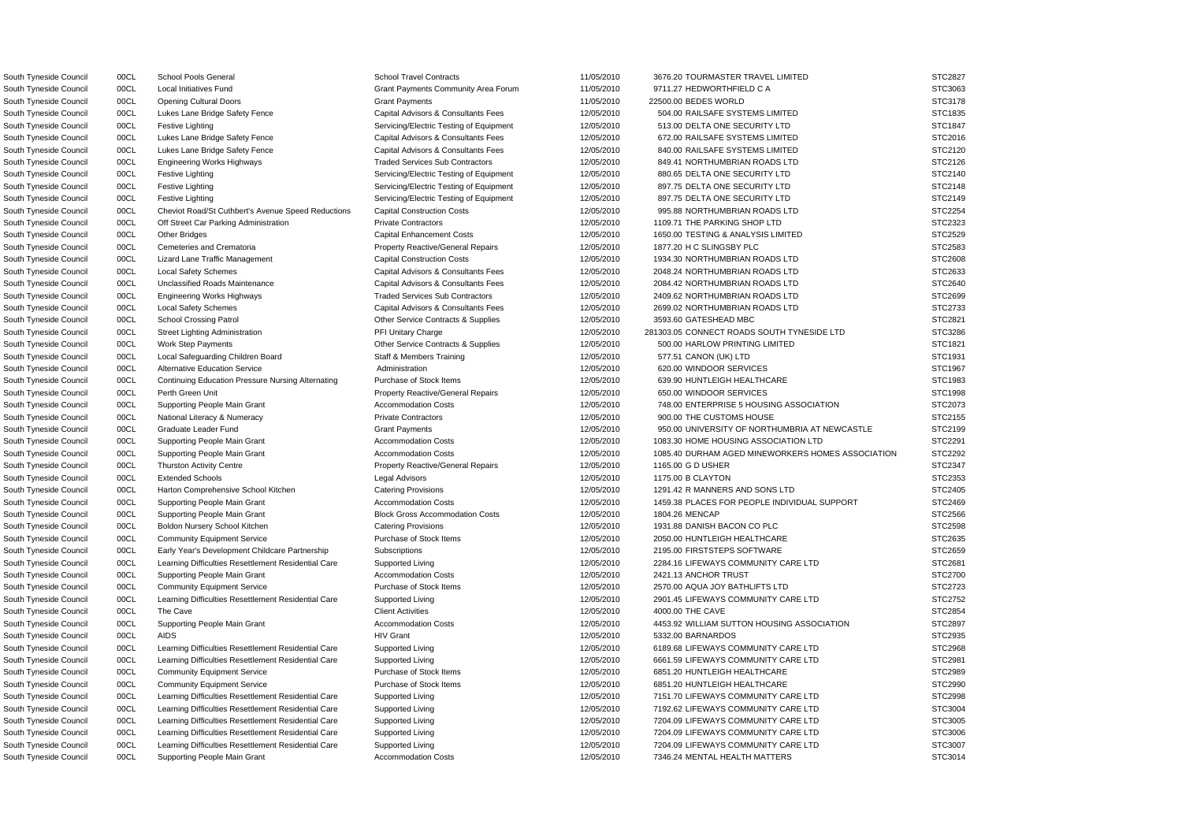| | | | | | | |
|---|---|---|---|---|---|---|
| South Tyneside Council | 00CL | School Pools General | School Travel Contracts | 11/05/2010 | 3676.20 TOURMASTER TRAVEL LIMITED | STC2827 |
| South Tyneside Council | 00CL | Local Initiatives Fund | Grant Payments Community Area Forum | 11/05/2010 | 9711.27 HEDWORTHFIELD C A | STC3063 |
| South Tyneside Council | 00CL | Opening Cultural Doors | Grant Payments | 11/05/2010 | 22500.00 BEDES WORLD | STC3178 |
| South Tyneside Council | 00CL | Lukes Lane Bridge Safety Fence | Capital Advisors & Consultants Fees | 12/05/2010 | 504.00 RAILSAFE SYSTEMS LIMITED | STC1835 |
| South Tyneside Council | 00CL | Festive Lighting | Servicing/Electric Testing of Equipment | 12/05/2010 | 513.00 DELTA ONE SECURITY LTD | STC1847 |
| South Tyneside Council | 00CL | Lukes Lane Bridge Safety Fence | Capital Advisors & Consultants Fees | 12/05/2010 | 672.00 RAILSAFE SYSTEMS LIMITED | STC2016 |
| South Tyneside Council | 00CL | Lukes Lane Bridge Safety Fence | Capital Advisors & Consultants Fees | 12/05/2010 | 840.00 RAILSAFE SYSTEMS LIMITED | STC2120 |
| South Tyneside Council | 00CL | Engineering Works Highways | Traded Services Sub Contractors | 12/05/2010 | 849.41 NORTHUMBRIAN ROADS LTD | STC2126 |
| South Tyneside Council | 00CL | Festive Lighting | Servicing/Electric Testing of Equipment | 12/05/2010 | 880.65 DELTA ONE SECURITY LTD | STC2140 |
| South Tyneside Council | 00CL | Festive Lighting | Servicing/Electric Testing of Equipment | 12/05/2010 | 897.75 DELTA ONE SECURITY LTD | STC2148 |
| South Tyneside Council | 00CL | Festive Lighting | Servicing/Electric Testing of Equipment | 12/05/2010 | 897.75 DELTA ONE SECURITY LTD | STC2149 |
| South Tyneside Council | 00CL | Cheviot Road/St Cuthbert's Avenue Speed Reductions | Capital Construction Costs | 12/05/2010 | 995.88 NORTHUMBRIAN ROADS LTD | STC2254 |
| South Tyneside Council | 00CL | Off Street Car Parking Administration | Private Contractors | 12/05/2010 | 1109.71 THE PARKING SHOP LTD | STC2323 |
| South Tyneside Council | 00CL | Other Bridges | Capital Enhancement Costs | 12/05/2010 | 1650.00 TESTING & ANALYSIS LIMITED | STC2529 |
| South Tyneside Council | 00CL | Cemeteries and Crematoria | Property Reactive/General Repairs | 12/05/2010 | 1877.20 H C SLINGSBY PLC | STC2583 |
| South Tyneside Council | 00CL | Lizard Lane Traffic Management | Capital Construction Costs | 12/05/2010 | 1934.30 NORTHUMBRIAN ROADS LTD | STC2608 |
| South Tyneside Council | 00CL | Local Safety Schemes | Capital Advisors & Consultants Fees | 12/05/2010 | 2048.24 NORTHUMBRIAN ROADS LTD | STC2633 |
| South Tyneside Council | 00CL | Unclassified Roads Maintenance | Capital Advisors & Consultants Fees | 12/05/2010 | 2084.42 NORTHUMBRIAN ROADS LTD | STC2640 |
| South Tyneside Council | 00CL | Engineering Works Highways | Traded Services Sub Contractors | 12/05/2010 | 2409.62 NORTHUMBRIAN ROADS LTD | STC2699 |
| South Tyneside Council | 00CL | Local Safety Schemes | Capital Advisors & Consultants Fees | 12/05/2010 | 2699.02 NORTHUMBRIAN ROADS LTD | STC2733 |
| South Tyneside Council | 00CL | School Crossing Patrol | Other Service Contracts & Supplies | 12/05/2010 | 3593.60 GATESHEAD MBC | STC2821 |
| South Tyneside Council | 00CL | Street Lighting Administration | PFI Unitary Charge | 12/05/2010 | 281303.05 CONNECT ROADS SOUTH TYNESIDE LTD | STC3286 |
| South Tyneside Council | 00CL | Work Step Payments | Other Service Contracts & Supplies | 12/05/2010 | 500.00 HARLOW PRINTING LIMITED | STC1821 |
| South Tyneside Council | 00CL | Local Safeguarding Children Board | Staff & Members Training | 12/05/2010 | 577.51 CANON (UK) LTD | STC1931 |
| South Tyneside Council | 00CL | Alternative Education Service | Administration | 12/05/2010 | 620.00 WINDOOR SERVICES | STC1967 |
| South Tyneside Council | 00CL | Continuing Education Pressure Nursing Alternating | Purchase of Stock Items | 12/05/2010 | 639.90 HUNTLEIGH HEALTHCARE | STC1983 |
| South Tyneside Council | 00CL | Perth Green Unit | Property Reactive/General Repairs | 12/05/2010 | 650.00 WINDOOR SERVICES | STC1998 |
| South Tyneside Council | 00CL | Supporting People Main Grant | Accommodation Costs | 12/05/2010 | 748.00 ENTERPRISE 5 HOUSING ASSOCIATION | STC2073 |
| South Tyneside Council | 00CL | National Literacy & Numeracy | Private Contractors | 12/05/2010 | 900.00 THE CUSTOMS HOUSE | STC2155 |
| South Tyneside Council | 00CL | Graduate Leader Fund | Grant Payments | 12/05/2010 | 950.00 UNIVERSITY OF NORTHUMBRIA AT NEWCASTLE | STC2199 |
| South Tyneside Council | 00CL | Supporting People Main Grant | Accommodation Costs | 12/05/2010 | 1083.30 HOME HOUSING ASSOCIATION LTD | STC2291 |
| South Tyneside Council | 00CL | Supporting People Main Grant | Accommodation Costs | 12/05/2010 | 1085.40 DURHAM AGED MINEWORKERS HOMES ASSOCIATION | STC2292 |
| South Tyneside Council | 00CL | Thurston Activity Centre | Property Reactive/General Repairs | 12/05/2010 | 1165.00 G D USHER | STC2347 |
| South Tyneside Council | 00CL | Extended Schools | Legal Advisors | 12/05/2010 | 1175.00 B CLAYTON | STC2353 |
| South Tyneside Council | 00CL | Harton Comprehensive School Kitchen | Catering Provisions | 12/05/2010 | 1291.42 R MANNERS AND SONS LTD | STC2405 |
| South Tyneside Council | 00CL | Supporting People Main Grant | Accommodation Costs | 12/05/2010 | 1459.38 PLACES FOR PEOPLE INDIVIDUAL SUPPORT | STC2469 |
| South Tyneside Council | 00CL | Supporting People Main Grant | Block Gross Accommodation Costs | 12/05/2010 | 1804.26 MENCAP | STC2566 |
| South Tyneside Council | 00CL | Boldon Nursery School Kitchen | Catering Provisions | 12/05/2010 | 1931.88 DANISH BACON CO PLC | STC2598 |
| South Tyneside Council | 00CL | Community Equipment Service | Purchase of Stock Items | 12/05/2010 | 2050.00 HUNTLEIGH HEALTHCARE | STC2635 |
| South Tyneside Council | 00CL | Early Year's Development Childcare Partnership | Subscriptions | 12/05/2010 | 2195.00 FIRSTSTEPS SOFTWARE | STC2659 |
| South Tyneside Council | 00CL | Learning Difficulties Resettlement Residential Care | Supported Living | 12/05/2010 | 2284.16 LIFEWAYS COMMUNITY CARE LTD | STC2681 |
| South Tyneside Council | 00CL | Supporting People Main Grant | Accommodation Costs | 12/05/2010 | 2421.13 ANCHOR TRUST | STC2700 |
| South Tyneside Council | 00CL | Community Equipment Service | Purchase of Stock Items | 12/05/2010 | 2570.00 AQUA JOY BATHLIFTS LTD | STC2723 |
| South Tyneside Council | 00CL | Learning Difficulties Resettlement Residential Care | Supported Living | 12/05/2010 | 2901.45 LIFEWAYS COMMUNITY CARE LTD | STC2752 |
| South Tyneside Council | 00CL | The Cave | Client Activities | 12/05/2010 | 4000.00 THE CAVE | STC2854 |
| South Tyneside Council | 00CL | Supporting People Main Grant | Accommodation Costs | 12/05/2010 | 4453.92 WILLIAM SUTTON HOUSING ASSOCIATION | STC2897 |
| South Tyneside Council | 00CL | AIDS | HIV Grant | 12/05/2010 | 5332.00 BARNARDOS | STC2935 |
| South Tyneside Council | 00CL | Learning Difficulties Resettlement Residential Care | Supported Living | 12/05/2010 | 6189.68 LIFEWAYS COMMUNITY CARE LTD | STC2968 |
| South Tyneside Council | 00CL | Learning Difficulties Resettlement Residential Care | Supported Living | 12/05/2010 | 6661.59 LIFEWAYS COMMUNITY CARE LTD | STC2981 |
| South Tyneside Council | 00CL | Community Equipment Service | Purchase of Stock Items | 12/05/2010 | 6851.20 HUNTLEIGH HEALTHCARE | STC2989 |
| South Tyneside Council | 00CL | Community Equipment Service | Purchase of Stock Items | 12/05/2010 | 6851.20 HUNTLEIGH HEALTHCARE | STC2990 |
| South Tyneside Council | 00CL | Learning Difficulties Resettlement Residential Care | Supported Living | 12/05/2010 | 7151.70 LIFEWAYS COMMUNITY CARE LTD | STC2998 |
| South Tyneside Council | 00CL | Learning Difficulties Resettlement Residential Care | Supported Living | 12/05/2010 | 7192.62 LIFEWAYS COMMUNITY CARE LTD | STC3004 |
| South Tyneside Council | 00CL | Learning Difficulties Resettlement Residential Care | Supported Living | 12/05/2010 | 7204.09 LIFEWAYS COMMUNITY CARE LTD | STC3005 |
| South Tyneside Council | 00CL | Learning Difficulties Resettlement Residential Care | Supported Living | 12/05/2010 | 7204.09 LIFEWAYS COMMUNITY CARE LTD | STC3006 |
| South Tyneside Council | 00CL | Learning Difficulties Resettlement Residential Care | Supported Living | 12/05/2010 | 7204.09 LIFEWAYS COMMUNITY CARE LTD | STC3007 |
| South Tyneside Council | 00CL | Supporting People Main Grant | Accommodation Costs | 12/05/2010 | 7346.24 MENTAL HEALTH MATTERS | STC3014 |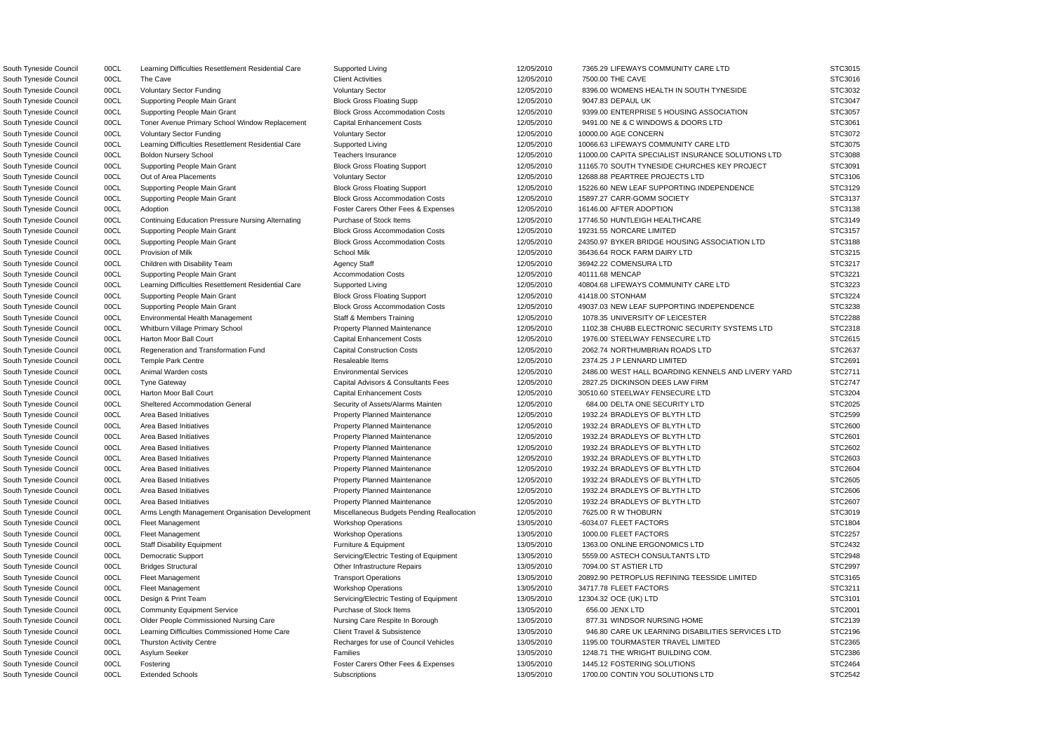| | | | | | | |
|---|---|---|---|---|---|---|
| South Tyneside Council | 00CL | Learning Difficulties Resettlement Residential Care | Supported Living | 12/05/2010 | 7365.29 LIFEWAYS COMMUNITY CARE LTD | STC3015 |
| South Tyneside Council | 00CL | The Cave | Client Activities | 12/05/2010 | 7500.00 THE CAVE | STC3016 |
| South Tyneside Council | 00CL | Voluntary Sector Funding | Voluntary Sector | 12/05/2010 | 8396.00 WOMENS HEALTH IN SOUTH TYNESIDE | STC3032 |
| South Tyneside Council | 00CL | Supporting People Main Grant | Block Gross Floating Supp | 12/05/2010 | 9047.83 DEPAUL UK | STC3047 |
| South Tyneside Council | 00CL | Supporting People Main Grant | Block Gross Accommodation Costs | 12/05/2010 | 9399.00 ENTERPRISE 5 HOUSING ASSOCIATION | STC3057 |
| South Tyneside Council | 00CL | Toner Avenue Primary School Window Replacement | Capital Enhancement Costs | 12/05/2010 | 9491.00 NE & C WINDOWS & DOORS LTD | STC3061 |
| South Tyneside Council | 00CL | Voluntary Sector Funding | Voluntary Sector | 12/05/2010 | 10000.00 AGE CONCERN | STC3072 |
| South Tyneside Council | 00CL | Learning Difficulties Resettlement Residential Care | Supported Living | 12/05/2010 | 10066.63 LIFEWAYS COMMUNITY CARE LTD | STC3075 |
| South Tyneside Council | 00CL | Boldon Nursery School | Teachers Insurance | 12/05/2010 | 11000.00 CAPITA SPECIALIST INSURANCE SOLUTIONS LTD | STC3088 |
| South Tyneside Council | 00CL | Supporting People Main Grant | Block Gross Floating Support | 12/05/2010 | 11165.70 SOUTH TYNESIDE CHURCHES KEY PROJECT | STC3091 |
| South Tyneside Council | 00CL | Out of Area Placements | Voluntary Sector | 12/05/2010 | 12688.88 PEARTREE PROJECTS LTD | STC3106 |
| South Tyneside Council | 00CL | Supporting People Main Grant | Block Gross Floating Support | 12/05/2010 | 15226.60 NEW LEAF SUPPORTING INDEPENDENCE | STC3129 |
| South Tyneside Council | 00CL | Supporting People Main Grant | Block Gross Accommodation Costs | 12/05/2010 | 15897.27 CARR-GOMM SOCIETY | STC3137 |
| South Tyneside Council | 00CL | Adoption | Foster Carers Other Fees & Expenses | 12/05/2010 | 16146.00 AFTER ADOPTION | STC3138 |
| South Tyneside Council | 00CL | Continuing Education Pressure Nursing Alternating | Purchase of Stock Items | 12/05/2010 | 17746.50 HUNTLEIGH HEALTHCARE | STC3149 |
| South Tyneside Council | 00CL | Supporting People Main Grant | Block Gross Accommodation Costs | 12/05/2010 | 19231.55 NORCARE LIMITED | STC3157 |
| South Tyneside Council | 00CL | Supporting People Main Grant | Block Gross Accommodation Costs | 12/05/2010 | 24350.97 BYKER BRIDGE HOUSING ASSOCIATION LTD | STC3188 |
| South Tyneside Council | 00CL | Provision of Milk | School Milk | 12/05/2010 | 36436.64 ROCK FARM DAIRY LTD | STC3215 |
| South Tyneside Council | 00CL | Children with Disability Team | Agency Staff | 12/05/2010 | 36942.22 COMENSURA LTD | STC3217 |
| South Tyneside Council | 00CL | Supporting People Main Grant | Accommodation Costs | 12/05/2010 | 40111.68 MENCAP | STC3221 |
| South Tyneside Council | 00CL | Learning Difficulties Resettlement Residential Care | Supported Living | 12/05/2010 | 40804.68 LIFEWAYS COMMUNITY CARE LTD | STC3223 |
| South Tyneside Council | 00CL | Supporting People Main Grant | Block Gross Floating Support | 12/05/2010 | 41418.00 STONHAM | STC3224 |
| South Tyneside Council | 00CL | Supporting People Main Grant | Block Gross Accommodation Costs | 12/05/2010 | 49037.03 NEW LEAF SUPPORTING INDEPENDENCE | STC3238 |
| South Tyneside Council | 00CL | Environmental Health Management | Staff & Members Training | 12/05/2010 | 1078.35 UNIVERSITY OF LEICESTER | STC2288 |
| South Tyneside Council | 00CL | Whitburn Village Primary School | Property Planned Maintenance | 12/05/2010 | 1102.38 CHUBB ELECTRONIC SECURITY SYSTEMS LTD | STC2318 |
| South Tyneside Council | 00CL | Harton Moor Ball Court | Capital Enhancement Costs | 12/05/2010 | 1976.00 STEELWAY FENSECURE LTD | STC2615 |
| South Tyneside Council | 00CL | Regeneration and Transformation Fund | Capital Construction Costs | 12/05/2010 | 2062.74 NORTHUMBRIAN ROADS LTD | STC2637 |
| South Tyneside Council | 00CL | Temple Park Centre | Resaleable Items | 12/05/2010 | 2374.25 J P LENNARD LIMITED | STC2691 |
| South Tyneside Council | 00CL | Animal Warden costs | Environmental Services | 12/05/2010 | 2486.00 WEST HALL BOARDING KENNELS AND LIVERY YARD | STC2711 |
| South Tyneside Council | 00CL | Tyne Gateway | Capital Advisors & Consultants Fees | 12/05/2010 | 2827.25 DICKINSON DEES LAW FIRM | STC2747 |
| South Tyneside Council | 00CL | Harton Moor Ball Court | Capital Enhancement Costs | 12/05/2010 | 30510.60 STEELWAY FENSECURE LTD | STC3204 |
| South Tyneside Council | 00CL | Sheltered Accommodation General | Security of Assets/Alarms Mainten | 12/05/2010 | 684.00 DELTA ONE SECURITY LTD | STC2025 |
| South Tyneside Council | 00CL | Area Based Initiatives | Property Planned Maintenance | 12/05/2010 | 1932.24 BRADLEYS OF BLYTH LTD | STC2599 |
| South Tyneside Council | 00CL | Area Based Initiatives | Property Planned Maintenance | 12/05/2010 | 1932.24 BRADLEYS OF BLYTH LTD | STC2600 |
| South Tyneside Council | 00CL | Area Based Initiatives | Property Planned Maintenance | 12/05/2010 | 1932.24 BRADLEYS OF BLYTH LTD | STC2601 |
| South Tyneside Council | 00CL | Area Based Initiatives | Property Planned Maintenance | 12/05/2010 | 1932.24 BRADLEYS OF BLYTH LTD | STC2602 |
| South Tyneside Council | 00CL | Area Based Initiatives | Property Planned Maintenance | 12/05/2010 | 1932.24 BRADLEYS OF BLYTH LTD | STC2603 |
| South Tyneside Council | 00CL | Area Based Initiatives | Property Planned Maintenance | 12/05/2010 | 1932.24 BRADLEYS OF BLYTH LTD | STC2604 |
| South Tyneside Council | 00CL | Area Based Initiatives | Property Planned Maintenance | 12/05/2010 | 1932.24 BRADLEYS OF BLYTH LTD | STC2605 |
| South Tyneside Council | 00CL | Area Based Initiatives | Property Planned Maintenance | 12/05/2010 | 1932.24 BRADLEYS OF BLYTH LTD | STC2606 |
| South Tyneside Council | 00CL | Area Based Initiatives | Property Planned Maintenance | 12/05/2010 | 1932.24 BRADLEYS OF BLYTH LTD | STC2607 |
| South Tyneside Council | 00CL | Arms Length Management Organisation Development | Miscellaneous Budgets Pending Reallocation | 12/05/2010 | 7625.00 R W THOBURN | STC3019 |
| South Tyneside Council | 00CL | Fleet Management | Workshop Operations | 13/05/2010 | -6034.07 FLEET FACTORS | STC1804 |
| South Tyneside Council | 00CL | Fleet Management | Workshop Operations | 13/05/2010 | 1000.00 FLEET FACTORS | STC2257 |
| South Tyneside Council | 00CL | Staff Disability Equipment | Furniture & Equipment | 13/05/2010 | 1363.00 ONLINE ERGONOMICS LTD | STC2432 |
| South Tyneside Council | 00CL | Democratic Support | Servicing/Electric Testing of Equipment | 13/05/2010 | 5559.00 ASTECH CONSULTANTS LTD | STC2948 |
| South Tyneside Council | 00CL | Bridges Structural | Other Infrastructure Repairs | 13/05/2010 | 7094.00 ST ASTIER LTD | STC2997 |
| South Tyneside Council | 00CL | Fleet Management | Transport Operations | 13/05/2010 | 20892.90 PETROPLUS REFINING TEESSIDE LIMITED | STC3165 |
| South Tyneside Council | 00CL | Fleet Management | Workshop Operations | 13/05/2010 | 34717.78 FLEET FACTORS | STC3211 |
| South Tyneside Council | 00CL | Design & Print Team | Servicing/Electric Testing of Equipment | 13/05/2010 | 12304.32 OCE (UK) LTD | STC3101 |
| South Tyneside Council | 00CL | Community Equipment Service | Purchase of Stock Items | 13/05/2010 | 656.00 JENX LTD | STC2001 |
| South Tyneside Council | 00CL | Older People Commissioned Nursing Care | Nursing Care Respite In Borough | 13/05/2010 | 877.31 WINDSOR NURSING HOME | STC2139 |
| South Tyneside Council | 00CL | Learning Difficulties Commissioned Home Care | Client Travel & Subsistence | 13/05/2010 | 946.80 CARE UK LEARNING DISABILITIES SERVICES LTD | STC2196 |
| South Tyneside Council | 00CL | Thurston Activity Centre | Recharges for use of Council Vehicles | 13/05/2010 | 1195.00 TOURMASTER TRAVEL LIMITED | STC2365 |
| South Tyneside Council | 00CL | Asylum Seeker | Families | 13/05/2010 | 1248.71 THE WRIGHT BUILDING COM. | STC2386 |
| South Tyneside Council | 00CL | Fostering | Foster Carers Other Fees & Expenses | 13/05/2010 | 1445.12 FOSTERING SOLUTIONS | STC2464 |
| South Tyneside Council | 00CL | Extended Schools | Subscriptions | 13/05/2010 | 1700.00 CONTIN YOU SOLUTIONS LTD | STC2542 |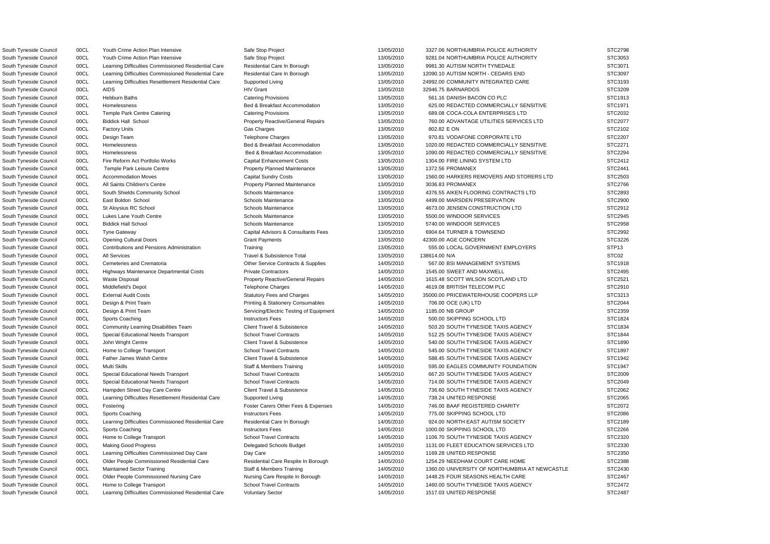| | | | | | | | |
|---|---|---|---|---|---|---|---|
| South Tyneside Council | 00CL | Youth Crime Action Plan Intensive | Safe Stop Project | 13/05/2010 | 3327.06 | NORTHUMBRIA POLICE AUTHORITY | STC2798 |
| South Tyneside Council | 00CL | Youth Crime Action Plan Intensive | Safe Stop Project | 13/05/2010 | 9281.04 | NORTHUMBRIA POLICE AUTHORITY | STC3053 |
| South Tyneside Council | 00CL | Learning Difficulties Commissioned Residential Care | Residential Care In Borough | 13/05/2010 | 9981.30 | AUTISM NORTH TYNEDALE | STC3071 |
| South Tyneside Council | 00CL | Learning Difficulties Commissioned Residential Care | Residential Care In Borough | 13/05/2010 | 12090.10 | AUTISM NORTH - CEDARS END | STC3097 |
| South Tyneside Council | 00CL | Learning Difficulties Resettlement Residential Care | Supported Living | 13/05/2010 | 24992.00 | COMMUNITY INTEGRATED CARE | STC3193 |
| South Tyneside Council | 00CL | AIDS | HIV Grant | 13/05/2010 | 32946.75 | BARNARDOS | STC3209 |
| South Tyneside Council | 00CL | Hebburn Baths | Catering Provisions | 13/05/2010 | 561.16 | DANISH BACON CO PLC | STC1913 |
| South Tyneside Council | 00CL | Homelessness | Bed & Breakfast Accommodation | 13/05/2010 | 625.00 | REDACTED COMMERCIALLY SENSITIVE | STC1971 |
| South Tyneside Council | 00CL | Temple Park Centre Catering | Catering Provisions | 13/05/2010 | 689.08 | COCA-COLA ENTERPRISES LTD | STC2032 |
| South Tyneside Council | 00CL | Biddick Hall School | Property Reactive/General Repairs | 13/05/2010 | 760.00 | ADVANTAGE UTILITIES SERVICES LTD | STC2077 |
| South Tyneside Council | 00CL | Factory Units | Gas Charges | 13/05/2010 | 802.82 | E ON | STC2102 |
| South Tyneside Council | 00CL | Design Team | Telephone Charges | 13/05/2010 | 970.81 | VODAFONE CORPORATE LTD | STC2207 |
| South Tyneside Council | 00CL | Homelessness | Bed & Breakfast Accommodation | 13/05/2010 | 1020.00 | REDACTED COMMERCIALLY SENSITIVE | STC2271 |
| South Tyneside Council | 00CL | Homelessness | Bed & Breakfast Accommodation | 13/05/2010 | 1090.00 | REDACTED COMMERCIALLY SENSITIVE | STC2294 |
| South Tyneside Council | 00CL | Fire Reform Act Portfolio Works | Capital Enhancement Costs | 13/05/2010 | 1304.00 | FIRE LINING SYSTEM LTD | STC2412 |
| South Tyneside Council | 00CL | Temple Park Leisure Centre | Property Planned Maintenance | 13/05/2010 | 1372.56 | PROMANEX | STC2441 |
| South Tyneside Council | 00CL | Accommodation Moves | Capital Sundry Costs | 13/05/2010 | 1560.00 | HARKERS REMOVERS AND STORERS LTD | STC2503 |
| South Tyneside Council | 00CL | All Saints Children's Centre | Property Planned Maintenance | 13/05/2010 | 3036.83 | PROMANEX | STC2766 |
| South Tyneside Council | 00CL | South Shields Community School | Schools Maintenance | 13/05/2010 | 4376.55 | AIKEN FLOORING CONTRACTS LTD | STC2893 |
| South Tyneside Council | 00CL | East Boldon School | Schools Maintenance | 13/05/2010 | 4499.00 | MARSDEN PRESERVATION | STC2900 |
| South Tyneside Council | 00CL | St Aloysius RC School | Schools Maintenance | 13/05/2010 | 4673.00 | JENSEN CONSTRUCTION LTD | STC2912 |
| South Tyneside Council | 00CL | Lukes Lane Youth Centre | Schools Maintenance | 13/05/2010 | 5500.00 | WINDOOR SERVICES | STC2945 |
| South Tyneside Council | 00CL | Biddick Hall School | Schools Maintenance | 13/05/2010 | 5740.00 | WINDOOR SERVICES | STC2958 |
| South Tyneside Council | 00CL | Tyne Gateway | Capital Advisors & Consultants Fees | 13/05/2010 | 6904.64 | TURNER & TOWNSEND | STC2992 |
| South Tyneside Council | 00CL | Opening Cultural Doors | Grant Payments | 13/05/2010 | 42300.00 | AGE CONCERN | STC3226 |
| South Tyneside Council | 00CL | Contributions and Pensions Administration | Training | 13/05/2010 | 555.00 | LOCAL GOVERNMENT EMPLOYERS | STP13 |
| South Tyneside Council | 00CL | All Services | Travel & Subsistence Total | 13/05/2010 | 138614.00 | N/A | STC02 |
| South Tyneside Council | 00CL | Cemeteries and Crematoria | Other Service Contracts & Supplies | 14/05/2010 | 567.00 | BSI MANAGEMENT SYSTEMS | STC1918 |
| South Tyneside Council | 00CL | Highways Maintenance Departmental Costs | Private Contractors | 14/05/2010 | 1545.00 | SWEET AND MAXWELL | STC2495 |
| South Tyneside Council | 00CL | Waste Disposal | Property Reactive/General Repairs | 14/05/2010 | 1615.48 | SCOTT WILSON SCOTLAND LTD | STC2521 |
| South Tyneside Council | 00CL | Middlefield's Depot | Telephone Charges | 14/05/2010 | 4619.08 | BRITISH TELECOM PLC | STC2910 |
| South Tyneside Council | 00CL | External Audit Costs | Statutory Fees and Charges | 14/05/2010 | 35000.00 | PRICEWATERHOUSE COOPERS LLP | STC3213 |
| South Tyneside Council | 00CL | Design & Print Team | Printing & Stationery Consumables | 14/05/2010 | 706.00 | OCE (UK) LTD | STC2044 |
| South Tyneside Council | 00CL | Design & Print Team | Servicing/Electric Testing of Equipment | 14/05/2010 | 1185.00 | NB GROUP | STC2359 |
| South Tyneside Council | 00CL | Sports Coaching | Instructors Fees | 14/05/2010 | 500.00 | SKIPPING SCHOOL LTD | STC1824 |
| South Tyneside Council | 00CL | Community Learning Disabilities Team | Client Travel & Subsistence | 14/05/2010 | 503.20 | SOUTH TYNESIDE TAXIS AGENCY | STC1834 |
| South Tyneside Council | 00CL | Special Educational Needs Transport | School Travel Contracts | 14/05/2010 | 512.25 | SOUTH TYNESIDE TAXIS AGENCY | STC1844 |
| South Tyneside Council | 00CL | John Wright Centre | Client Travel & Subsistence | 14/05/2010 | 540.00 | SOUTH TYNESIDE TAXIS AGENCY | STC1890 |
| South Tyneside Council | 00CL | Home to College Transport | School Travel Contracts | 14/05/2010 | 545.00 | SOUTH TYNESIDE TAXIS AGENCY | STC1897 |
| South Tyneside Council | 00CL | Father James Walsh Centre | Client Travel & Subsistence | 14/05/2010 | 588.45 | SOUTH TYNESIDE TAXIS AGENCY | STC1942 |
| South Tyneside Council | 00CL | Multi Skills | Staff & Members Training | 14/05/2010 | 595.00 | EAGLES COMMUNITY FOUNDATION | STC1947 |
| South Tyneside Council | 00CL | Special Educational Needs Transport | School Travel Contracts | 14/05/2010 | 667.20 | SOUTH TYNESIDE TAXIS AGENCY | STC2009 |
| South Tyneside Council | 00CL | Special Educational Needs Transport | School Travel Contracts | 14/05/2010 | 714.00 | SOUTH TYNESIDE TAXIS AGENCY | STC2049 |
| South Tyneside Council | 00CL | Hampden Street Day Care Centre | Client Travel & Subsistence | 14/05/2010 | 736.60 | SOUTH TYNESIDE TAXIS AGENCY | STC2062 |
| South Tyneside Council | 00CL | Learning Difficulties Resettlement Residential Care | Supported Living | 14/05/2010 | 738.24 | UNITED RESPONSE | STC2065 |
| South Tyneside Council | 00CL | Fostering | Foster Carers Other Fees & Expenses | 14/05/2010 | 746.00 | BAAF REGISTERED CHARITY | STC2072 |
| South Tyneside Council | 00CL | Sports Coaching | Instructors Fees | 14/05/2010 | 775.00 | SKIPPING SCHOOL LTD | STC2086 |
| South Tyneside Council | 00CL | Learning Difficulties Commissioned Residential Care | Residential Care In Borough | 14/05/2010 | 924.00 | NORTH EAST AUTISM SOCIETY | STC2189 |
| South Tyneside Council | 00CL | Sports Coaching | Instructors Fees | 14/05/2010 | 1000.00 | SKIPPING SCHOOL LTD | STC2266 |
| South Tyneside Council | 00CL | Home to College Transport | School Travel Contracts | 14/05/2010 | 1106.70 | SOUTH TYNESIDE TAXIS AGENCY | STC2320 |
| South Tyneside Council | 00CL | Making Good Progress | Delegated Schools Budget | 14/05/2010 | 1131.00 | FLEET EDUCATION SERVICES LTD | STC2330 |
| South Tyneside Council | 00CL | Learning Difficulties Commissioned Day Care | Day Care | 14/05/2010 | 1169.28 | UNITED RESPONSE | STC2350 |
| South Tyneside Council | 00CL | Older People Commissioned Residential Care | Residential Care Respite In Borough | 14/05/2010 | 1254.29 | NEEDHAM COURT CARE HOME | STC2388 |
| South Tyneside Council | 00CL | Maintained Sector Training | Staff & Members Training | 14/05/2010 | 1360.00 | UNIVERSITY OF NORTHUMBRIA AT NEWCASTLE | STC2430 |
| South Tyneside Council | 00CL | Older People Commissioned Nursing Care | Nursing Care Respite In Borough | 14/05/2010 | 1448.25 | FOUR SEASONS HEALTH CARE | STC2467 |
| South Tyneside Council | 00CL | Home to College Transport | School Travel Contracts | 14/05/2010 | 1460.00 | SOUTH TYNESIDE TAXIS AGENCY | STC2472 |
| South Tyneside Council | 00CL | Learning Difficulties Commissioned Residential Care | Voluntary Sector | 14/05/2010 | 1517.03 | UNITED RESPONSE | STC2487 |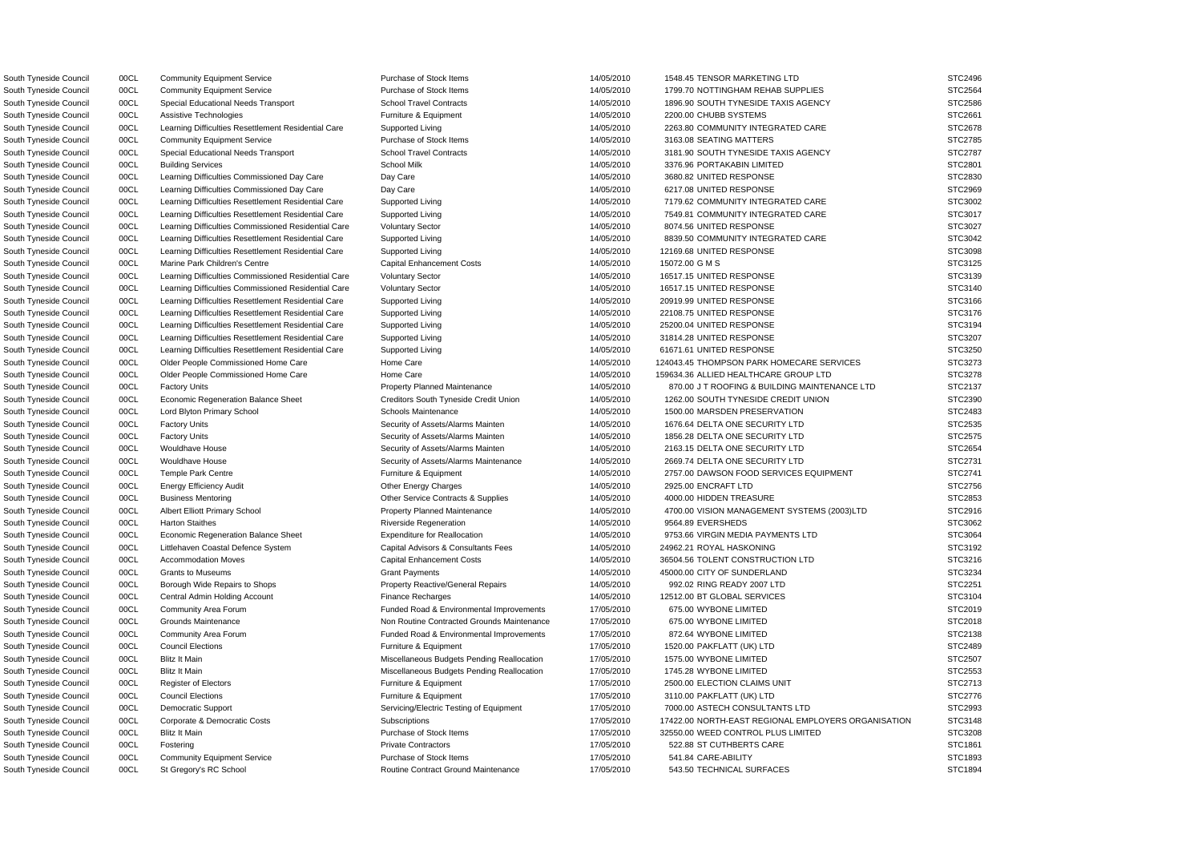| | | | | | | | |
|---|---|---|---|---|---|---|---|
| South Tyneside Council | 00CL | Community Equipment Service | Purchase of Stock Items | 14/05/2010 | 1548.45 | TENSOR MARKETING LTD | STC2496 |
| South Tyneside Council | 00CL | Community Equipment Service | Purchase of Stock Items | 14/05/2010 | 1799.70 | NOTTINGHAM REHAB SUPPLIES | STC2564 |
| South Tyneside Council | 00CL | Special Educational Needs Transport | School Travel Contracts | 14/05/2010 | 1896.90 | SOUTH TYNESIDE TAXIS AGENCY | STC2586 |
| South Tyneside Council | 00CL | Assistive Technologies | Furniture & Equipment | 14/05/2010 | 2200.00 | CHUBB SYSTEMS | STC2661 |
| South Tyneside Council | 00CL | Learning Difficulties Resettlement Residential Care | Supported Living | 14/05/2010 | 2263.80 | COMMUNITY INTEGRATED CARE | STC2678 |
| South Tyneside Council | 00CL | Community Equipment Service | Purchase of Stock Items | 14/05/2010 | 3163.08 | SEATING MATTERS | STC2785 |
| South Tyneside Council | 00CL | Special Educational Needs Transport | School Travel Contracts | 14/05/2010 | 3181.90 | SOUTH TYNESIDE TAXIS AGENCY | STC2787 |
| South Tyneside Council | 00CL | Building Services | School Milk | 14/05/2010 | 3376.96 | PORTAKABIN LIMITED | STC2801 |
| South Tyneside Council | 00CL | Learning Difficulties Commissioned Day Care | Day Care | 14/05/2010 | 3680.82 | UNITED RESPONSE | STC2830 |
| South Tyneside Council | 00CL | Learning Difficulties Commissioned Day Care | Day Care | 14/05/2010 | 6217.08 | UNITED RESPONSE | STC2969 |
| South Tyneside Council | 00CL | Learning Difficulties Resettlement Residential Care | Supported Living | 14/05/2010 | 7179.62 | COMMUNITY INTEGRATED CARE | STC3002 |
| South Tyneside Council | 00CL | Learning Difficulties Resettlement Residential Care | Supported Living | 14/05/2010 | 7549.81 | COMMUNITY INTEGRATED CARE | STC3017 |
| South Tyneside Council | 00CL | Learning Difficulties Commissioned Residential Care | Voluntary Sector | 14/05/2010 | 8074.56 | UNITED RESPONSE | STC3027 |
| South Tyneside Council | 00CL | Learning Difficulties Resettlement Residential Care | Supported Living | 14/05/2010 | 8839.50 | COMMUNITY INTEGRATED CARE | STC3042 |
| South Tyneside Council | 00CL | Learning Difficulties Resettlement Residential Care | Supported Living | 14/05/2010 | 12169.68 | UNITED RESPONSE | STC3098 |
| South Tyneside Council | 00CL | Marine Park Children's Centre | Capital Enhancement Costs | 14/05/2010 | 15072.00 | G M S | STC3125 |
| South Tyneside Council | 00CL | Learning Difficulties Commissioned Residential Care | Voluntary Sector | 14/05/2010 | 16517.15 | UNITED RESPONSE | STC3139 |
| South Tyneside Council | 00CL | Learning Difficulties Commissioned Residential Care | Voluntary Sector | 14/05/2010 | 16517.15 | UNITED RESPONSE | STC3140 |
| South Tyneside Council | 00CL | Learning Difficulties Resettlement Residential Care | Supported Living | 14/05/2010 | 20919.99 | UNITED RESPONSE | STC3166 |
| South Tyneside Council | 00CL | Learning Difficulties Resettlement Residential Care | Supported Living | 14/05/2010 | 22108.75 | UNITED RESPONSE | STC3176 |
| South Tyneside Council | 00CL | Learning Difficulties Resettlement Residential Care | Supported Living | 14/05/2010 | 25200.04 | UNITED RESPONSE | STC3194 |
| South Tyneside Council | 00CL | Learning Difficulties Resettlement Residential Care | Supported Living | 14/05/2010 | 31814.28 | UNITED RESPONSE | STC3207 |
| South Tyneside Council | 00CL | Learning Difficulties Resettlement Residential Care | Supported Living | 14/05/2010 | 61671.61 | UNITED RESPONSE | STC3250 |
| South Tyneside Council | 00CL | Older People Commissioned Home Care | Home Care | 14/05/2010 | 124043.45 | THOMPSON PARK HOMECARE SERVICES | STC3273 |
| South Tyneside Council | 00CL | Older People Commissioned Home Care | Home Care | 14/05/2010 | 159634.36 | ALLIED HEALTHCARE GROUP LTD | STC3278 |
| South Tyneside Council | 00CL | Factory Units | Property Planned Maintenance | 14/05/2010 | 870.00 | J T ROOFING & BUILDING MAINTENANCE LTD | STC2137 |
| South Tyneside Council | 00CL | Economic Regeneration Balance Sheet | Creditors South Tyneside Credit Union | 14/05/2010 | 1262.00 | SOUTH TYNESIDE CREDIT UNION | STC2390 |
| South Tyneside Council | 00CL | Lord Blyton Primary School | Schools Maintenance | 14/05/2010 | 1500.00 | MARSDEN PRESERVATION | STC2483 |
| South Tyneside Council | 00CL | Factory Units | Security of Assets/Alarms Mainten | 14/05/2010 | 1676.64 | DELTA ONE SECURITY LTD | STC2535 |
| South Tyneside Council | 00CL | Factory Units | Security of Assets/Alarms Mainten | 14/05/2010 | 1856.28 | DELTA ONE SECURITY LTD | STC2575 |
| South Tyneside Council | 00CL | Wouldhave House | Security of Assets/Alarms Mainten | 14/05/2010 | 2163.15 | DELTA ONE SECURITY LTD | STC2654 |
| South Tyneside Council | 00CL | Wouldhave House | Security of Assets/Alarms Maintenance | 14/05/2010 | 2669.74 | DELTA ONE SECURITY LTD | STC2731 |
| South Tyneside Council | 00CL | Temple Park Centre | Furniture & Equipment | 14/05/2010 | 2757.00 | DAWSON FOOD SERVICES EQUIPMENT | STC2741 |
| South Tyneside Council | 00CL | Energy Efficiency Audit | Other Energy Charges | 14/05/2010 | 2925.00 | ENCRAFT LTD | STC2756 |
| South Tyneside Council | 00CL | Business Mentoring | Other Service Contracts & Supplies | 14/05/2010 | 4000.00 | HIDDEN TREASURE | STC2853 |
| South Tyneside Council | 00CL | Albert Elliott Primary School | Property Planned Maintenance | 14/05/2010 | 4700.00 | VISION MANAGEMENT SYSTEMS (2003)LTD | STC2916 |
| South Tyneside Council | 00CL | Harton Staithes | Riverside Regeneration | 14/05/2010 | 9564.89 | EVERSHEDS | STC3062 |
| South Tyneside Council | 00CL | Economic Regeneration Balance Sheet | Expenditure for Reallocation | 14/05/2010 | 9753.66 | VIRGIN MEDIA PAYMENTS LTD | STC3064 |
| South Tyneside Council | 00CL | Littlehaven Coastal Defence System | Capital Advisors & Consultants Fees | 14/05/2010 | 24962.21 | ROYAL HASKONING | STC3192 |
| South Tyneside Council | 00CL | Accommodation Moves | Capital Enhancement Costs | 14/05/2010 | 36504.56 | TOLENT CONSTRUCTION LTD | STC3216 |
| South Tyneside Council | 00CL | Grants to Museums | Grant Payments | 14/05/2010 | 45000.00 | CITY OF SUNDERLAND | STC3234 |
| South Tyneside Council | 00CL | Borough Wide Repairs to Shops | Property Reactive/General Repairs | 14/05/2010 | 992.02 | RING READY 2007 LTD | STC2251 |
| South Tyneside Council | 00CL | Central Admin Holding Account | Finance Recharges | 14/05/2010 | 12512.00 | BT GLOBAL SERVICES | STC3104 |
| South Tyneside Council | 00CL | Community Area Forum | Funded Road & Environmental Improvements | 17/05/2010 | 675.00 | WYBONE LIMITED | STC2019 |
| South Tyneside Council | 00CL | Grounds Maintenance | Non Routine Contracted Grounds Maintenance | 17/05/2010 | 675.00 | WYBONE LIMITED | STC2018 |
| South Tyneside Council | 00CL | Community Area Forum | Funded Road & Environmental Improvements | 17/05/2010 | 872.64 | WYBONE LIMITED | STC2138 |
| South Tyneside Council | 00CL | Council Elections | Furniture & Equipment | 17/05/2010 | 1520.00 | PAKFLATT (UK) LTD | STC2489 |
| South Tyneside Council | 00CL | Blitz It Main | Miscellaneous Budgets Pending Reallocation | 17/05/2010 | 1575.00 | WYBONE LIMITED | STC2507 |
| South Tyneside Council | 00CL | Blitz It Main | Miscellaneous Budgets Pending Reallocation | 17/05/2010 | 1745.28 | WYBONE LIMITED | STC2553 |
| South Tyneside Council | 00CL | Register of Electors | Furniture & Equipment | 17/05/2010 | 2500.00 | ELECTION CLAIMS UNIT | STC2713 |
| South Tyneside Council | 00CL | Council Elections | Furniture & Equipment | 17/05/2010 | 3110.00 | PAKFLATT (UK) LTD | STC2776 |
| South Tyneside Council | 00CL | Democratic Support | Servicing/Electric Testing of Equipment | 17/05/2010 | 7000.00 | ASTECH CONSULTANTS LTD | STC2993 |
| South Tyneside Council | 00CL | Corporate & Democratic Costs | Subscriptions | 17/05/2010 | 17422.00 | NORTH-EAST REGIONAL EMPLOYERS ORGANISATION | STC3148 |
| South Tyneside Council | 00CL | Blitz It Main | Purchase of Stock Items | 17/05/2010 | 32550.00 | WEED CONTROL PLUS LIMITED | STC3208 |
| South Tyneside Council | 00CL | Fostering | Private Contractors | 17/05/2010 | 522.88 | ST CUTHBERTS CARE | STC1861 |
| South Tyneside Council | 00CL | Community Equipment Service | Purchase of Stock Items | 17/05/2010 | 541.84 | CARE-ABILITY | STC1893 |
| South Tyneside Council | 00CL | St Gregory's RC School | Routine Contract Ground Maintenance | 17/05/2010 | 543.50 | TECHNICAL SURFACES | STC1894 |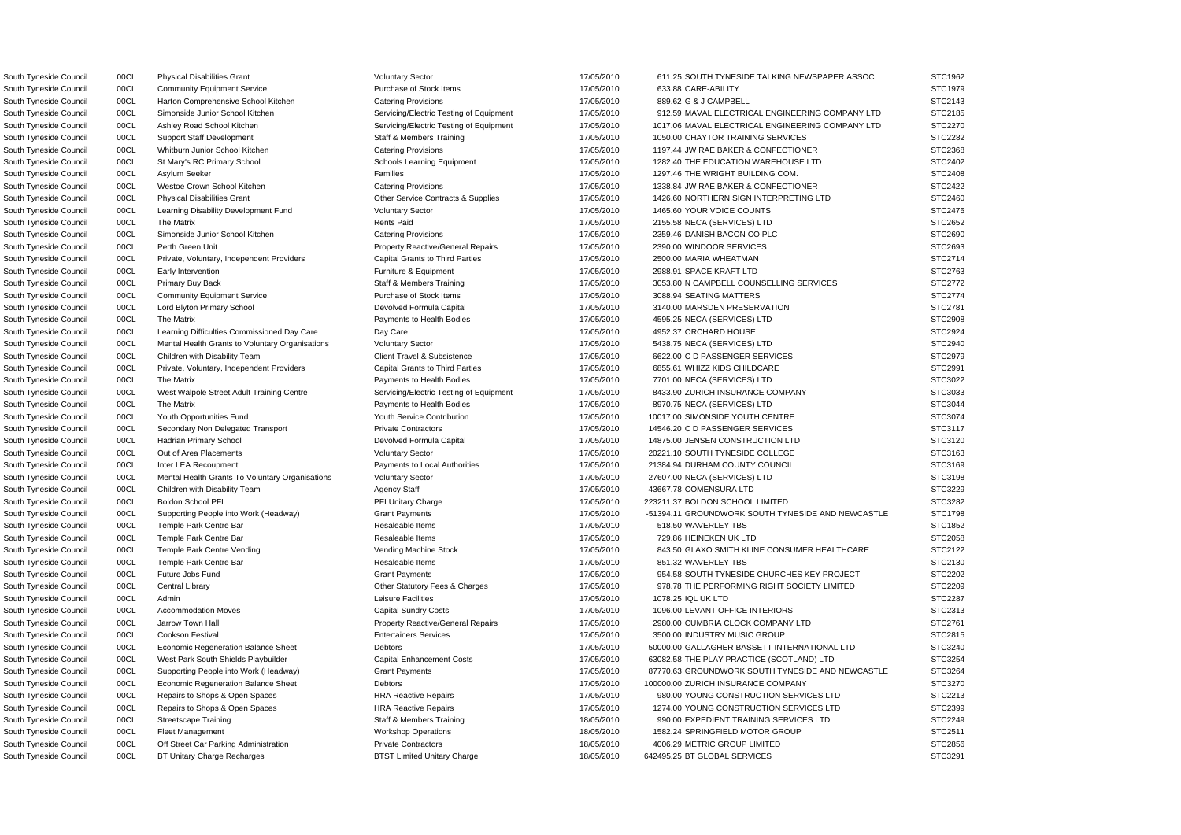| | | | | | | | |
|---|---|---|---|---|---|---|---|
| South Tyneside Council | 00CL | Physical Disabilities Grant | Voluntary Sector | 17/05/2010 | 611.25 | SOUTH TYNESIDE TALKING NEWSPAPER ASSOC | STC1962 |
| South Tyneside Council | 00CL | Community Equipment Service | Purchase of Stock Items | 17/05/2010 | 633.88 | CARE-ABILITY | STC1979 |
| South Tyneside Council | 00CL | Harton Comprehensive School Kitchen | Catering Provisions | 17/05/2010 | 889.62 | G & J CAMPBELL | STC2143 |
| South Tyneside Council | 00CL | Simonside Junior School Kitchen | Servicing/Electric Testing of Equipment | 17/05/2010 | 912.59 | MAVAL ELECTRICAL ENGINEERING COMPANY LTD | STC2185 |
| South Tyneside Council | 00CL | Ashley Road School Kitchen | Servicing/Electric Testing of Equipment | 17/05/2010 | 1017.06 | MAVAL ELECTRICAL ENGINEERING COMPANY LTD | STC2270 |
| South Tyneside Council | 00CL | Support Staff Development | Staff & Members Training | 17/05/2010 | 1050.00 | CHAYTOR TRAINING SERVICES | STC2282 |
| South Tyneside Council | 00CL | Whitburn Junior School Kitchen | Catering Provisions | 17/05/2010 | 1197.44 | JW RAE BAKER & CONFECTIONER | STC2368 |
| South Tyneside Council | 00CL | St Mary's RC Primary School | Schools Learning Equipment | 17/05/2010 | 1282.40 | THE EDUCATION WAREHOUSE LTD | STC2402 |
| South Tyneside Council | 00CL | Asylum Seeker | Families | 17/05/2010 | 1297.46 | THE WRIGHT BUILDING COM. | STC2408 |
| South Tyneside Council | 00CL | Westoe Crown School Kitchen | Catering Provisions | 17/05/2010 | 1338.84 | JW RAE BAKER & CONFECTIONER | STC2422 |
| South Tyneside Council | 00CL | Physical Disabilities Grant | Other Service Contracts & Supplies | 17/05/2010 | 1426.60 | NORTHERN SIGN INTERPRETING LTD | STC2460 |
| South Tyneside Council | 00CL | Learning Disability Development Fund | Voluntary Sector | 17/05/2010 | 1465.60 | YOUR VOICE COUNTS | STC2475 |
| South Tyneside Council | 00CL | The Matrix | Rents Paid | 17/05/2010 | 2155.58 | NECA (SERVICES) LTD | STC2652 |
| South Tyneside Council | 00CL | Simonside Junior School Kitchen | Catering Provisions | 17/05/2010 | 2359.46 | DANISH BACON CO PLC | STC2690 |
| South Tyneside Council | 00CL | Perth Green Unit | Property Reactive/General Repairs | 17/05/2010 | 2390.00 | WINDOOR SERVICES | STC2693 |
| South Tyneside Council | 00CL | Private, Voluntary, Independent Providers | Capital Grants to Third Parties | 17/05/2010 | 2500.00 | MARIA WHEATMAN | STC2714 |
| South Tyneside Council | 00CL | Early Intervention | Furniture & Equipment | 17/05/2010 | 2988.91 | SPACE KRAFT LTD | STC2763 |
| South Tyneside Council | 00CL | Primary Buy Back | Staff & Members Training | 17/05/2010 | 3053.80 | N CAMPBELL COUNSELLING SERVICES | STC2772 |
| South Tyneside Council | 00CL | Community Equipment Service | Purchase of Stock Items | 17/05/2010 | 3088.94 | SEATING MATTERS | STC2774 |
| South Tyneside Council | 00CL | Lord Blyton Primary School | Devolved Formula Capital | 17/05/2010 | 3140.00 | MARSDEN PRESERVATION | STC2781 |
| South Tyneside Council | 00CL | The Matrix | Payments to Health Bodies | 17/05/2010 | 4595.25 | NECA (SERVICES) LTD | STC2908 |
| South Tyneside Council | 00CL | Learning Difficulties Commissioned Day Care | Day Care | 17/05/2010 | 4952.37 | ORCHARD HOUSE | STC2924 |
| South Tyneside Council | 00CL | Mental Health Grants to Voluntary Organisations | Voluntary Sector | 17/05/2010 | 5438.75 | NECA (SERVICES) LTD | STC2940 |
| South Tyneside Council | 00CL | Children with Disability Team | Client Travel & Subsistence | 17/05/2010 | 6622.00 | C D PASSENGER SERVICES | STC2979 |
| South Tyneside Council | 00CL | Private, Voluntary, Independent Providers | Capital Grants to Third Parties | 17/05/2010 | 6855.61 | WHIZZ KIDS CHILDCARE | STC2991 |
| South Tyneside Council | 00CL | The Matrix | Payments to Health Bodies | 17/05/2010 | 7701.00 | NECA (SERVICES) LTD | STC3022 |
| South Tyneside Council | 00CL | West Walpole Street Adult Training Centre | Servicing/Electric Testing of Equipment | 17/05/2010 | 8433.90 | ZURICH INSURANCE COMPANY | STC3033 |
| South Tyneside Council | 00CL | The Matrix | Payments to Health Bodies | 17/05/2010 | 8970.75 | NECA (SERVICES) LTD | STC3044 |
| South Tyneside Council | 00CL | Youth Opportunities Fund | Youth Service Contribution | 17/05/2010 | 10017.00 | SIMONSIDE YOUTH CENTRE | STC3074 |
| South Tyneside Council | 00CL | Secondary Non Delegated Transport | Private Contractors | 17/05/2010 | 14546.20 | C D PASSENGER SERVICES | STC3117 |
| South Tyneside Council | 00CL | Hadrian Primary School | Devolved Formula Capital | 17/05/2010 | 14875.00 | JENSEN CONSTRUCTION LTD | STC3120 |
| South Tyneside Council | 00CL | Out of Area Placements | Voluntary Sector | 17/05/2010 | 20221.10 | SOUTH TYNESIDE COLLEGE | STC3163 |
| South Tyneside Council | 00CL | Inter LEA Recoupment | Payments to Local Authorities | 17/05/2010 | 21384.94 | DURHAM COUNTY COUNCIL | STC3169 |
| South Tyneside Council | 00CL | Mental Health Grants To Voluntary Organisations | Voluntary Sector | 17/05/2010 | 27607.00 | NECA (SERVICES) LTD | STC3198 |
| South Tyneside Council | 00CL | Children with Disability Team | Agency Staff | 17/05/2010 | 43667.78 | COMENSURA LTD | STC3229 |
| South Tyneside Council | 00CL | Boldon School PFI | PFI Unitary Charge | 17/05/2010 | 223211.37 | BOLDON SCHOOL LIMITED | STC3282 |
| South Tyneside Council | 00CL | Supporting People into Work (Headway) | Grant Payments | 17/05/2010 | -51394.11 | GROUNDWORK SOUTH TYNESIDE AND NEWCASTLE | STC1798 |
| South Tyneside Council | 00CL | Temple Park Centre Bar | Resaleable Items | 17/05/2010 | 518.50 | WAVERLEY TBS | STC1852 |
| South Tyneside Council | 00CL | Temple Park Centre Bar | Resaleable Items | 17/05/2010 | 729.86 | HEINEKEN UK LTD | STC2058 |
| South Tyneside Council | 00CL | Temple Park Centre Vending | Vending Machine Stock | 17/05/2010 | 843.50 | GLAXO SMITH KLINE CONSUMER HEALTHCARE | STC2122 |
| South Tyneside Council | 00CL | Temple Park Centre Bar | Resaleable Items | 17/05/2010 | 851.32 | WAVERLEY TBS | STC2130 |
| South Tyneside Council | 00CL | Future Jobs Fund | Grant Payments | 17/05/2010 | 954.58 | SOUTH TYNESIDE CHURCHES KEY PROJECT | STC2202 |
| South Tyneside Council | 00CL | Central Library | Other Statutory Fees & Charges | 17/05/2010 | 978.78 | THE PERFORMING RIGHT SOCIETY LIMITED | STC2209 |
| South Tyneside Council | 00CL | Admin | Leisure Facilities | 17/05/2010 | 1078.25 | IQL UK LTD | STC2287 |
| South Tyneside Council | 00CL | Accommodation Moves | Capital Sundry Costs | 17/05/2010 | 1096.00 | LEVANT OFFICE INTERIORS | STC2313 |
| South Tyneside Council | 00CL | Jarrow Town Hall | Property Reactive/General Repairs | 17/05/2010 | 2980.00 | CUMBRIA CLOCK COMPANY LTD | STC2761 |
| South Tyneside Council | 00CL | Cookson Festival | Entertainers Services | 17/05/2010 | 3500.00 | INDUSTRY MUSIC GROUP | STC2815 |
| South Tyneside Council | 00CL | Economic Regeneration Balance Sheet | Debtors | 17/05/2010 | 50000.00 | GALLAGHER BASSETT INTERNATIONAL LTD | STC3240 |
| South Tyneside Council | 00CL | West Park South Shields Playbuilder | Capital Enhancement Costs | 17/05/2010 | 63082.58 | THE PLAY PRACTICE (SCOTLAND) LTD | STC3254 |
| South Tyneside Council | 00CL | Supporting People into Work (Headway) | Grant Payments | 17/05/2010 | 87770.63 | GROUNDWORK SOUTH TYNESIDE AND NEWCASTLE | STC3264 |
| South Tyneside Council | 00CL | Economic Regeneration Balance Sheet | Debtors | 17/05/2010 | 100000.00 | ZURICH INSURANCE COMPANY | STC3270 |
| South Tyneside Council | 00CL | Repairs to Shops & Open Spaces | HRA Reactive Repairs | 17/05/2010 | 980.00 | YOUNG CONSTRUCTION SERVICES LTD | STC2213 |
| South Tyneside Council | 00CL | Repairs to Shops & Open Spaces | HRA Reactive Repairs | 17/05/2010 | 1274.00 | YOUNG CONSTRUCTION SERVICES LTD | STC2399 |
| South Tyneside Council | 00CL | Streetscape Training | Staff & Members Training | 18/05/2010 | 990.00 | EXPEDIENT TRAINING SERVICES LTD | STC2249 |
| South Tyneside Council | 00CL | Fleet Management | Workshop Operations | 18/05/2010 | 1582.24 | SPRINGFIELD MOTOR GROUP | STC2511 |
| South Tyneside Council | 00CL | Off Street Car Parking Administration | Private Contractors | 18/05/2010 | 4006.29 | METRIC GROUP LIMITED | STC2856 |
| South Tyneside Council | 00CL | BT Unitary Charge Recharges | BTST Limited Unitary Charge | 18/05/2010 | 642495.25 | BT GLOBAL SERVICES | STC3291 |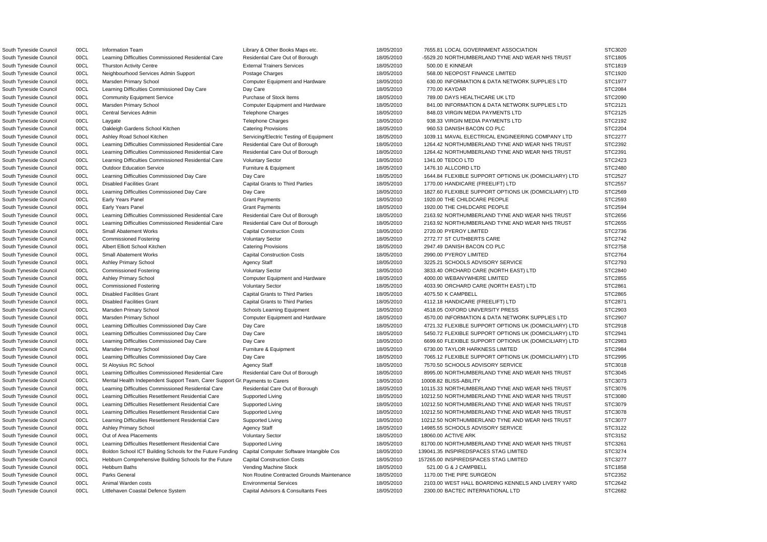| | | | | | | | |
|---|---|---|---|---|---|---|---|
| South Tyneside Council | 00CL | Information Team | Library & Other Books Maps etc. | 18/05/2010 | 7655.81 | LOCAL GOVERNMENT ASSOCIATION | STC3020 |
| South Tyneside Council | 00CL | Learning Difficulties Commissioned Residential Care | Residential Care Out of Borough | 18/05/2010 | -5529.20 | NORTHUMBERLAND TYNE AND WEAR NHS TRUST | STC1805 |
| South Tyneside Council | 00CL | Thurston Activity Centre | External Trainers Services | 18/05/2010 | 500.00 | E KINNEAR | STC1819 |
| South Tyneside Council | 00CL | Neighbourhood Services Admin Support | Postage Charges | 18/05/2010 | 568.00 | NEOPOST FINANCE LIMITED | STC1920 |
| South Tyneside Council | 00CL | Marsden Primary School | Computer Equipment and Hardware | 18/05/2010 | 630.00 | INFORMATION & DATA NETWORK SUPPLIES LTD | STC1977 |
| South Tyneside Council | 00CL | Learning Difficulties Commissioned Day Care | Day Care | 18/05/2010 | 770.00 | KAYDAR | STC2084 |
| South Tyneside Council | 00CL | Community Equipment Service | Purchase of Stock Items | 18/05/2010 | 789.00 | DAYS HEALTHCARE UK LTD | STC2090 |
| South Tyneside Council | 00CL | Marsden Primary School | Computer Equipment and Hardware | 18/05/2010 | 841.00 | INFORMATION & DATA NETWORK SUPPLIES LTD | STC2121 |
| South Tyneside Council | 00CL | Central Services Admin | Telephone Charges | 18/05/2010 | 848.03 | VIRGIN MEDIA PAYMENTS LTD | STC2125 |
| South Tyneside Council | 00CL | Laygate | Telephone Charges | 18/05/2010 | 938.33 | VIRGIN MEDIA PAYMENTS LTD | STC2192 |
| South Tyneside Council | 00CL | Oakleigh Gardens School Kitchen | Catering Provisions | 18/05/2010 | 960.53 | DANISH BACON CO PLC | STC2204 |
| South Tyneside Council | 00CL | Ashley Road School Kitchen | Servicing/Electric Testing of Equipment | 18/05/2010 | 1039.11 | MAVAL ELECTRICAL ENGINEERING COMPANY LTD | STC2277 |
| South Tyneside Council | 00CL | Learning Difficulties Commissioned Residential Care | Residential Care Out of Borough | 18/05/2010 | 1264.42 | NORTHUMBERLAND TYNE AND WEAR NHS TRUST | STC2392 |
| South Tyneside Council | 00CL | Learning Difficulties Commissioned Residential Care | Residential Care Out of Borough | 18/05/2010 | 1264.42 | NORTHUMBERLAND TYNE AND WEAR NHS TRUST | STC2391 |
| South Tyneside Council | 00CL | Learning Difficulties Commissioned Residential Care | Voluntary Sector | 18/05/2010 | 1341.00 | TEDCO LTD | STC2423 |
| South Tyneside Council | 00CL | Outdoor Education Service | Furniture & Equipment | 18/05/2010 | 1476.10 | ALLCORD LTD | STC2480 |
| South Tyneside Council | 00CL | Learning Difficulties Commissioned Day Care | Day Care | 18/05/2010 | 1644.84 | FLEXIBLE SUPPORT OPTIONS UK (DOMICILIARY) LTD | STC2527 |
| South Tyneside Council | 00CL | Disabled Facilities Grant | Capital Grants to Third Parties | 18/05/2010 | 1770.00 | HANDICARE (FREELIFT) LTD | STC2557 |
| South Tyneside Council | 00CL | Learning Difficulties Commissioned Day Care | Day Care | 18/05/2010 | 1827.60 | FLEXIBLE SUPPORT OPTIONS UK (DOMICILIARY) LTD | STC2569 |
| South Tyneside Council | 00CL | Early Years Panel | Grant Payments | 18/05/2010 | 1920.00 | THE CHILDCARE PEOPLE | STC2593 |
| South Tyneside Council | 00CL | Early Years Panel | Grant Payments | 18/05/2010 | 1920.00 | THE CHILDCARE PEOPLE | STC2594 |
| South Tyneside Council | 00CL | Learning Difficulties Commissioned Residential Care | Residential Care Out of Borough | 18/05/2010 | 2163.92 | NORTHUMBERLAND TYNE AND WEAR NHS TRUST | STC2656 |
| South Tyneside Council | 00CL | Learning Difficulties Commissioned Residential Care | Residential Care Out of Borough | 18/05/2010 | 2163.92 | NORTHUMBERLAND TYNE AND WEAR NHS TRUST | STC2655 |
| South Tyneside Council | 00CL | Small Abatement Works | Capital Construction Costs | 18/05/2010 | 2720.00 | PYEROY LIMITED | STC2736 |
| South Tyneside Council | 00CL | Commissioned Fostering | Voluntary Sector | 18/05/2010 | 2772.77 | ST CUTHBERTS CARE | STC2742 |
| South Tyneside Council | 00CL | Albert Elliott School Kitchen | Catering Provisions | 18/05/2010 | 2947.49 | DANISH BACON CO PLC | STC2758 |
| South Tyneside Council | 00CL | Small Abatement Works | Capital Construction Costs | 18/05/2010 | 2990.00 | PYEROY LIMITED | STC2764 |
| South Tyneside Council | 00CL | Ashley Primary School | Agency Staff | 18/05/2010 | 3225.21 | SCHOOLS ADVISORY SERVICE | STC2793 |
| South Tyneside Council | 00CL | Commissioned Fostering | Voluntary Sector | 18/05/2010 | 3833.40 | ORCHARD CARE (NORTH EAST) LTD | STC2840 |
| South Tyneside Council | 00CL | Ashley Primary School | Computer Equipment and Hardware | 18/05/2010 | 4000.00 | WEBANYWHERE LIMITED | STC2855 |
| South Tyneside Council | 00CL | Commissioned Fostering | Voluntary Sector | 18/05/2010 | 4033.90 | ORCHARD CARE (NORTH EAST) LTD | STC2861 |
| South Tyneside Council | 00CL | Disabled Facilities Grant | Capital Grants to Third Parties | 18/05/2010 | 4075.50 | K CAMPBELL | STC2865 |
| South Tyneside Council | 00CL | Disabled Facilities Grant | Capital Grants to Third Parties | 18/05/2010 | 4112.18 | HANDICARE (FREELIFT) LTD | STC2871 |
| South Tyneside Council | 00CL | Marsden Primary School | Schools Learning Equipment | 18/05/2010 | 4518.05 | OXFORD UNIVERSITY PRESS | STC2903 |
| South Tyneside Council | 00CL | Marsden Primary School | Computer Equipment and Hardware | 18/05/2010 | 4570.00 | INFORMATION & DATA NETWORK SUPPLIES LTD | STC2907 |
| South Tyneside Council | 00CL | Learning Difficulties Commissioned Day Care | Day Care | 18/05/2010 | 4721.32 | FLEXIBLE SUPPORT OPTIONS UK (DOMICILIARY) LTD | STC2918 |
| South Tyneside Council | 00CL | Learning Difficulties Commissioned Day Care | Day Care | 18/05/2010 | 5450.72 | FLEXIBLE SUPPORT OPTIONS UK (DOMICILIARY) LTD | STC2941 |
| South Tyneside Council | 00CL | Learning Difficulties Commissioned Day Care | Day Care | 18/05/2010 | 6699.60 | FLEXIBLE SUPPORT OPTIONS UK (DOMICILIARY) LTD | STC2983 |
| South Tyneside Council | 00CL | Marsden Primary School | Furniture & Equipment | 18/05/2010 | 6730.00 | TAYLOR HARKNESS LIMITED | STC2984 |
| South Tyneside Council | 00CL | Learning Difficulties Commissioned Day Care | Day Care | 18/05/2010 | 7065.12 | FLEXIBLE SUPPORT OPTIONS UK (DOMICILIARY) LTD | STC2995 |
| South Tyneside Council | 00CL | St Aloysius RC School | Agency Staff | 18/05/2010 | 7570.50 | SCHOOLS ADVISORY SERVICE | STC3018 |
| South Tyneside Council | 00CL | Learning Difficulties Commissioned Residential Care | Residential Care Out of Borough | 18/05/2010 | 8995.00 | NORTHUMBERLAND TYNE AND WEAR NHS TRUST | STC3045 |
| South Tyneside Council | 00CL | Mental Health Independent Support Team, Carer Support Gr | Payments to Carers | 18/05/2010 | 10008.82 | BLISS-ABILITY | STC3073 |
| South Tyneside Council | 00CL | Learning Difficulties Commissioned Residential Care | Residential Care Out of Borough | 18/05/2010 | 10115.33 | NORTHUMBERLAND TYNE AND WEAR NHS TRUST | STC3076 |
| South Tyneside Council | 00CL | Learning Difficulties Resettlement Residential Care | Supported Living | 18/05/2010 | 10212.50 | NORTHUMBERLAND TYNE AND WEAR NHS TRUST | STC3080 |
| South Tyneside Council | 00CL | Learning Difficulties Resettlement Residential Care | Supported Living | 18/05/2010 | 10212.50 | NORTHUMBERLAND TYNE AND WEAR NHS TRUST | STC3079 |
| South Tyneside Council | 00CL | Learning Difficulties Resettlement Residential Care | Supported Living | 18/05/2010 | 10212.50 | NORTHUMBERLAND TYNE AND WEAR NHS TRUST | STC3078 |
| South Tyneside Council | 00CL | Learning Difficulties Resettlement Residential Care | Supported Living | 18/05/2010 | 10212.50 | NORTHUMBERLAND TYNE AND WEAR NHS TRUST | STC3077 |
| South Tyneside Council | 00CL | Ashley Primary School | Agency Staff | 18/05/2010 | 14985.55 | SCHOOLS ADVISORY SERVICE | STC3122 |
| South Tyneside Council | 00CL | Out of Area Placements | Voluntary Sector | 18/05/2010 | 18060.00 | ACTIVE ARK | STC3152 |
| South Tyneside Council | 00CL | Learning Difficulties Resettlement Residential Care | Supported Living | 18/05/2010 | 81700.00 | NORTHUMBERLAND TYNE AND WEAR NHS TRUST | STC3261 |
| South Tyneside Council | 00CL | Boldon School ICT Building Schools for the Future Funding | Capital Computer Software Intangible Cos | 18/05/2010 | 139041.35 | INSPIREDSPACES STAG LIMITED | STC3274 |
| South Tyneside Council | 00CL | Hebburn Comprehensive Building Schools for the Future | Capital Construction Costs | 18/05/2010 | 157265.00 | INSPIREDSPACES STAG LIMITED | STC3277 |
| South Tyneside Council | 00CL | Hebburn Baths | Vending Machine Stock | 18/05/2010 | 521.00 | G & J CAMPBELL | STC1858 |
| South Tyneside Council | 00CL | Parks General | Non Routine Contracted Grounds Maintenance | 18/05/2010 | 1170.00 | THE PIPE SURGEON | STC2352 |
| South Tyneside Council | 00CL | Animal Warden costs | Environmental Services | 18/05/2010 | 2103.00 | WEST HALL BOARDING KENNELS AND LIVERY YARD | STC2642 |
| South Tyneside Council | 00CL | Littlehaven Coastal Defence System | Capital Advisors & Consultants Fees | 18/05/2010 | 2300.00 | BACTEC INTERNATIONAL LTD | STC2682 |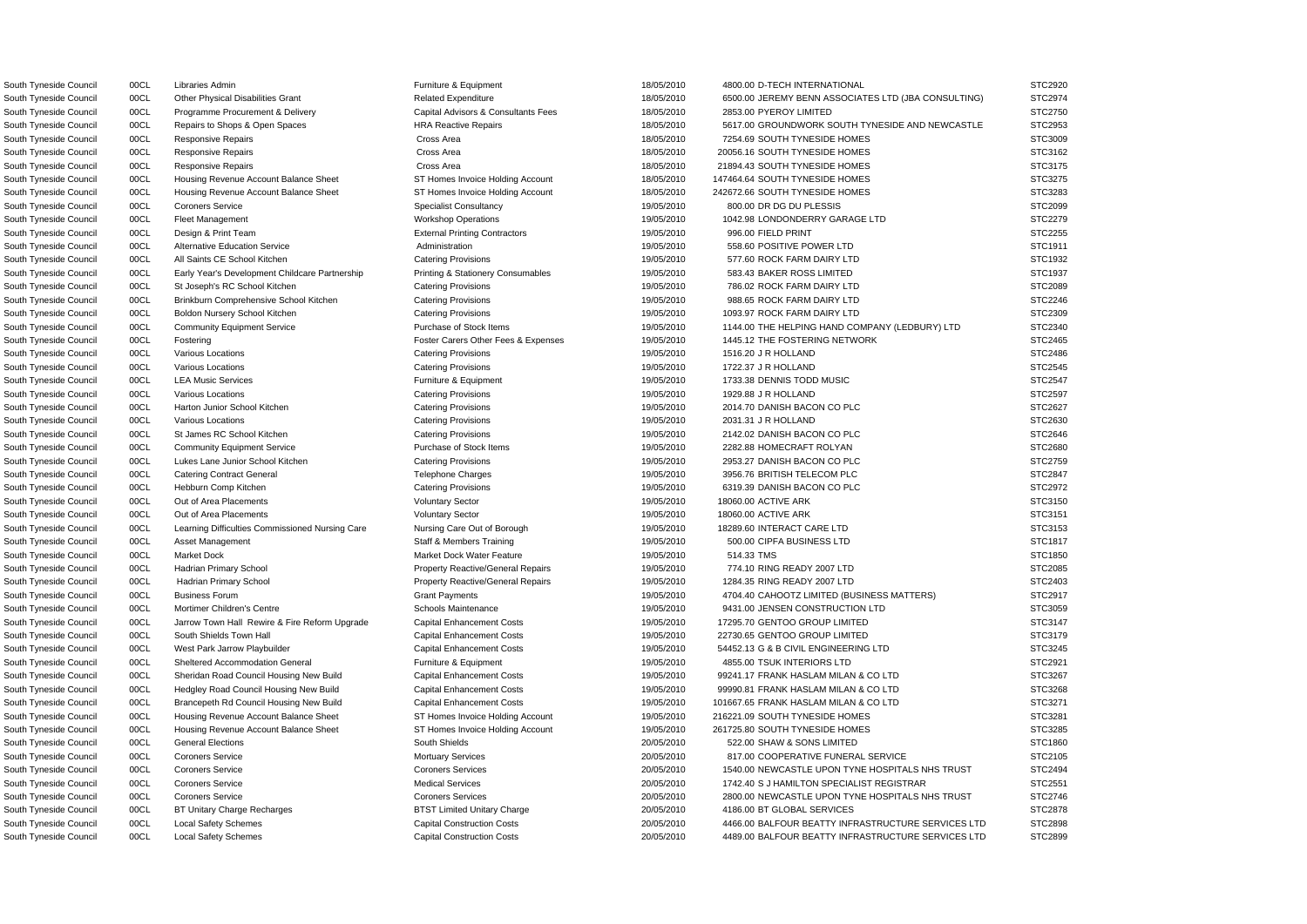| | | | | | | |
|---|---|---|---|---|---|---|
| South Tyneside Council | 00CL | Libraries Admin | Furniture & Equipment | 18/05/2010 | 4800.00 D-TECH INTERNATIONAL | STC2920 |
| South Tyneside Council | 00CL | Other Physical Disabilities Grant | Related Expenditure | 18/05/2010 | 6500.00 JEREMY BENN ASSOCIATES LTD (JBA CONSULTING) | STC2974 |
| South Tyneside Council | 00CL | Programme Procurement & Delivery | Capital Advisors & Consultants Fees | 18/05/2010 | 2853.00 PYEROY LIMITED | STC2750 |
| South Tyneside Council | 00CL | Repairs to Shops & Open Spaces | HRA Reactive Repairs | 18/05/2010 | 5617.00 GROUNDWORK SOUTH TYNESIDE AND NEWCASTLE | STC2953 |
| South Tyneside Council | 00CL | Responsive Repairs | Cross Area | 18/05/2010 | 7254.69 SOUTH TYNESIDE HOMES | STC3009 |
| South Tyneside Council | 00CL | Responsive Repairs | Cross Area | 18/05/2010 | 20056.16 SOUTH TYNESIDE HOMES | STC3162 |
| South Tyneside Council | 00CL | Responsive Repairs | Cross Area | 18/05/2010 | 21894.43 SOUTH TYNESIDE HOMES | STC3175 |
| South Tyneside Council | 00CL | Housing Revenue Account Balance Sheet | ST Homes Invoice Holding Account | 18/05/2010 | 147464.64 SOUTH TYNESIDE HOMES | STC3275 |
| South Tyneside Council | 00CL | Housing Revenue Account Balance Sheet | ST Homes Invoice Holding Account | 18/05/2010 | 242672.66 SOUTH TYNESIDE HOMES | STC3283 |
| South Tyneside Council | 00CL | Coroners Service | Specialist Consultancy | 19/05/2010 | 800.00 DR DG DU PLESSIS | STC2099 |
| South Tyneside Council | 00CL | Fleet Management | Workshop Operations | 19/05/2010 | 1042.98 LONDONDERRY GARAGE LTD | STC2279 |
| South Tyneside Council | 00CL | Design & Print Team | External Printing Contractors | 19/05/2010 | 996.00 FIELD PRINT | STC2255 |
| South Tyneside Council | 00CL | Alternative Education Service | Administration | 19/05/2010 | 558.60 POSITIVE POWER LTD | STC1911 |
| South Tyneside Council | 00CL | All Saints CE School Kitchen | Catering Provisions | 19/05/2010 | 577.60 ROCK FARM DAIRY LTD | STC1932 |
| South Tyneside Council | 00CL | Early Year's Development Childcare Partnership | Printing & Stationery Consumables | 19/05/2010 | 583.43 BAKER ROSS LIMITED | STC1937 |
| South Tyneside Council | 00CL | St Joseph's RC School Kitchen | Catering Provisions | 19/05/2010 | 786.02 ROCK FARM DAIRY LTD | STC2089 |
| South Tyneside Council | 00CL | Brinkburn Comprehensive School Kitchen | Catering Provisions | 19/05/2010 | 988.65 ROCK FARM DAIRY LTD | STC2246 |
| South Tyneside Council | 00CL | Boldon Nursery School Kitchen | Catering Provisions | 19/05/2010 | 1093.97 ROCK FARM DAIRY LTD | STC2309 |
| South Tyneside Council | 00CL | Community Equipment Service | Purchase of Stock Items | 19/05/2010 | 1144.00 THE HELPING HAND COMPANY (LEDBURY) LTD | STC2340 |
| South Tyneside Council | 00CL | Fostering | Foster Carers Other Fees & Expenses | 19/05/2010 | 1445.12 THE FOSTERING NETWORK | STC2465 |
| South Tyneside Council | 00CL | Various Locations | Catering Provisions | 19/05/2010 | 1516.20 J R HOLLAND | STC2486 |
| South Tyneside Council | 00CL | Various Locations | Catering Provisions | 19/05/2010 | 1722.37 J R HOLLAND | STC2545 |
| South Tyneside Council | 00CL | LEA Music Services | Furniture & Equipment | 19/05/2010 | 1733.38 DENNIS TODD MUSIC | STC2547 |
| South Tyneside Council | 00CL | Various Locations | Catering Provisions | 19/05/2010 | 1929.88 J R HOLLAND | STC2597 |
| South Tyneside Council | 00CL | Harton Junior School Kitchen | Catering Provisions | 19/05/2010 | 2014.70 DANISH BACON CO PLC | STC2627 |
| South Tyneside Council | 00CL | Various Locations | Catering Provisions | 19/05/2010 | 2031.31 J R HOLLAND | STC2630 |
| South Tyneside Council | 00CL | St James RC School Kitchen | Catering Provisions | 19/05/2010 | 2142.02 DANISH BACON CO PLC | STC2646 |
| South Tyneside Council | 00CL | Community Equipment Service | Purchase of Stock Items | 19/05/2010 | 2282.88 HOMECRAFT ROLYAN | STC2680 |
| South Tyneside Council | 00CL | Lukes Lane Junior School Kitchen | Catering Provisions | 19/05/2010 | 2953.27 DANISH BACON CO PLC | STC2759 |
| South Tyneside Council | 00CL | Catering Contract General | Telephone Charges | 19/05/2010 | 3956.76 BRITISH TELECOM PLC | STC2847 |
| South Tyneside Council | 00CL | Hebburn Comp Kitchen | Catering Provisions | 19/05/2010 | 6319.39 DANISH BACON CO PLC | STC2972 |
| South Tyneside Council | 00CL | Out of Area Placements | Voluntary Sector | 19/05/2010 | 18060.00 ACTIVE ARK | STC3150 |
| South Tyneside Council | 00CL | Out of Area Placements | Voluntary Sector | 19/05/2010 | 18060.00 ACTIVE ARK | STC3151 |
| South Tyneside Council | 00CL | Learning Difficulties Commissioned Nursing Care | Nursing Care Out of Borough | 19/05/2010 | 18289.60 INTERACT CARE LTD | STC3153 |
| South Tyneside Council | 00CL | Asset Management | Staff & Members Training | 19/05/2010 | 500.00 CIPFA BUSINESS LTD | STC1817 |
| South Tyneside Council | 00CL | Market Dock | Market Dock Water Feature | 19/05/2010 | 514.33 TMS | STC1850 |
| South Tyneside Council | 00CL | Hadrian Primary School | Property Reactive/General Repairs | 19/05/2010 | 774.10 RING READY 2007 LTD | STC2085 |
| South Tyneside Council | 00CL | Hadrian Primary School | Property Reactive/General Repairs | 19/05/2010 | 1284.35 RING READY 2007 LTD | STC2403 |
| South Tyneside Council | 00CL | Business Forum | Grant Payments | 19/05/2010 | 4704.40 CAHOOTZ LIMITED (BUSINESS MATTERS) | STC2917 |
| South Tyneside Council | 00CL | Mortimer Children's Centre | Schools Maintenance | 19/05/2010 | 9431.00 JENSEN CONSTRUCTION LTD | STC3059 |
| South Tyneside Council | 00CL | Jarrow Town Hall Rewire & Fire Reform Upgrade | Capital Enhancement Costs | 19/05/2010 | 17295.70 GENTOO GROUP LIMITED | STC3147 |
| South Tyneside Council | 00CL | South Shields Town Hall | Capital Enhancement Costs | 19/05/2010 | 22730.65 GENTOO GROUP LIMITED | STC3179 |
| South Tyneside Council | 00CL | West Park Jarrow Playbuilder | Capital Enhancement Costs | 19/05/2010 | 54452.13 G & B CIVIL ENGINEERING LTD | STC3245 |
| South Tyneside Council | 00CL | Sheltered Accommodation General | Furniture & Equipment | 19/05/2010 | 4855.00 TSUK INTERIORS LTD | STC2921 |
| South Tyneside Council | 00CL | Sheridan Road Council Housing New Build | Capital Enhancement Costs | 19/05/2010 | 99241.17 FRANK HASLAM MILAN & CO LTD | STC3267 |
| South Tyneside Council | 00CL | Hedgley Road Council Housing New Build | Capital Enhancement Costs | 19/05/2010 | 99990.81 FRANK HASLAM MILAN & CO LTD | STC3268 |
| South Tyneside Council | 00CL | Brancepeth Rd Council Housing New Build | Capital Enhancement Costs | 19/05/2010 | 101667.65 FRANK HASLAM MILAN & CO LTD | STC3271 |
| South Tyneside Council | 00CL | Housing Revenue Account Balance Sheet | ST Homes Invoice Holding Account | 19/05/2010 | 216221.09 SOUTH TYNESIDE HOMES | STC3281 |
| South Tyneside Council | 00CL | Housing Revenue Account Balance Sheet | ST Homes Invoice Holding Account | 19/05/2010 | 261725.80 SOUTH TYNESIDE HOMES | STC3285 |
| South Tyneside Council | 00CL | General Elections | South Shields | 20/05/2010 | 522.00 SHAW & SONS LIMITED | STC1860 |
| South Tyneside Council | 00CL | Coroners Service | Mortuary Services | 20/05/2010 | 817.00 COOPERATIVE FUNERAL SERVICE | STC2105 |
| South Tyneside Council | 00CL | Coroners Service | Coroners Services | 20/05/2010 | 1540.00 NEWCASTLE UPON TYNE HOSPITALS NHS TRUST | STC2494 |
| South Tyneside Council | 00CL | Coroners Service | Medical Services | 20/05/2010 | 1742.40 S J HAMILTON SPECIALIST REGISTRAR | STC2551 |
| South Tyneside Council | 00CL | Coroners Service | Coroners Services | 20/05/2010 | 2800.00 NEWCASTLE UPON TYNE HOSPITALS NHS TRUST | STC2746 |
| South Tyneside Council | 00CL | BT Unitary Charge Recharges | BTST Limited Unitary Charge | 20/05/2010 | 4186.00 BT GLOBAL SERVICES | STC2878 |
| South Tyneside Council | 00CL | Local Safety Schemes | Capital Construction Costs | 20/05/2010 | 4466.00 BALFOUR BEATTY INFRASTRUCTURE SERVICES LTD | STC2898 |
| South Tyneside Council | 00CL | Local Safety Schemes | Capital Construction Costs | 20/05/2010 | 4489.00 BALFOUR BEATTY INFRASTRUCTURE SERVICES LTD | STC2899 |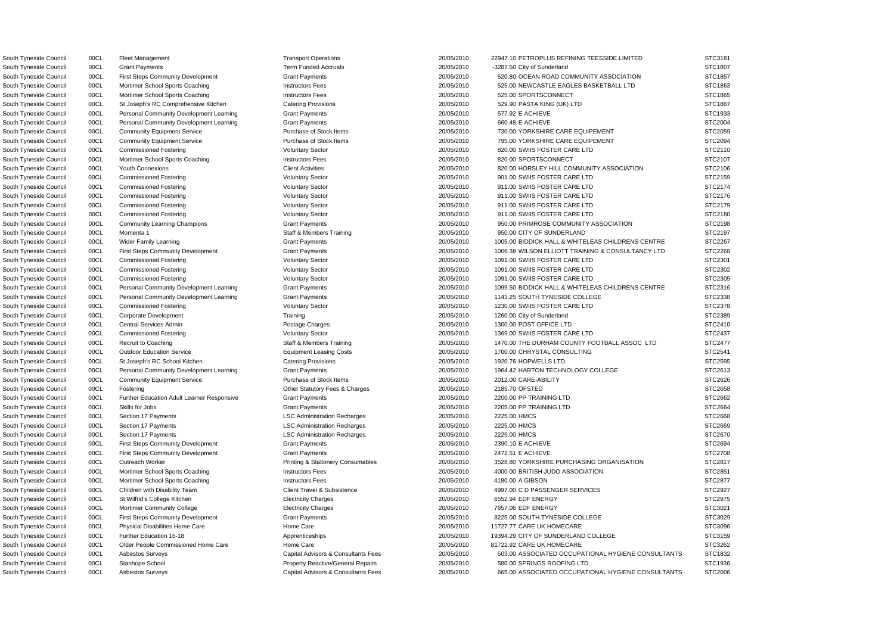| | | | | | | | |
|---|---|---|---|---|---|---|---|
| South Tyneside Council | 00CL | Fleet Management | Transport Operations | 20/05/2010 | 22947.10 | PETROPLUS REFINING TEESSIDE LIMITED | STC3181 |
| South Tyneside Council | 00CL | Grant Payments | Term Funded Accruals | 20/05/2010 | -3287.50 | City of Sunderland | STC1807 |
| South Tyneside Council | 00CL | First Steps Community Development | Grant Payments | 20/05/2010 | 520.80 | OCEAN ROAD COMMUNITY ASSOCIATION | STC1857 |
| South Tyneside Council | 00CL | Mortimer School Sports Coaching | Instructors Fees | 20/05/2010 | 525.00 | NEWCASTLE EAGLES BASKETBALL LTD | STC1863 |
| South Tyneside Council | 00CL | Mortimer School Sports Coaching | Instructors Fees | 20/05/2010 | 525.00 | SPORTSCONNECT | STC1865 |
| South Tyneside Council | 00CL | St Joseph's RC Comprehensive Kitchen | Catering Provisions | 20/05/2010 | 529.90 | PASTA KING (UK) LTD | STC1867 |
| South Tyneside Council | 00CL | Personal Community Development Learning | Grant Payments | 20/05/2010 | 577.92 | E ACHIEVE | STC1933 |
| South Tyneside Council | 00CL | Personal Community Development Learning | Grant Payments | 20/05/2010 | 660.48 | E ACHIEVE | STC2004 |
| South Tyneside Council | 00CL | Community Equipment Service | Purchase of Stock Items | 20/05/2010 | 730.00 | YORKSHIRE CARE EQUIPEMENT | STC2059 |
| South Tyneside Council | 00CL | Community Equipment Service | Purchase of Stock Items | 20/05/2010 | 795.00 | YORKSHIRE CARE EQUIPEMENT | STC2094 |
| South Tyneside Council | 00CL | Commissioned Fostering | Voluntary Sector | 20/05/2010 | 820.00 | SWIIS FOSTER CARE LTD | STC2110 |
| South Tyneside Council | 00CL | Mortimer School Sports Coaching | Instructors Fees | 20/05/2010 | 820.00 | SPORTSCONNECT | STC2107 |
| South Tyneside Council | 00CL | Youth Connexions | Client Activities | 20/05/2010 | 820.00 | HORSLEY HILL COMMUNITY ASSOCIATION | STC2106 |
| South Tyneside Council | 00CL | Commissioned Fostering | Voluntary Sector | 20/05/2010 | 901.00 | SWIIS FOSTER CARE LTD | STC2159 |
| South Tyneside Council | 00CL | Commissioned Fostering | Voluntary Sector | 20/05/2010 | 911.00 | SWIIS FOSTER CARE LTD | STC2174 |
| South Tyneside Council | 00CL | Commissioned Fostering | Voluntary Sector | 20/05/2010 | 911.00 | SWIIS FOSTER CARE LTD | STC2176 |
| South Tyneside Council | 00CL | Commissioned Fostering | Voluntary Sector | 20/05/2010 | 911.00 | SWIIS FOSTER CARE LTD | STC2179 |
| South Tyneside Council | 00CL | Commissioned Fostering | Voluntary Sector | 20/05/2010 | 911.00 | SWIIS FOSTER CARE LTD | STC2180 |
| South Tyneside Council | 00CL | Community Learning Champions | Grant Payments | 20/05/2010 | 950.00 | PRIMROSE COMMUNITY ASSOCIATION | STC2198 |
| South Tyneside Council | 00CL | Momenta 1 | Staff & Members Training | 20/05/2010 | 950.00 | CITY OF SUNDERLAND | STC2197 |
| South Tyneside Council | 00CL | Wider Family Learning | Grant Payments | 20/05/2010 | 1005.00 | BIDDICK HALL & WHITELEAS CHILDRENS CENTRE | STC2267 |
| South Tyneside Council | 00CL | First Steps Community Development | Grant Payments | 20/05/2010 | 1006.38 | WILSON ELLIOTT TRAINING & CONSULTANCY LTD | STC2268 |
| South Tyneside Council | 00CL | Commissioned Fostering | Voluntary Sector | 20/05/2010 | 1091.00 | SWIIS FOSTER CARE LTD | STC2301 |
| South Tyneside Council | 00CL | Commissioned Fostering | Voluntary Sector | 20/05/2010 | 1091.00 | SWIIS FOSTER CARE LTD | STC2302 |
| South Tyneside Council | 00CL | Commissioned Fostering | Voluntary Sector | 20/05/2010 | 1091.00 | SWIIS FOSTER CARE LTD | STC2305 |
| South Tyneside Council | 00CL | Personal Community Development Learning | Grant Payments | 20/05/2010 | 1099.50 | BIDDICK HALL & WHITELEAS CHILDRENS CENTRE | STC2316 |
| South Tyneside Council | 00CL | Personal Community Development Learning | Grant Payments | 20/05/2010 | 1143.25 | SOUTH TYNESIDE COLLEGE | STC2338 |
| South Tyneside Council | 00CL | Commissioned Fostering | Voluntary Sector | 20/05/2010 | 1230.00 | SWIIS FOSTER CARE LTD | STC2378 |
| South Tyneside Council | 00CL | Corporate Development | Training | 20/05/2010 | 1260.00 | City of Sunderland | STC2389 |
| South Tyneside Council | 00CL | Central Services Admin | Postage Charges | 20/05/2010 | 1300.00 | POST OFFICE LTD | STC2410 |
| South Tyneside Council | 00CL | Commissioned Fostering | Voluntary Sector | 20/05/2010 | 1369.00 | SWIIS FOSTER CARE LTD | STC2437 |
| South Tyneside Council | 00CL | Recruit to Coaching | Staff & Members Training | 20/05/2010 | 1470.00 | THE DURHAM COUNTY FOOTBALL ASSOC LTD | STC2477 |
| South Tyneside Council | 00CL | Outdoor Education Service | Equipment Leasing Costs | 20/05/2010 | 1700.00 | CHRYSTAL CONSULTING | STC2541 |
| South Tyneside Council | 00CL | St Joseph's RC School Kitchen | Catering Provisions | 20/05/2010 | 1920.76 | HOPWELLS LTD. | STC2595 |
| South Tyneside Council | 00CL | Personal Community Development Learning | Grant Payments | 20/05/2010 | 1964.42 | HARTON TECHNOLOGY COLLEGE | STC2613 |
| South Tyneside Council | 00CL | Community Equipment Service | Purchase of Stock Items | 20/05/2010 | 2012.00 | CARE-ABILITY | STC2626 |
| South Tyneside Council | 00CL | Fostering | Other Statutory Fees & Charges | 20/05/2010 | 2185.70 | OFSTED | STC2658 |
| South Tyneside Council | 00CL | Further Education Adult Learner Responsive | Grant Payments | 20/05/2010 | 2200.00 | PP TRAINING LTD | STC2662 |
| South Tyneside Council | 00CL | Skills for Jobs | Grant Payments | 20/05/2010 | 2205.00 | PP TRAINING LTD | STC2664 |
| South Tyneside Council | 00CL | Section 17 Payments | LSC Administration Recharges | 20/05/2010 | 2225.00 | HMCS | STC2668 |
| South Tyneside Council | 00CL | Section 17 Payments | LSC Administration Recharges | 20/05/2010 | 2225.00 | HMCS | STC2669 |
| South Tyneside Council | 00CL | Section 17 Payments | LSC Administration Recharges | 20/05/2010 | 2225.00 | HMCS | STC2670 |
| South Tyneside Council | 00CL | First Steps Community Development | Grant Payments | 20/05/2010 | 2390.10 | E ACHIEVE | STC2694 |
| South Tyneside Council | 00CL | First Steps Community Development | Grant Payments | 20/05/2010 | 2472.51 | E ACHIEVE | STC2708 |
| South Tyneside Council | 00CL | Outreach Worker | Printing & Stationery Consumables | 20/05/2010 | 3528.80 | YORKSHIRE PURCHASING ORGANISATION | STC2817 |
| South Tyneside Council | 00CL | Mortimer School Sports Coaching | Instructors Fees | 20/05/2010 | 4000.00 | BRITISH JUDO ASSOCIATION | STC2851 |
| South Tyneside Council | 00CL | Mortimer School Sports Coaching | Instructors Fees | 20/05/2010 | 4180.00 | A GIBSON | STC2877 |
| South Tyneside Council | 00CL | Children with Disability Team | Client Travel & Subsistence | 20/05/2010 | 4997.00 | C D PASSENGER SERVICES | STC2927 |
| South Tyneside Council | 00CL | St Wilfrid's College Kitchen | Electricity Charges | 20/05/2010 | 6552.94 | EDF ENERGY | STC2975 |
| South Tyneside Council | 00CL | Mortimer Community College | Electricity Charges | 20/05/2010 | 7657.06 | EDF ENERGY | STC3021 |
| South Tyneside Council | 00CL | First Steps Community Development | Grant Payments | 20/05/2010 | 8225.00 | SOUTH TYNESIDE COLLEGE | STC3029 |
| South Tyneside Council | 00CL | Physical Disabilities Home Care | Home Care | 20/05/2010 | 11727.77 | CARE UK HOMECARE | STC3096 |
| South Tyneside Council | 00CL | Further Education 16-18 | Apprenticeships | 20/05/2010 | 19394.29 | CITY OF SUNDERLAND COLLEGE | STC3159 |
| South Tyneside Council | 00CL | Older People Commissioned Home Care | Home Care | 20/05/2010 | 81722.92 | CARE UK HOMECARE | STC3262 |
| South Tyneside Council | 00CL | Asbestos Surveys | Capital Advisors & Consultants Fees | 20/05/2010 | 503.00 | ASSOCIATED OCCUPATIONAL HYGIENE CONSULTANTS | STC1832 |
| South Tyneside Council | 00CL | Stanhope School | Property Reactive/General Repairs | 20/05/2010 | 580.00 | SPRINGS ROOFING LTD | STC1936 |
| South Tyneside Council | 00CL | Asbestos Surveys | Capital Advisors & Consultants Fees | 20/05/2010 | 665.00 | ASSOCIATED OCCUPATIONAL HYGIENE CONSULTANTS | STC2006 |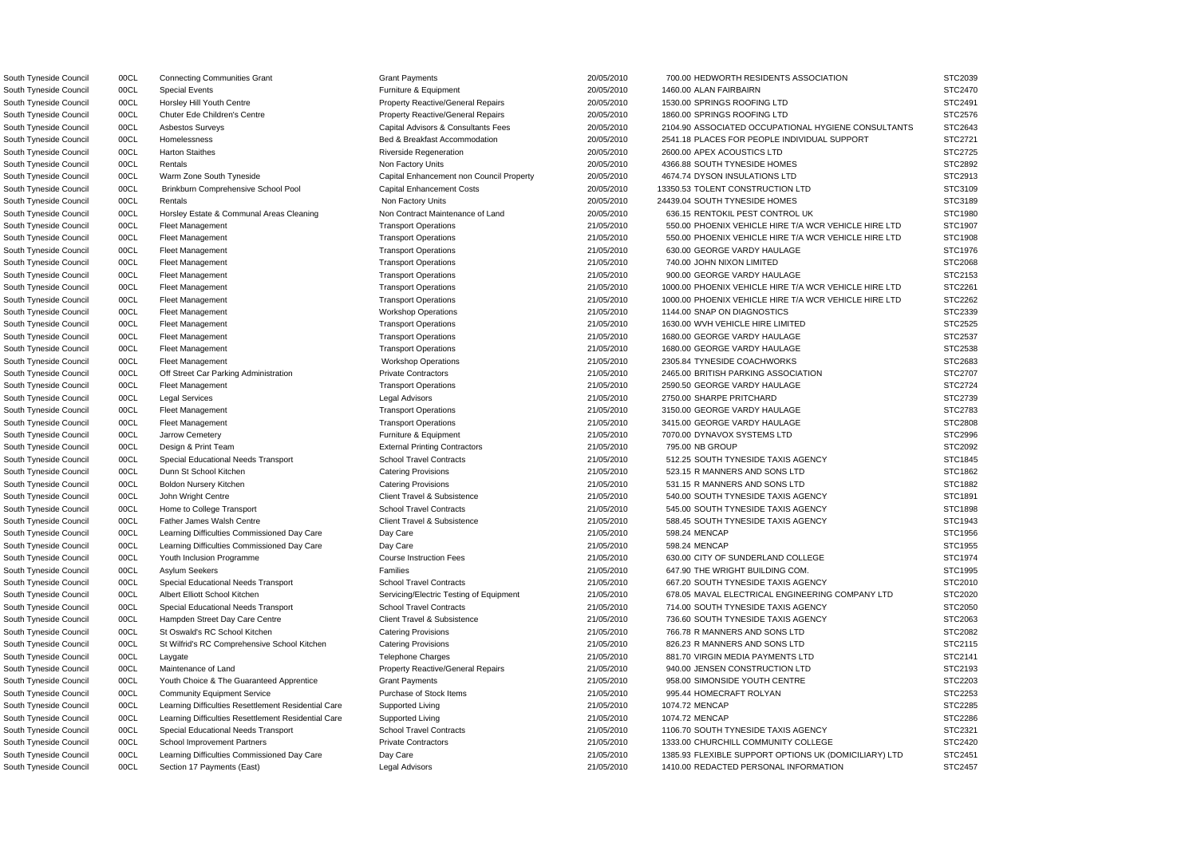| | | | | | | | |
|---|---|---|---|---|---|---|---|
| South Tyneside Council | 00CL | Connecting Communities Grant | Grant Payments | 20/05/2010 | 700.00 | HEDWORTH RESIDENTS ASSOCIATION | STC2039 |
| South Tyneside Council | 00CL | Special Events | Furniture & Equipment | 20/05/2010 | 1460.00 | ALAN FAIRBAIRN | STC2470 |
| South Tyneside Council | 00CL | Horsley Hill Youth Centre | Property Reactive/General Repairs | 20/05/2010 | 1530.00 | SPRINGS ROOFING LTD | STC2491 |
| South Tyneside Council | 00CL | Chuter Ede Children's Centre | Property Reactive/General Repairs | 20/05/2010 | 1860.00 | SPRINGS ROOFING LTD | STC2576 |
| South Tyneside Council | 00CL | Asbestos Surveys | Capital Advisors & Consultants Fees | 20/05/2010 | 2104.90 | ASSOCIATED OCCUPATIONAL HYGIENE CONSULTANTS | STC2643 |
| South Tyneside Council | 00CL | Homelessness | Bed & Breakfast Accommodation | 20/05/2010 | 2541.18 | PLACES FOR PEOPLE INDIVIDUAL SUPPORT | STC2721 |
| South Tyneside Council | 00CL | Harton Staithes | Riverside Regeneration | 20/05/2010 | 2600.00 | APEX ACOUSTICS LTD | STC2725 |
| South Tyneside Council | 00CL | Rentals | Non Factory Units | 20/05/2010 | 4366.88 | SOUTH TYNESIDE HOMES | STC2892 |
| South Tyneside Council | 00CL | Warm Zone South Tyneside | Capital Enhancement non Council Property | 20/05/2010 | 4674.74 | DYSON INSULATIONS LTD | STC2913 |
| South Tyneside Council | 00CL | Brinkburn Comprehensive School Pool | Capital Enhancement Costs | 20/05/2010 | 13350.53 | TOLENT CONSTRUCTION LTD | STC3109 |
| South Tyneside Council | 00CL | Rentals | Non Factory Units | 20/05/2010 | 24439.04 | SOUTH TYNESIDE HOMES | STC3189 |
| South Tyneside Council | 00CL | Horsley Estate & Communal Areas Cleaning | Non Contract Maintenance of Land | 20/05/2010 | 636.15 | RENTOKIL PEST CONTROL UK | STC1980 |
| South Tyneside Council | 00CL | Fleet Management | Transport Operations | 21/05/2010 | 550.00 | PHOENIX VEHICLE HIRE T/A WCR VEHICLE HIRE LTD | STC1907 |
| South Tyneside Council | 00CL | Fleet Management | Transport Operations | 21/05/2010 | 550.00 | PHOENIX VEHICLE HIRE T/A WCR VEHICLE HIRE LTD | STC1908 |
| South Tyneside Council | 00CL | Fleet Management | Transport Operations | 21/05/2010 | 630.00 | GEORGE VARDY HAULAGE | STC1976 |
| South Tyneside Council | 00CL | Fleet Management | Transport Operations | 21/05/2010 | 740.00 | JOHN NIXON LIMITED | STC2068 |
| South Tyneside Council | 00CL | Fleet Management | Transport Operations | 21/05/2010 | 900.00 | GEORGE VARDY HAULAGE | STC2153 |
| South Tyneside Council | 00CL | Fleet Management | Transport Operations | 21/05/2010 | 1000.00 | PHOENIX VEHICLE HIRE T/A WCR VEHICLE HIRE LTD | STC2261 |
| South Tyneside Council | 00CL | Fleet Management | Transport Operations | 21/05/2010 | 1000.00 | PHOENIX VEHICLE HIRE T/A WCR VEHICLE HIRE LTD | STC2262 |
| South Tyneside Council | 00CL | Fleet Management | Workshop Operations | 21/05/2010 | 1144.00 | SNAP ON DIAGNOSTICS | STC2339 |
| South Tyneside Council | 00CL | Fleet Management | Transport Operations | 21/05/2010 | 1630.00 | WVH VEHICLE HIRE LIMITED | STC2525 |
| South Tyneside Council | 00CL | Fleet Management | Transport Operations | 21/05/2010 | 1680.00 | GEORGE VARDY HAULAGE | STC2537 |
| South Tyneside Council | 00CL | Fleet Management | Transport Operations | 21/05/2010 | 1680.00 | GEORGE VARDY HAULAGE | STC2538 |
| South Tyneside Council | 00CL | Fleet Management | Workshop Operations | 21/05/2010 | 2305.84 | TYNESIDE COACHWORKS | STC2683 |
| South Tyneside Council | 00CL | Off Street Car Parking Administration | Private Contractors | 21/05/2010 | 2465.00 | BRITISH PARKING ASSOCIATION | STC2707 |
| South Tyneside Council | 00CL | Fleet Management | Transport Operations | 21/05/2010 | 2590.50 | GEORGE VARDY HAULAGE | STC2724 |
| South Tyneside Council | 00CL | Legal Services | Legal Advisors | 21/05/2010 | 2750.00 | SHARPE PRITCHARD | STC2739 |
| South Tyneside Council | 00CL | Fleet Management | Transport Operations | 21/05/2010 | 3150.00 | GEORGE VARDY HAULAGE | STC2783 |
| South Tyneside Council | 00CL | Fleet Management | Transport Operations | 21/05/2010 | 3415.00 | GEORGE VARDY HAULAGE | STC2808 |
| South Tyneside Council | 00CL | Jarrow Cemetery | Furniture & Equipment | 21/05/2010 | 7070.00 | DYNAVOX SYSTEMS LTD | STC2996 |
| South Tyneside Council | 00CL | Design & Print Team | External Printing Contractors | 21/05/2010 | 795.00 | NB GROUP | STC2092 |
| South Tyneside Council | 00CL | Special Educational Needs Transport | School Travel Contracts | 21/05/2010 | 512.25 | SOUTH TYNESIDE TAXIS AGENCY | STC1845 |
| South Tyneside Council | 00CL | Dunn St School Kitchen | Catering Provisions | 21/05/2010 | 523.15 | R MANNERS AND SONS LTD | STC1862 |
| South Tyneside Council | 00CL | Boldon Nursery Kitchen | Catering Provisions | 21/05/2010 | 531.15 | R MANNERS AND SONS LTD | STC1882 |
| South Tyneside Council | 00CL | John Wright Centre | Client Travel & Subsistence | 21/05/2010 | 540.00 | SOUTH TYNESIDE TAXIS AGENCY | STC1891 |
| South Tyneside Council | 00CL | Home to College Transport | School Travel Contracts | 21/05/2010 | 545.00 | SOUTH TYNESIDE TAXIS AGENCY | STC1898 |
| South Tyneside Council | 00CL | Father James Walsh Centre | Client Travel & Subsistence | 21/05/2010 | 588.45 | SOUTH TYNESIDE TAXIS AGENCY | STC1943 |
| South Tyneside Council | 00CL | Learning Difficulties Commissioned Day Care | Day Care | 21/05/2010 | 598.24 | MENCAP | STC1956 |
| South Tyneside Council | 00CL | Learning Difficulties Commissioned Day Care | Day Care | 21/05/2010 | 598.24 | MENCAP | STC1955 |
| South Tyneside Council | 00CL | Youth Inclusion Programme | Course Instruction Fees | 21/05/2010 | 630.00 | CITY OF SUNDERLAND COLLEGE | STC1974 |
| South Tyneside Council | 00CL | Asylum Seekers | Families | 21/05/2010 | 647.90 | THE WRIGHT BUILDING COM. | STC1995 |
| South Tyneside Council | 00CL | Special Educational Needs Transport | School Travel Contracts | 21/05/2010 | 667.20 | SOUTH TYNESIDE TAXIS AGENCY | STC2010 |
| South Tyneside Council | 00CL | Albert Elliott School Kitchen | Servicing/Electric Testing of Equipment | 21/05/2010 | 678.05 | MAVAL ELECTRICAL ENGINEERING COMPANY LTD | STC2020 |
| South Tyneside Council | 00CL | Special Educational Needs Transport | School Travel Contracts | 21/05/2010 | 714.00 | SOUTH TYNESIDE TAXIS AGENCY | STC2050 |
| South Tyneside Council | 00CL | Hampden Street Day Care Centre | Client Travel & Subsistence | 21/05/2010 | 736.60 | SOUTH TYNESIDE TAXIS AGENCY | STC2063 |
| South Tyneside Council | 00CL | St Oswald's RC School Kitchen | Catering Provisions | 21/05/2010 | 766.78 | R MANNERS AND SONS LTD | STC2082 |
| South Tyneside Council | 00CL | St Wilfrid's RC Comprehensive School Kitchen | Catering Provisions | 21/05/2010 | 826.23 | R MANNERS AND SONS LTD | STC2115 |
| South Tyneside Council | 00CL | Laygate | Telephone Charges | 21/05/2010 | 881.70 | VIRGIN MEDIA PAYMENTS LTD | STC2141 |
| South Tyneside Council | 00CL | Maintenance of Land | Property Reactive/General Repairs | 21/05/2010 | 940.00 | JENSEN CONSTRUCTION LTD | STC2193 |
| South Tyneside Council | 00CL | Youth Choice & The Guaranteed Apprentice | Grant Payments | 21/05/2010 | 958.00 | SIMONSIDE YOUTH CENTRE | STC2203 |
| South Tyneside Council | 00CL | Community Equipment Service | Purchase of Stock Items | 21/05/2010 | 995.44 | HOMECRAFT ROLYAN | STC2253 |
| South Tyneside Council | 00CL | Learning Difficulties Resettlement Residential Care | Supported Living | 21/05/2010 | 1074.72 | MENCAP | STC2285 |
| South Tyneside Council | 00CL | Learning Difficulties Resettlement Residential Care | Supported Living | 21/05/2010 | 1074.72 | MENCAP | STC2286 |
| South Tyneside Council | 00CL | Special Educational Needs Transport | School Travel Contracts | 21/05/2010 | 1106.70 | SOUTH TYNESIDE TAXIS AGENCY | STC2321 |
| South Tyneside Council | 00CL | School Improvement Partners | Private Contractors | 21/05/2010 | 1333.00 | CHURCHILL COMMUNITY COLLEGE | STC2420 |
| South Tyneside Council | 00CL | Learning Difficulties Commissioned Day Care | Day Care | 21/05/2010 | 1385.93 | FLEXIBLE SUPPORT OPTIONS UK (DOMICILIARY) LTD | STC2451 |
| South Tyneside Council | 00CL | Section 17 Payments (East) | Legal Advisors | 21/05/2010 | 1410.00 | REDACTED PERSONAL INFORMATION | STC2457 |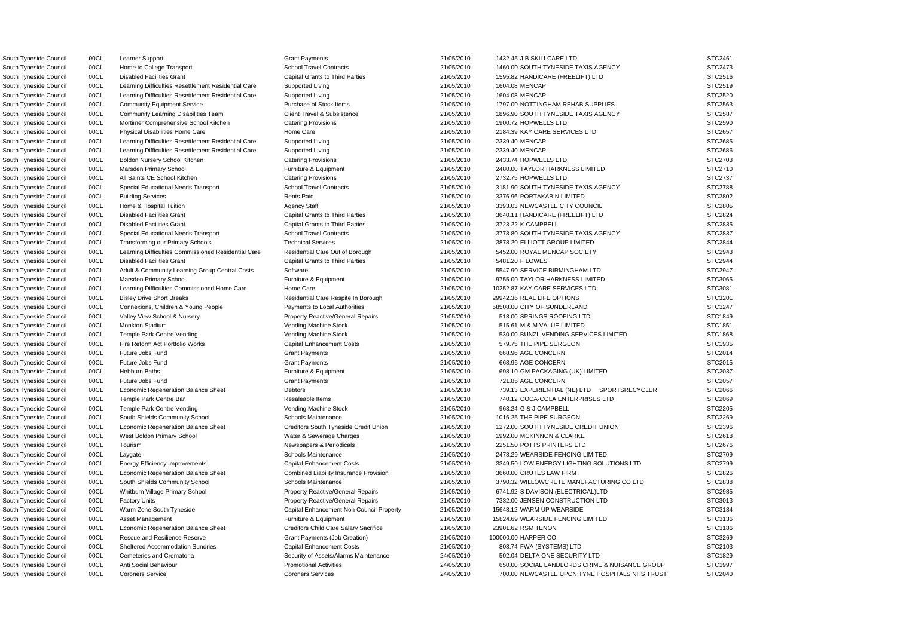| | | | | | | | |
|---|---|---|---|---|---|---|---|
| South Tyneside Council | 00CL | Learner Support | Grant Payments | 21/05/2010 | 1432.45 | J B SKILLCARE LTD | STC2461 |
| South Tyneside Council | 00CL | Home to College Transport | School Travel Contracts | 21/05/2010 | 1460.00 | SOUTH TYNESIDE TAXIS AGENCY | STC2473 |
| South Tyneside Council | 00CL | Disabled Facilities Grant | Capital Grants to Third Parties | 21/05/2010 | 1595.82 | HANDICARE (FREELIFT) LTD | STC2516 |
| South Tyneside Council | 00CL | Learning Difficulties Resettlement Residential Care | Supported Living | 21/05/2010 | 1604.08 | MENCAP | STC2519 |
| South Tyneside Council | 00CL | Learning Difficulties Resettlement Residential Care | Supported Living | 21/05/2010 | 1604.08 | MENCAP | STC2520 |
| South Tyneside Council | 00CL | Community Equipment Service | Purchase of Stock Items | 21/05/2010 | 1797.00 | NOTTINGHAM REHAB SUPPLIES | STC2563 |
| South Tyneside Council | 00CL | Community Learning Disabilities Team | Client Travel & Subsistence | 21/05/2010 | 1896.90 | SOUTH TYNESIDE TAXIS AGENCY | STC2587 |
| South Tyneside Council | 00CL | Mortimer Comprehensive School Kitchen | Catering Provisions | 21/05/2010 | 1900.72 | HOPWELLS LTD. | STC2590 |
| South Tyneside Council | 00CL | Physical Disabilities Home Care | Home Care | 21/05/2010 | 2184.39 | KAY CARE SERVICES LTD | STC2657 |
| South Tyneside Council | 00CL | Learning Difficulties Resettlement Residential Care | Supported Living | 21/05/2010 | 2339.40 | MENCAP | STC2685 |
| South Tyneside Council | 00CL | Learning Difficulties Resettlement Residential Care | Supported Living | 21/05/2010 | 2339.40 | MENCAP | STC2686 |
| South Tyneside Council | 00CL | Boldon Nursery School Kitchen | Catering Provisions | 21/05/2010 | 2433.74 | HOPWELLS LTD. | STC2703 |
| South Tyneside Council | 00CL | Marsden Primary School | Furniture & Equipment | 21/05/2010 | 2480.00 | TAYLOR HARKNESS LIMITED | STC2710 |
| South Tyneside Council | 00CL | All Saints CE School Kitchen | Catering Provisions | 21/05/2010 | 2732.75 | HOPWELLS LTD. | STC2737 |
| South Tyneside Council | 00CL | Special Educational Needs Transport | School Travel Contracts | 21/05/2010 | 3181.90 | SOUTH TYNESIDE TAXIS AGENCY | STC2788 |
| South Tyneside Council | 00CL | Building Services | Rents Paid | 21/05/2010 | 3376.96 | PORTAKABIN LIMITED | STC2802 |
| South Tyneside Council | 00CL | Home & Hospital Tuition | Agency Staff | 21/05/2010 | 3393.03 | NEWCASTLE CITY COUNCIL | STC2805 |
| South Tyneside Council | 00CL | Disabled Facilities Grant | Capital Grants to Third Parties | 21/05/2010 | 3640.11 | HANDICARE (FREELIFT) LTD | STC2824 |
| South Tyneside Council | 00CL | Disabled Facilities Grant | Capital Grants to Third Parties | 21/05/2010 | 3723.22 | K CAMPBELL | STC2835 |
| South Tyneside Council | 00CL | Special Educational Needs Transport | School Travel Contracts | 21/05/2010 | 3778.80 | SOUTH TYNESIDE TAXIS AGENCY | STC2837 |
| South Tyneside Council | 00CL | Transforming our Primary Schools | Technical Services | 21/05/2010 | 3878.20 | ELLIOTT GROUP LIMITED | STC2844 |
| South Tyneside Council | 00CL | Learning Difficulties Commissioned Residential Care | Residential Care Out of Borough | 21/05/2010 | 5452.00 | ROYAL MENCAP SOCIETY | STC2943 |
| South Tyneside Council | 00CL | Disabled Facilities Grant | Capital Grants to Third Parties | 21/05/2010 | 5481.20 | F LOWES | STC2944 |
| South Tyneside Council | 00CL | Adult & Community Learning Group Central Costs | Software | 21/05/2010 | 5547.90 | SERVICE BIRMINGHAM LTD | STC2947 |
| South Tyneside Council | 00CL | Marsden Primary School | Furniture & Equipment | 21/05/2010 | 9755.00 | TAYLOR HARKNESS LIMITED | STC3065 |
| South Tyneside Council | 00CL | Learning Difficulties Commissioned Home Care | Home Care | 21/05/2010 | 10252.87 | KAY CARE SERVICES LTD | STC3081 |
| South Tyneside Council | 00CL | Bisley Drive Short Breaks | Residential Care Respite In Borough | 21/05/2010 | 29942.36 | REAL LIFE OPTIONS | STC3201 |
| South Tyneside Council | 00CL | Connexions, Children & Young People | Payments to Local Authorities | 21/05/2010 | 58508.00 | CITY OF SUNDERLAND | STC3247 |
| South Tyneside Council | 00CL | Valley View School & Nursery | Property Reactive/General Repairs | 21/05/2010 | 513.00 | SPRINGS ROOFING LTD | STC1849 |
| South Tyneside Council | 00CL | Monkton Stadium | Vending Machine Stock | 21/05/2010 | 515.61 | M & M VALUE LIMITED | STC1851 |
| South Tyneside Council | 00CL | Temple Park Centre Vending | Vending Machine Stock | 21/05/2010 | 530.00 | BUNZL VENDING SERVICES LIMITED | STC1868 |
| South Tyneside Council | 00CL | Fire Reform Act Portfolio Works | Capital Enhancement Costs | 21/05/2010 | 579.75 | THE PIPE SURGEON | STC1935 |
| South Tyneside Council | 00CL | Future Jobs Fund | Grant Payments | 21/05/2010 | 668.96 | AGE CONCERN | STC2014 |
| South Tyneside Council | 00CL | Future Jobs Fund | Grant Payments | 21/05/2010 | 668.96 | AGE CONCERN | STC2015 |
| South Tyneside Council | 00CL | Hebburn Baths | Furniture & Equipment | 21/05/2010 | 698.10 | GM PACKAGING (UK) LIMITED | STC2037 |
| South Tyneside Council | 00CL | Future Jobs Fund | Grant Payments | 21/05/2010 | 721.85 | AGE CONCERN | STC2057 |
| South Tyneside Council | 00CL | Economic Regeneration Balance Sheet | Debtors | 21/05/2010 | 739.13 | EXPERIENTIAL (NE) LTD SPORTSRECYCLER | STC2066 |
| South Tyneside Council | 00CL | Temple Park Centre Bar | Resaleable Items | 21/05/2010 | 740.12 | COCA-COLA ENTERPRISES LTD | STC2069 |
| South Tyneside Council | 00CL | Temple Park Centre Vending | Vending Machine Stock | 21/05/2010 | 963.24 | G & J CAMPBELL | STC2205 |
| South Tyneside Council | 00CL | South Shields Community School | Schools Maintenance | 21/05/2010 | 1016.25 | THE PIPE SURGEON | STC2269 |
| South Tyneside Council | 00CL | Economic Regeneration Balance Sheet | Creditors South Tyneside Credit Union | 21/05/2010 | 1272.00 | SOUTH TYNESIDE CREDIT UNION | STC2396 |
| South Tyneside Council | 00CL | West Boldon Primary School | Water & Sewerage Charges | 21/05/2010 | 1992.00 | MCKINNON & CLARKE | STC2618 |
| South Tyneside Council | 00CL | Tourism | Newspapers & Periodicals | 21/05/2010 | 2251.50 | POTTS PRINTERS LTD | STC2676 |
| South Tyneside Council | 00CL | Laygate | Schools Maintenance | 21/05/2010 | 2478.29 | WEARSIDE FENCING LIMITED | STC2709 |
| South Tyneside Council | 00CL | Energy Efficiency Improvements | Capital Enhancement Costs | 21/05/2010 | 3349.50 | LOW ENERGY LIGHTING SOLUTIONS LTD | STC2799 |
| South Tyneside Council | 00CL | Economic Regeneration Balance Sheet | Combined Liability Insurance Provision | 21/05/2010 | 3660.00 | CRUTES LAW FIRM | STC2826 |
| South Tyneside Council | 00CL | South Shields Community School | Schools Maintenance | 21/05/2010 | 3790.32 | WILLOWCRETE MANUFACTURING CO LTD | STC2838 |
| South Tyneside Council | 00CL | Whitburn Village Primary School | Property Reactive/General Repairs | 21/05/2010 | 6741.92 | S DAVISON (ELECTRICAL)LTD | STC2985 |
| South Tyneside Council | 00CL | Factory Units | Property Reactive/General Repairs | 21/05/2010 | 7332.00 | JENSEN CONSTRUCTION LTD | STC3013 |
| South Tyneside Council | 00CL | Warm Zone South Tyneside | Capital Enhancement Non Council Property | 21/05/2010 | 15648.12 | WARM UP WEARSIDE | STC3134 |
| South Tyneside Council | 00CL | Asset Management | Furniture & Equipment | 21/05/2010 | 15824.69 | WEARSIDE FENCING LIMITED | STC3136 |
| South Tyneside Council | 00CL | Economic Regeneration Balance Sheet | Creditors Child Care Salary Sacrifice | 21/05/2010 | 23901.62 | RSM TENON | STC3186 |
| South Tyneside Council | 00CL | Rescue and Resilience Reserve | Grant Payments (Job Creation) | 21/05/2010 | 100000.00 | HARPER CO | STC3269 |
| South Tyneside Council | 00CL | Sheltered Accommodation Sundries | Capital Enhancement Costs | 21/05/2010 | 803.74 | FWA (SYSTEMS) LTD | STC2103 |
| South Tyneside Council | 00CL | Cemeteries and Crematoria | Security of Assets/Alarms Maintenance | 24/05/2010 | 502.04 | DELTA ONE SECURITY LTD | STC1829 |
| South Tyneside Council | 00CL | Anti Social Behaviour | Promotional Activities | 24/05/2010 | 650.00 | SOCIAL LANDLORDS CRIME & NUISANCE GROUP | STC1997 |
| South Tyneside Council | 00CL | Coroners Service | Coroners Services | 24/05/2010 | 700.00 | NEWCASTLE UPON TYNE HOSPITALS NHS TRUST | STC2040 |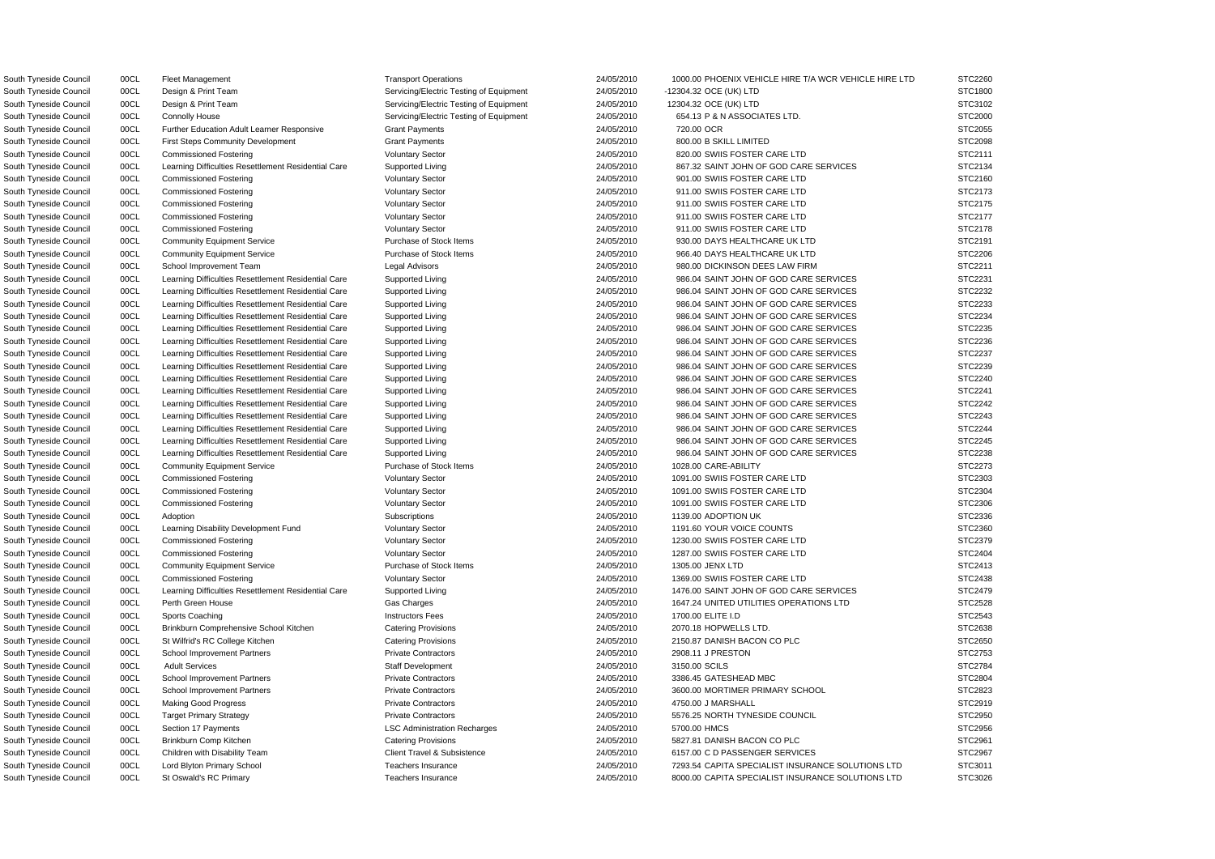| | | | | | | | |
|---|---|---|---|---|---|---|---|
| South Tyneside Council | 00CL | Fleet Management | Transport Operations | 24/05/2010 | 1000.00 | PHOENIX VEHICLE HIRE T/A WCR VEHICLE HIRE LTD | STC2260 |
| South Tyneside Council | 00CL | Design & Print Team | Servicing/Electric Testing of Equipment | 24/05/2010 | -12304.32 | OCE (UK) LTD | STC1800 |
| South Tyneside Council | 00CL | Design & Print Team | Servicing/Electric Testing of Equipment | 24/05/2010 | 12304.32 | OCE (UK) LTD | STC3102 |
| South Tyneside Council | 00CL | Connolly House | Servicing/Electric Testing of Equipment | 24/05/2010 | 654.13 | P & N ASSOCIATES LTD. | STC2000 |
| South Tyneside Council | 00CL | Further Education Adult Learner Responsive | Grant Payments | 24/05/2010 | 720.00 | OCR | STC2055 |
| South Tyneside Council | 00CL | First Steps Community Development | Grant Payments | 24/05/2010 | 800.00 | B SKILL LIMITED | STC2098 |
| South Tyneside Council | 00CL | Commissioned Fostering | Voluntary Sector | 24/05/2010 | 820.00 | SWIIS FOSTER CARE LTD | STC2111 |
| South Tyneside Council | 00CL | Learning Difficulties Resettlement Residential Care | Supported Living | 24/05/2010 | 867.32 | SAINT JOHN OF GOD CARE SERVICES | STC2134 |
| South Tyneside Council | 00CL | Commissioned Fostering | Voluntary Sector | 24/05/2010 | 901.00 | SWIIS FOSTER CARE LTD | STC2160 |
| South Tyneside Council | 00CL | Commissioned Fostering | Voluntary Sector | 24/05/2010 | 911.00 | SWIIS FOSTER CARE LTD | STC2173 |
| South Tyneside Council | 00CL | Commissioned Fostering | Voluntary Sector | 24/05/2010 | 911.00 | SWIIS FOSTER CARE LTD | STC2175 |
| South Tyneside Council | 00CL | Commissioned Fostering | Voluntary Sector | 24/05/2010 | 911.00 | SWIIS FOSTER CARE LTD | STC2177 |
| South Tyneside Council | 00CL | Commissioned Fostering | Voluntary Sector | 24/05/2010 | 911.00 | SWIIS FOSTER CARE LTD | STC2178 |
| South Tyneside Council | 00CL | Community Equipment Service | Purchase of Stock Items | 24/05/2010 | 930.00 | DAYS HEALTHCARE UK LTD | STC2191 |
| South Tyneside Council | 00CL | Community Equipment Service | Purchase of Stock Items | 24/05/2010 | 966.40 | DAYS HEALTHCARE UK LTD | STC2206 |
| South Tyneside Council | 00CL | School Improvement Team | Legal Advisors | 24/05/2010 | 980.00 | DICKINSON DEES LAW FIRM | STC2211 |
| South Tyneside Council | 00CL | Learning Difficulties Resettlement Residential Care | Supported Living | 24/05/2010 | 986.04 | SAINT JOHN OF GOD CARE SERVICES | STC2231 |
| South Tyneside Council | 00CL | Learning Difficulties Resettlement Residential Care | Supported Living | 24/05/2010 | 986.04 | SAINT JOHN OF GOD CARE SERVICES | STC2232 |
| South Tyneside Council | 00CL | Learning Difficulties Resettlement Residential Care | Supported Living | 24/05/2010 | 986.04 | SAINT JOHN OF GOD CARE SERVICES | STC2233 |
| South Tyneside Council | 00CL | Learning Difficulties Resettlement Residential Care | Supported Living | 24/05/2010 | 986.04 | SAINT JOHN OF GOD CARE SERVICES | STC2234 |
| South Tyneside Council | 00CL | Learning Difficulties Resettlement Residential Care | Supported Living | 24/05/2010 | 986.04 | SAINT JOHN OF GOD CARE SERVICES | STC2235 |
| South Tyneside Council | 00CL | Learning Difficulties Resettlement Residential Care | Supported Living | 24/05/2010 | 986.04 | SAINT JOHN OF GOD CARE SERVICES | STC2236 |
| South Tyneside Council | 00CL | Learning Difficulties Resettlement Residential Care | Supported Living | 24/05/2010 | 986.04 | SAINT JOHN OF GOD CARE SERVICES | STC2237 |
| South Tyneside Council | 00CL | Learning Difficulties Resettlement Residential Care | Supported Living | 24/05/2010 | 986.04 | SAINT JOHN OF GOD CARE SERVICES | STC2239 |
| South Tyneside Council | 00CL | Learning Difficulties Resettlement Residential Care | Supported Living | 24/05/2010 | 986.04 | SAINT JOHN OF GOD CARE SERVICES | STC2240 |
| South Tyneside Council | 00CL | Learning Difficulties Resettlement Residential Care | Supported Living | 24/05/2010 | 986.04 | SAINT JOHN OF GOD CARE SERVICES | STC2241 |
| South Tyneside Council | 00CL | Learning Difficulties Resettlement Residential Care | Supported Living | 24/05/2010 | 986.04 | SAINT JOHN OF GOD CARE SERVICES | STC2242 |
| South Tyneside Council | 00CL | Learning Difficulties Resettlement Residential Care | Supported Living | 24/05/2010 | 986.04 | SAINT JOHN OF GOD CARE SERVICES | STC2243 |
| South Tyneside Council | 00CL | Learning Difficulties Resettlement Residential Care | Supported Living | 24/05/2010 | 986.04 | SAINT JOHN OF GOD CARE SERVICES | STC2244 |
| South Tyneside Council | 00CL | Learning Difficulties Resettlement Residential Care | Supported Living | 24/05/2010 | 986.04 | SAINT JOHN OF GOD CARE SERVICES | STC2245 |
| South Tyneside Council | 00CL | Learning Difficulties Resettlement Residential Care | Supported Living | 24/05/2010 | 986.04 | SAINT JOHN OF GOD CARE SERVICES | STC2238 |
| South Tyneside Council | 00CL | Community Equipment Service | Purchase of Stock Items | 24/05/2010 | 1028.00 | CARE-ABILITY | STC2273 |
| South Tyneside Council | 00CL | Commissioned Fostering | Voluntary Sector | 24/05/2010 | 1091.00 | SWIIS FOSTER CARE LTD | STC2303 |
| South Tyneside Council | 00CL | Commissioned Fostering | Voluntary Sector | 24/05/2010 | 1091.00 | SWIIS FOSTER CARE LTD | STC2304 |
| South Tyneside Council | 00CL | Commissioned Fostering | Voluntary Sector | 24/05/2010 | 1091.00 | SWIIS FOSTER CARE LTD | STC2306 |
| South Tyneside Council | 00CL | Adoption | Subscriptions | 24/05/2010 | 1139.00 | ADOPTION UK | STC2336 |
| South Tyneside Council | 00CL | Learning Disability Development Fund | Voluntary Sector | 24/05/2010 | 1191.60 | YOUR VOICE COUNTS | STC2360 |
| South Tyneside Council | 00CL | Commissioned Fostering | Voluntary Sector | 24/05/2010 | 1230.00 | SWIIS FOSTER CARE LTD | STC2379 |
| South Tyneside Council | 00CL | Commissioned Fostering | Voluntary Sector | 24/05/2010 | 1287.00 | SWIIS FOSTER CARE LTD | STC2404 |
| South Tyneside Council | 00CL | Community Equipment Service | Purchase of Stock Items | 24/05/2010 | 1305.00 | JENX LTD | STC2413 |
| South Tyneside Council | 00CL | Commissioned Fostering | Voluntary Sector | 24/05/2010 | 1369.00 | SWIIS FOSTER CARE LTD | STC2438 |
| South Tyneside Council | 00CL | Learning Difficulties Resettlement Residential Care | Supported Living | 24/05/2010 | 1476.00 | SAINT JOHN OF GOD CARE SERVICES | STC2479 |
| South Tyneside Council | 00CL | Perth Green House | Gas Charges | 24/05/2010 | 1647.24 | UNITED UTILITIES OPERATIONS LTD | STC2528 |
| South Tyneside Council | 00CL | Sports Coaching | Instructors Fees | 24/05/2010 | 1700.00 | ELITE I.D | STC2543 |
| South Tyneside Council | 00CL | Brinkburn Comprehensive School Kitchen | Catering Provisions | 24/05/2010 | 2070.18 | HOPWELLS LTD. | STC2638 |
| South Tyneside Council | 00CL | St Wilfrid's RC College Kitchen | Catering Provisions | 24/05/2010 | 2150.87 | DANISH BACON CO PLC | STC2650 |
| South Tyneside Council | 00CL | School Improvement Partners | Private Contractors | 24/05/2010 | 2908.11 | J PRESTON | STC2753 |
| South Tyneside Council | 00CL | Adult Services | Staff Development | 24/05/2010 | 3150.00 | SCILS | STC2784 |
| South Tyneside Council | 00CL | School Improvement Partners | Private Contractors | 24/05/2010 | 3386.45 | GATESHEAD MBC | STC2804 |
| South Tyneside Council | 00CL | School Improvement Partners | Private Contractors | 24/05/2010 | 3600.00 | MORTIMER PRIMARY SCHOOL | STC2823 |
| South Tyneside Council | 00CL | Making Good Progress | Private Contractors | 24/05/2010 | 4750.00 | J MARSHALL | STC2919 |
| South Tyneside Council | 00CL | Target Primary Strategy | Private Contractors | 24/05/2010 | 5576.25 | NORTH TYNESIDE COUNCIL | STC2950 |
| South Tyneside Council | 00CL | Section 17 Payments | LSC Administration Recharges | 24/05/2010 | 5700.00 | HMCS | STC2956 |
| South Tyneside Council | 00CL | Brinkburn Comp Kitchen | Catering Provisions | 24/05/2010 | 5827.81 | DANISH BACON CO PLC | STC2961 |
| South Tyneside Council | 00CL | Children with Disability Team | Client Travel & Subsistence | 24/05/2010 | 6157.00 | C D PASSENGER SERVICES | STC2967 |
| South Tyneside Council | 00CL | Lord Blyton Primary School | Teachers Insurance | 24/05/2010 | 7293.54 | CAPITA SPECIALIST INSURANCE SOLUTIONS LTD | STC3011 |
| South Tyneside Council | 00CL | St Oswald's RC Primary | Teachers Insurance | 24/05/2010 | 8000.00 | CAPITA SPECIALIST INSURANCE SOLUTIONS LTD | STC3026 |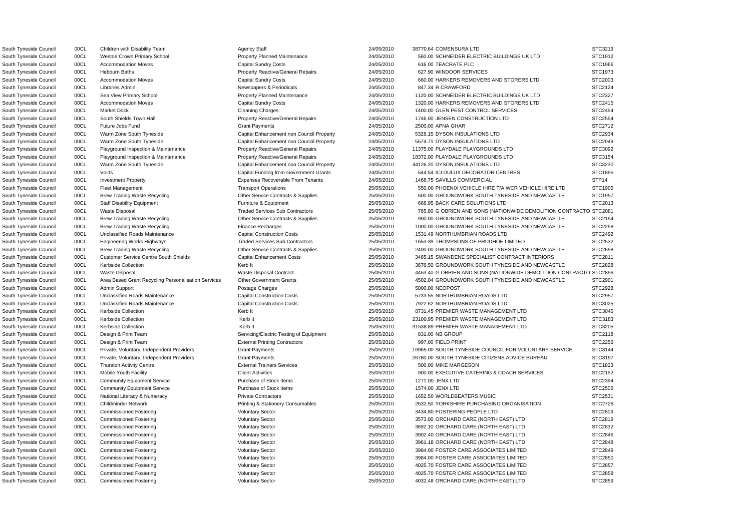| | | | | | | |
|---|---|---|---|---|---|---|
| South Tyneside Council | 00CL | Children with Disability Team | Agency Staff | 24/05/2010 | 38770.64 COMENSURA LTD | STC3219 |
| South Tyneside Council | 00CL | Westoe Crown Primary School | Property Planned Maintenance | 24/05/2010 | 560.00 SCHNEIDER ELECTRIC BUILDINGS UK LTD | STC1912 |
| South Tyneside Council | 00CL | Accommodation Moves | Capital Sundry Costs | 24/05/2010 | 616.00 TEACRATE PLC | STC1966 |
| South Tyneside Council | 00CL | Hebburn Baths | Property Reactive/General Repairs | 24/05/2010 | 627.90 WINDOOR SERVICES | STC1973 |
| South Tyneside Council | 00CL | Accommodation Moves | Capital Sundry Costs | 24/05/2010 | 660.00 HARKERS REMOVERS AND STORERS LTD | STC2003 |
| South Tyneside Council | 00CL | Libraries Admin | Newspapers & Periodicals | 24/05/2010 | 847.34 R CRAWFORD | STC2124 |
| South Tyneside Council | 00CL | Sea View Primary School | Property Planned Maintenance | 24/05/2010 | 1120.00 SCHNEIDER ELECTRIC BUILDINGS UK LTD | STC2327 |
| South Tyneside Council | 00CL | Accommodation Moves | Capital Sundry Costs | 24/05/2010 | 1320.00 HARKERS REMOVERS AND STORERS LTD | STC2415 |
| South Tyneside Council | 00CL | Market Dock | Cleaning Charges | 24/05/2010 | 1400.00 GLEN PEST CONTROL SERVICES | STC2454 |
| South Tyneside Council | 00CL | South Shields Town Hall | Property Reactive/General Repairs | 24/05/2010 | 1746.00 JENSEN CONSTRUCTION LTD | STC2554 |
| South Tyneside Council | 00CL | Future Jobs Fund | Grant Payments | 24/05/2010 | 2500.00 APNA GHAR | STC2712 |
| South Tyneside Council | 00CL | Warm Zone South Tyneside | Capital Enhancement non Council Property | 24/05/2010 | 5328.15 DYSON INSULATIONS LTD | STC2934 |
| South Tyneside Council | 00CL | Warm Zone South Tyneside | Capital Enhancement non Council Property | 24/05/2010 | 5574.71 DYSON INSULATIONS LTD | STC2949 |
| South Tyneside Council | 00CL | Playground Inspection & Maintenance | Property Reactive/General Repairs | 24/05/2010 | 11375.00 PLAYDALE PLAYGROUNDS LTD | STC3092 |
| South Tyneside Council | 00CL | Playground Inspection & Maintenance | Property Reactive/General Repairs | 24/05/2010 | 18372.00 PLAYDALE PLAYGROUNDS LTD | STC3154 |
| South Tyneside Council | 00CL | Warm Zone South Tyneside | Capital Enhancement non Council Property | 24/05/2010 | 44126.20 DYSON INSULATIONS LTD | STC3230 |
| South Tyneside Council | 00CL | Voids | Capital Funding from Government Grants | 24/05/2010 | 544.54 ICI DULUX DECORATOR CENTRES | STC1895 |
| South Tyneside Council | 00CL | Investment Property | Expenses Recoverable From Tenants | 24/05/2010 | 1468.75 SAVILLS COMMERCIAL | STP14 |
| South Tyneside Council | 00CL | Fleet Management | Transport Operations | 25/05/2010 | 550.00 PHOENIX VEHICLE HIRE T/A WCR VEHICLE HIRE LTD | STC1905 |
| South Tyneside Council | 00CL | Brew Trading Waste Recycling | Other Service Contracts & Supplies | 25/05/2010 | 600.00 GROUNDWORK SOUTH TYNESIDE AND NEWCASTLE | STC1957 |
| South Tyneside Council | 00CL | Staff Disability Equipment | Furniture & Equipment | 25/05/2010 | 668.95 BACK CARE SOLUTIONS LTD | STC2013 |
| South Tyneside Council | 00CL | Waste Disposal | Traded Services Sub Contractors | 25/05/2010 | 765.80 G OBRIEN AND SONS (NATIONWIDE DEMOLITION CONTRACTO | STC2081 |
| South Tyneside Council | 00CL | Brew Trading Waste Recycling | Other Service Contracts & Supplies | 25/05/2010 | 900.00 GROUNDWORK SOUTH TYNESIDE AND NEWCASTLE | STC2154 |
| South Tyneside Council | 00CL | Brew Trading Waste Recycling | Finance Recharges | 25/05/2010 | 1000.00 GROUNDWORK SOUTH TYNESIDE AND NEWCASTLE | STC2258 |
| South Tyneside Council | 00CL | Unclassified Roads Maintenance | Capital Construction Costs | 25/05/2010 | 1531.49 NORTHUMBRIAN ROADS LTD | STC2492 |
| South Tyneside Council | 00CL | Engineering Works Highways | Traded Services Sub Contractors | 25/05/2010 | 1653.39 THOMPSONS OF PRUDHOE LIMITED | STC2532 |
| South Tyneside Council | 00CL | Brew Trading Waste Recycling | Other Service Contracts & Supplies | 25/05/2010 | 2400.00 GROUNDWORK SOUTH TYNESIDE AND NEWCASTLE | STC2698 |
| South Tyneside Council | 00CL | Customer Service Centre South Shields | Capital Enhancement Costs | 25/05/2010 | 3465.15 SWANDENE SPECIALIST CONTRACT INTERIORS | STC2811 |
| South Tyneside Council | 00CL | Kerbside Collection | Kerb It | 25/05/2010 | 3676.50 GROUNDWORK SOUTH TYNESIDE AND NEWCASTLE | STC2828 |
| South Tyneside Council | 00CL | Waste Disposal | Waste Disposal Contract | 25/05/2010 | 4453.40 G OBRIEN AND SONS (NATIONWIDE DEMOLITION CONTRACTO | STC2896 |
| South Tyneside Council | 00CL | Area Based Grant Recycling Personalisation Services | Other Government Grants | 25/05/2010 | 4502.04 GROUNDWORK SOUTH TYNESIDE AND NEWCASTLE | STC2901 |
| South Tyneside Council | 00CL | Admin Support | Postage Charges | 25/05/2010 | 5000.00 NEOPOST | STC2928 |
| South Tyneside Council | 00CL | Unclassified Roads Maintenance | Capital Construction Costs | 25/05/2010 | 5733.55 NORTHUMBRIAN ROADS LTD | STC2957 |
| South Tyneside Council | 00CL | Unclassified Roads Maintenance | Capital Construction Costs | 25/05/2010 | 7922.62 NORTHUMBRIAN ROADS LTD | STC3025 |
| South Tyneside Council | 00CL | Kerbside Collection | Kerb It | 25/05/2010 | 8731.45 PREMIER WASTE MANAGEMENT LTD | STC3040 |
| South Tyneside Council | 00CL | Kerbside Collection | Kerb It | 25/05/2010 | 23100.95 PREMIER WASTE MANAGEMENT LTD | STC3183 |
| South Tyneside Council | 00CL | Kerbside Collection | Kerb It | 25/05/2010 | 31538.89 PREMIER WASTE MANAGEMENT LTD | STC3205 |
| South Tyneside Council | 00CL | Design & Print Team | Servicing/Electric Testing of Equipment | 25/05/2010 | 831.00 NB GROUP | STC2118 |
| South Tyneside Council | 00CL | Design & Print Team | External Printing Contractors | 25/05/2010 | 997.00 FIELD PRINT | STC2256 |
| South Tyneside Council | 00CL | Private, Voluntary, Independent Providers | Grant Payments | 25/05/2010 | 16965.00 SOUTH TYNESIDE COUNCIL FOR VOLUNTARY SERVICE | STC3144 |
| South Tyneside Council | 00CL | Private, Voluntary, Independent Providers | Grant Payments | 25/05/2010 | 26780.00 SOUTH TYNESIDE CITIZENS ADVICE BUREAU | STC3197 |
| South Tyneside Council | 00CL | Thurston Activity Centre | External Trainers Services | 25/05/2010 | 500.00 MIKE MARGESON | STC1823 |
| South Tyneside Council | 00CL | Mobile Youth Facility | Client Activities | 25/05/2010 | 900.00 EXECUTIVE CATERING & COACH SERVICES | STC2152 |
| South Tyneside Council | 00CL | Community Equipment Service | Purchase of Stock Items | 25/05/2010 | 1271.00 JENX LTD | STC2394 |
| South Tyneside Council | 00CL | Community Equipment Service | Purchase of Stock Items | 25/05/2010 | 1574.00 JENX LTD | STC2506 |
| South Tyneside Council | 00CL | National Literacy & Numeracy | Private Contractors | 25/05/2010 | 1652.50 WORLDBEATERS MUSIC | STC2531 |
| South Tyneside Council | 00CL | Childminder Network | Printing & Stationery Consumables | 25/05/2010 | 2632.50 YORKSHIRE PURCHASING ORGANISATION | STC2726 |
| South Tyneside Council | 00CL | Commissioned Fostering | Voluntary Sector | 25/05/2010 | 3434.80 FOSTERING PEOPLE LTD | STC2809 |
| South Tyneside Council | 00CL | Commissioned Fostering | Voluntary Sector | 25/05/2010 | 3573.00 ORCHARD CARE (NORTH EAST) LTD | STC2819 |
| South Tyneside Council | 00CL | Commissioned Fostering | Voluntary Sector | 25/05/2010 | 3692.10 ORCHARD CARE (NORTH EAST) LTD | STC2832 |
| South Tyneside Council | 00CL | Commissioned Fostering | Voluntary Sector | 25/05/2010 | 3902.40 ORCHARD CARE (NORTH EAST) LTD | STC2846 |
| South Tyneside Council | 00CL | Commissioned Fostering | Voluntary Sector | 25/05/2010 | 3961.18 ORCHARD CARE (NORTH EAST) LTD | STC2848 |
| South Tyneside Council | 00CL | Commissioned Fostering | Voluntary Sector | 25/05/2010 | 3984.00 FOSTER CARE ASSOCIATES LIMITED | STC2849 |
| South Tyneside Council | 00CL | Commissioned Fostering | Voluntary Sector | 25/05/2010 | 3984.00 FOSTER CARE ASSOCIATES LIMITED | STC2850 |
| South Tyneside Council | 00CL | Commissioned Fostering | Voluntary Sector | 25/05/2010 | 4025.70 FOSTER CARE ASSOCIATES LIMITED | STC2857 |
| South Tyneside Council | 00CL | Commissioned Fostering | Voluntary Sector | 25/05/2010 | 4025.70 FOSTER CARE ASSOCIATES LIMITED | STC2858 |
| South Tyneside Council | 00CL | Commissioned Fostering | Voluntary Sector | 25/05/2010 | 4032.48 ORCHARD CARE (NORTH EAST) LTD | STC2859 |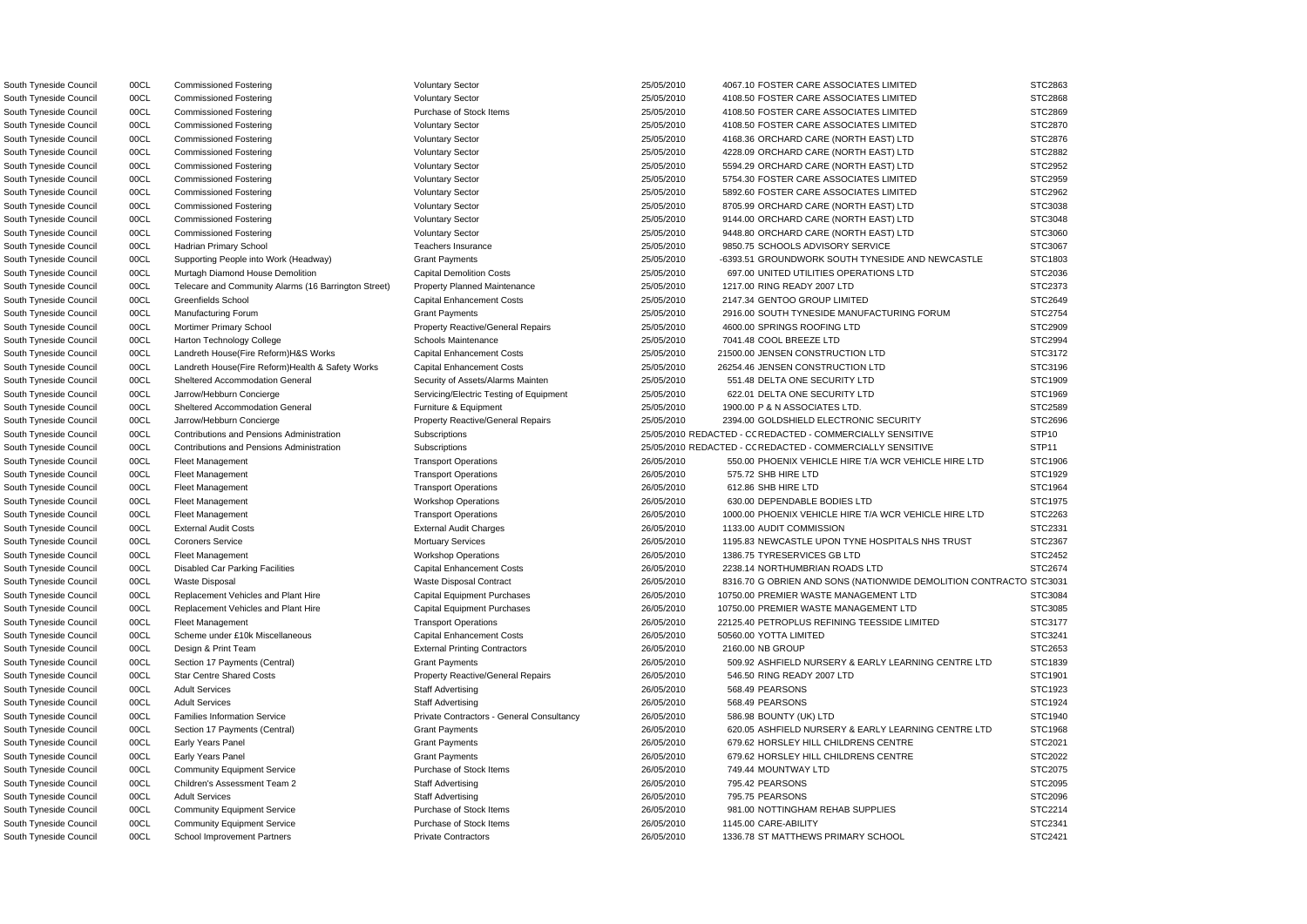| | | | | | | | |
|---|---|---|---|---|---|---|---|
| South Tyneside Council | 00CL | Commissioned Fostering | Voluntary Sector | 25/05/2010 | 4067.10 | FOSTER CARE ASSOCIATES LIMITED | STC2863 |
| South Tyneside Council | 00CL | Commissioned Fostering | Voluntary Sector | 25/05/2010 | 4108.50 | FOSTER CARE ASSOCIATES LIMITED | STC2868 |
| South Tyneside Council | 00CL | Commissioned Fostering | Purchase of Stock Items | 25/05/2010 | 4108.50 | FOSTER CARE ASSOCIATES LIMITED | STC2869 |
| South Tyneside Council | 00CL | Commissioned Fostering | Voluntary Sector | 25/05/2010 | 4108.50 | FOSTER CARE ASSOCIATES LIMITED | STC2870 |
| South Tyneside Council | 00CL | Commissioned Fostering | Voluntary Sector | 25/05/2010 | 4168.36 | ORCHARD CARE (NORTH EAST) LTD | STC2876 |
| South Tyneside Council | 00CL | Commissioned Fostering | Voluntary Sector | 25/05/2010 | 4228.09 | ORCHARD CARE (NORTH EAST) LTD | STC2882 |
| South Tyneside Council | 00CL | Commissioned Fostering | Voluntary Sector | 25/05/2010 | 5594.29 | ORCHARD CARE (NORTH EAST) LTD | STC2952 |
| South Tyneside Council | 00CL | Commissioned Fostering | Voluntary Sector | 25/05/2010 | 5754.30 | FOSTER CARE ASSOCIATES LIMITED | STC2959 |
| South Tyneside Council | 00CL | Commissioned Fostering | Voluntary Sector | 25/05/2010 | 5892.60 | FOSTER CARE ASSOCIATES LIMITED | STC2962 |
| South Tyneside Council | 00CL | Commissioned Fostering | Voluntary Sector | 25/05/2010 | 8705.99 | ORCHARD CARE (NORTH EAST) LTD | STC3038 |
| South Tyneside Council | 00CL | Commissioned Fostering | Voluntary Sector | 25/05/2010 | 9144.00 | ORCHARD CARE (NORTH EAST) LTD | STC3048 |
| South Tyneside Council | 00CL | Commissioned Fostering | Voluntary Sector | 25/05/2010 | 9448.80 | ORCHARD CARE (NORTH EAST) LTD | STC3060 |
| South Tyneside Council | 00CL | Hadrian Primary School | Teachers Insurance | 25/05/2010 | 9850.75 | SCHOOLS ADVISORY SERVICE | STC3067 |
| South Tyneside Council | 00CL | Supporting People into Work (Headway) | Grant Payments | 25/05/2010 | -6393.51 | GROUNDWORK SOUTH TYNESIDE AND NEWCASTLE | STC1803 |
| South Tyneside Council | 00CL | Murtagh Diamond House Demolition | Capital Demolition Costs | 25/05/2010 | 697.00 | UNITED UTILITIES OPERATIONS LTD | STC2036 |
| South Tyneside Council | 00CL | Telecare and Community Alarms (16 Barrington Street) | Property Planned Maintenance | 25/05/2010 | 1217.00 | RING READY 2007 LTD | STC2373 |
| South Tyneside Council | 00CL | Greenfields School | Capital Enhancement Costs | 25/05/2010 | 2147.34 | GENTOO GROUP LIMITED | STC2649 |
| South Tyneside Council | 00CL | Manufacturing Forum | Grant Payments | 25/05/2010 | 2916.00 | SOUTH TYNESIDE MANUFACTURING FORUM | STC2754 |
| South Tyneside Council | 00CL | Mortimer Primary School | Property Reactive/General Repairs | 25/05/2010 | 4600.00 | SPRINGS ROOFING LTD | STC2909 |
| South Tyneside Council | 00CL | Harton Technology College | Schools Maintenance | 25/05/2010 | 7041.48 | COOL BREEZE LTD | STC2994 |
| South Tyneside Council | 00CL | Landreth House(Fire Reform)H&S Works | Capital Enhancement Costs | 25/05/2010 | 21500.00 | JENSEN CONSTRUCTION LTD | STC3172 |
| South Tyneside Council | 00CL | Landreth House(Fire Reform)Health & Safety Works | Capital Enhancement Costs | 25/05/2010 | 26254.46 | JENSEN CONSTRUCTION LTD | STC3196 |
| South Tyneside Council | 00CL | Sheltered Accommodation General | Security of Assets/Alarms Mainten | 25/05/2010 | 551.48 | DELTA ONE SECURITY LTD | STC1909 |
| South Tyneside Council | 00CL | Jarrow/Hebburn Concierge | Servicing/Electric Testing of Equipment | 25/05/2010 | 622.01 | DELTA ONE SECURITY LTD | STC1969 |
| South Tyneside Council | 00CL | Sheltered Accommodation General | Furniture & Equipment | 25/05/2010 | 1900.00 | P & N ASSOCIATES LTD. | STC2589 |
| South Tyneside Council | 00CL | Jarrow/Hebburn Concierge | Property Reactive/General Repairs | 25/05/2010 | 2394.00 | GOLDSHIELD ELECTRONIC SECURITY | STC2696 |
| South Tyneside Council | 00CL | Contributions and Pensions Administration | Subscriptions | 25/05/2010 | REDACTED - CC | REDACTED - COMMERCIALLY SENSITIVE | STP10 |
| South Tyneside Council | 00CL | Contributions and Pensions Administration | Subscriptions | 25/05/2010 | REDACTED - CC | REDACTED - COMMERCIALLY SENSITIVE | STP11 |
| South Tyneside Council | 00CL | Fleet Management | Transport Operations | 26/05/2010 | 550.00 | PHOENIX VEHICLE HIRE T/A WCR VEHICLE HIRE LTD | STC1906 |
| South Tyneside Council | 00CL | Fleet Management | Transport Operations | 26/05/2010 | 575.72 | SHB HIRE LTD | STC1929 |
| South Tyneside Council | 00CL | Fleet Management | Transport Operations | 26/05/2010 | 612.86 | SHB HIRE LTD | STC1964 |
| South Tyneside Council | 00CL | Fleet Management | Workshop Operations | 26/05/2010 | 630.00 | DEPENDABLE BODIES LTD | STC1975 |
| South Tyneside Council | 00CL | Fleet Management | Transport Operations | 26/05/2010 | 1000.00 | PHOENIX VEHICLE HIRE T/A WCR VEHICLE HIRE LTD | STC2263 |
| South Tyneside Council | 00CL | External Audit Costs | External Audit Charges | 26/05/2010 | 1133.00 | AUDIT COMMISSION | STC2331 |
| South Tyneside Council | 00CL | Coroners Service | Mortuary Services | 26/05/2010 | 1195.83 | NEWCASTLE UPON TYNE HOSPITALS NHS TRUST | STC2367 |
| South Tyneside Council | 00CL | Fleet Management | Workshop Operations | 26/05/2010 | 1386.75 | TYRESERVICES GB LTD | STC2452 |
| South Tyneside Council | 00CL | Disabled Car Parking Facilities | Capital Enhancement Costs | 26/05/2010 | 2238.14 | NORTHUMBRIAN ROADS LTD | STC2674 |
| South Tyneside Council | 00CL | Waste Disposal | Waste Disposal Contract | 26/05/2010 | 8316.70 | G OBRIEN AND SONS (NATIONWIDE DEMOLITION CONTRACTO | STC3031 |
| South Tyneside Council | 00CL | Replacement Vehicles and Plant Hire | Capital Equipment Purchases | 26/05/2010 | 10750.00 | PREMIER WASTE MANAGEMENT LTD | STC3084 |
| South Tyneside Council | 00CL | Replacement Vehicles and Plant Hire | Capital Equipment Purchases | 26/05/2010 | 10750.00 | PREMIER WASTE MANAGEMENT LTD | STC3085 |
| South Tyneside Council | 00CL | Fleet Management | Transport Operations | 26/05/2010 | 22125.40 | PETROPLUS REFINING TEESSIDE LIMITED | STC3177 |
| South Tyneside Council | 00CL | Scheme under £10k Miscellaneous | Capital Enhancement Costs | 26/05/2010 | 50560.00 | YOTTA LIMITED | STC3241 |
| South Tyneside Council | 00CL | Design & Print Team | External Printing Contractors | 26/05/2010 | 2160.00 | NB GROUP | STC2653 |
| South Tyneside Council | 00CL | Section 17 Payments (Central) | Grant Payments | 26/05/2010 | 509.92 | ASHFIELD NURSERY & EARLY LEARNING CENTRE LTD | STC1839 |
| South Tyneside Council | 00CL | Star Centre Shared Costs | Property Reactive/General Repairs | 26/05/2010 | 546.50 | RING READY 2007 LTD | STC1901 |
| South Tyneside Council | 00CL | Adult Services | Staff Advertising | 26/05/2010 | 568.49 | PEARSONS | STC1923 |
| South Tyneside Council | 00CL | Adult Services | Staff Advertising | 26/05/2010 | 568.49 | PEARSONS | STC1924 |
| South Tyneside Council | 00CL | Families Information Service | Private Contractors - General Consultancy | 26/05/2010 | 586.98 | BOUNTY (UK) LTD | STC1940 |
| South Tyneside Council | 00CL | Section 17 Payments (Central) | Grant Payments | 26/05/2010 | 620.05 | ASHFIELD NURSERY & EARLY LEARNING CENTRE LTD | STC1968 |
| South Tyneside Council | 00CL | Early Years Panel | Grant Payments | 26/05/2010 | 679.62 | HORSLEY HILL CHILDRENS CENTRE | STC2021 |
| South Tyneside Council | 00CL | Early Years Panel | Grant Payments | 26/05/2010 | 679.62 | HORSLEY HILL CHILDRENS CENTRE | STC2022 |
| South Tyneside Council | 00CL | Community Equipment Service | Purchase of Stock Items | 26/05/2010 | 749.44 | MOUNTWAY LTD | STC2075 |
| South Tyneside Council | 00CL | Children's Assessment Team 2 | Staff Advertising | 26/05/2010 | 795.42 | PEARSONS | STC2095 |
| South Tyneside Council | 00CL | Adult Services | Staff Advertising | 26/05/2010 | 795.75 | PEARSONS | STC2096 |
| South Tyneside Council | 00CL | Community Equipment Service | Purchase of Stock Items | 26/05/2010 | 981.00 | NOTTINGHAM REHAB SUPPLIES | STC2214 |
| South Tyneside Council | 00CL | Community Equipment Service | Purchase of Stock Items | 26/05/2010 | 1145.00 | CARE-ABILITY | STC2341 |
| South Tyneside Council | 00CL | School Improvement Partners | Private Contractors | 26/05/2010 | 1336.78 | ST MATTHEWS PRIMARY SCHOOL | STC2421 |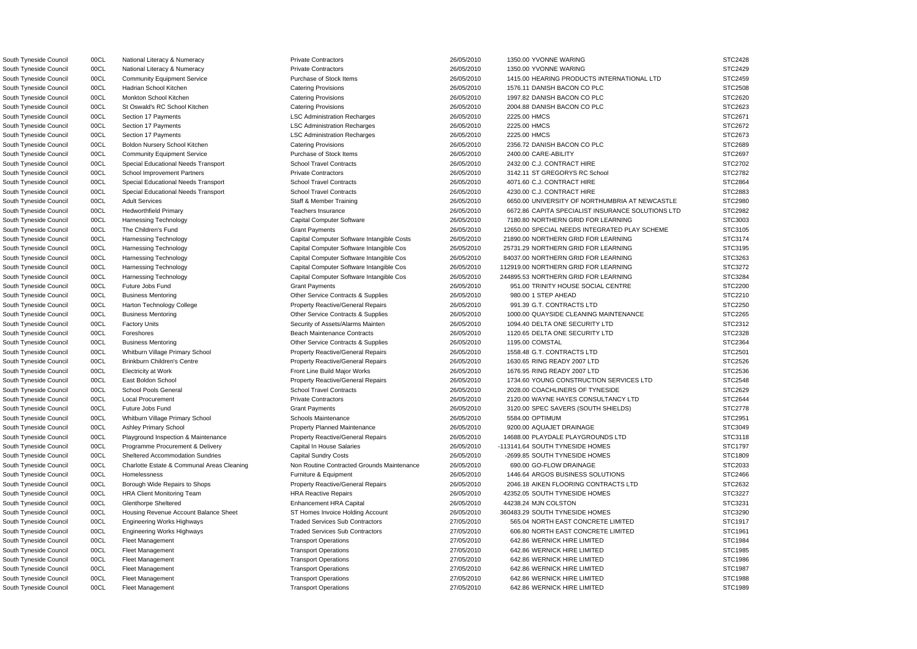| | | | | | | |
|---|---|---|---|---|---|---|
| South Tyneside Council | 00CL | National Literacy & Numeracy | Private Contractors | 26/05/2010 | 1350.00 YVONNE WARING | STC2428 |
| South Tyneside Council | 00CL | National Literacy & Numeracy | Private Contractors | 26/05/2010 | 1350.00 YVONNE WARING | STC2429 |
| South Tyneside Council | 00CL | Community Equipment Service | Purchase of Stock Items | 26/05/2010 | 1415.00 HEARING PRODUCTS INTERNATIONAL LTD | STC2459 |
| South Tyneside Council | 00CL | Hadrian School Kitchen | Catering Provisions | 26/05/2010 | 1576.11 DANISH BACON CO PLC | STC2508 |
| South Tyneside Council | 00CL | Monkton School Kitchen | Catering Provisions | 26/05/2010 | 1997.82 DANISH BACON CO PLC | STC2620 |
| South Tyneside Council | 00CL | St Oswald's RC School Kitchen | Catering Provisions | 26/05/2010 | 2004.88 DANISH BACON CO PLC | STC2623 |
| South Tyneside Council | 00CL | Section 17 Payments | LSC Administration Recharges | 26/05/2010 | 2225.00 HMCS | STC2671 |
| South Tyneside Council | 00CL | Section 17 Payments | LSC Administration Recharges | 26/05/2010 | 2225.00 HMCS | STC2672 |
| South Tyneside Council | 00CL | Section 17 Payments | LSC Administration Recharges | 26/05/2010 | 2225.00 HMCS | STC2673 |
| South Tyneside Council | 00CL | Boldon Nursery School Kitchen | Catering Provisions | 26/05/2010 | 2356.72 DANISH BACON CO PLC | STC2689 |
| South Tyneside Council | 00CL | Community Equipment Service | Purchase of Stock Items | 26/05/2010 | 2400.00 CARE-ABILITY | STC2697 |
| South Tyneside Council | 00CL | Special Educational Needs Transport | School Travel Contracts | 26/05/2010 | 2432.00 C.J. CONTRACT HIRE | STC2702 |
| South Tyneside Council | 00CL | School Improvement Partners | Private Contractors | 26/05/2010 | 3142.11 ST GREGORYS RC School | STC2782 |
| South Tyneside Council | 00CL | Special Educational Needs Transport | School Travel Contracts | 26/05/2010 | 4071.60 C.J. CONTRACT HIRE | STC2864 |
| South Tyneside Council | 00CL | Special Educational Needs Transport | School Travel Contracts | 26/05/2010 | 4230.00 C.J. CONTRACT HIRE | STC2883 |
| South Tyneside Council | 00CL | Adult Services | Staff & Member Training | 26/05/2010 | 6650.00 UNIVERSITY OF NORTHUMBRIA AT NEWCASTLE | STC2980 |
| South Tyneside Council | 00CL | Hedworthfield Primary | Teachers Insurance | 26/05/2010 | 6672.86 CAPITA SPECIALIST INSURANCE SOLUTIONS LTD | STC2982 |
| South Tyneside Council | 00CL | Harnessing Technology | Capital Computer Software | 26/05/2010 | 7180.80 NORTHERN GRID FOR LEARNING | STC3003 |
| South Tyneside Council | 00CL | The Children's Fund | Grant Payments | 26/05/2010 | 12650.00 SPECIAL NEEDS INTEGRATED PLAY SCHEME | STC3105 |
| South Tyneside Council | 00CL | Harnessing Technology | Capital Computer Software Intangible Costs | 26/05/2010 | 21890.00 NORTHERN GRID FOR LEARNING | STC3174 |
| South Tyneside Council | 00CL | Harnessing Technology | Capital Computer Software Intangible Cos | 26/05/2010 | 25731.29 NORTHERN GRID FOR LEARNING | STC3195 |
| South Tyneside Council | 00CL | Harnessing Technology | Capital Computer Software Intangible Cos | 26/05/2010 | 84037.00 NORTHERN GRID FOR LEARNING | STC3263 |
| South Tyneside Council | 00CL | Harnessing Technology | Capital Computer Software Intangible Cos | 26/05/2010 | 112919.00 NORTHERN GRID FOR LEARNING | STC3272 |
| South Tyneside Council | 00CL | Harnessing Technology | Capital Computer Software Intangible Cos | 26/05/2010 | 244895.53 NORTHERN GRID FOR LEARNING | STC3284 |
| South Tyneside Council | 00CL | Future Jobs Fund | Grant Payments | 26/05/2010 | 951.00 TRINITY HOUSE SOCIAL CENTRE | STC2200 |
| South Tyneside Council | 00CL | Business Mentoring | Other Service Contracts & Supplies | 26/05/2010 | 980.00 1 STEP AHEAD | STC2210 |
| South Tyneside Council | 00CL | Harton Technology College | Property Reactive/General Repairs | 26/05/2010 | 991.39 G.T. CONTRACTS LTD | STC2250 |
| South Tyneside Council | 00CL | Business Mentoring | Other Service Contracts & Supplies | 26/05/2010 | 1000.00 QUAYSIDE CLEANING MAINTENANCE | STC2265 |
| South Tyneside Council | 00CL | Factory Units | Security of Assets/Alarms Mainten | 26/05/2010 | 1094.40 DELTA ONE SECURITY LTD | STC2312 |
| South Tyneside Council | 00CL | Foreshores | Beach Maintenance Contracts | 26/05/2010 | 1120.65 DELTA ONE SECURITY LTD | STC2328 |
| South Tyneside Council | 00CL | Business Mentoring | Other Service Contracts & Supplies | 26/05/2010 | 1195.00 COMSTAL | STC2364 |
| South Tyneside Council | 00CL | Whitburn Village Primary School | Property Reactive/General Repairs | 26/05/2010 | 1558.48 G.T. CONTRACTS LTD | STC2501 |
| South Tyneside Council | 00CL | Brinkburn Children's Centre | Property Reactive/General Repairs | 26/05/2010 | 1630.65 RING READY 2007 LTD | STC2526 |
| South Tyneside Council | 00CL | Electricity at Work | Front Line Build Major Works | 26/05/2010 | 1676.95 RING READY 2007 LTD | STC2536 |
| South Tyneside Council | 00CL | East Boldon School | Property Reactive/General Repairs | 26/05/2010 | 1734.60 YOUNG CONSTRUCTION SERVICES LTD | STC2548 |
| South Tyneside Council | 00CL | School Pools General | School Travel Contracts | 26/05/2010 | 2028.00 COACHLINERS OF TYNESIDE | STC2629 |
| South Tyneside Council | 00CL | Local Procurement | Private Contractors | 26/05/2010 | 2120.00 WAYNE HAYES CONSULTANCY LTD | STC2644 |
| South Tyneside Council | 00CL | Future Jobs Fund | Grant Payments | 26/05/2010 | 3120.00 SPEC SAVERS (SOUTH SHIELDS) | STC2778 |
| South Tyneside Council | 00CL | Whitburn Village Primary School | Schools Maintenance | 26/05/2010 | 5584.00 OPTIMUM | STC2951 |
| South Tyneside Council | 00CL | Ashley Primary School | Property Planned Maintenance | 26/05/2010 | 9200.00 AQUAJET DRAINAGE | STC3049 |
| South Tyneside Council | 00CL | Playground Inspection & Maintenance | Property Reactive/General Repairs | 26/05/2010 | 14688.00 PLAYDALE PLAYGROUNDS LTD | STC3118 |
| South Tyneside Council | 00CL | Programme Procurement & Delivery | Capital In House Salaries | 26/05/2010 | -113141.64 SOUTH TYNESIDE HOMES | STC1797 |
| South Tyneside Council | 00CL | Sheltered Accommodation Sundries | Capital Sundry Costs | 26/05/2010 | -2699.85 SOUTH TYNESIDE HOMES | STC1809 |
| South Tyneside Council | 00CL | Charlotte Estate & Communal Areas Cleaning | Non Routine Contracted Grounds Maintenance | 26/05/2010 | 690.00 GO-FLOW DRAINAGE | STC2033 |
| South Tyneside Council | 00CL | Homelessness | Furniture & Equipment | 26/05/2010 | 1446.64 ARGOS BUSINESS SOLUTIONS | STC2466 |
| South Tyneside Council | 00CL | Borough Wide Repairs to Shops | Property Reactive/General Repairs | 26/05/2010 | 2046.18 AIKEN FLOORING CONTRACTS LTD | STC2632 |
| South Tyneside Council | 00CL | HRA Client Monitoring Team | HRA Reactive Repairs | 26/05/2010 | 42352.05 SOUTH TYNESIDE HOMES | STC3227 |
| South Tyneside Council | 00CL | Glenthorpe Sheltered | Enhancement HRA Capital | 26/05/2010 | 44238.24 MJN COLSTON | STC3231 |
| South Tyneside Council | 00CL | Housing Revenue Account Balance Sheet | ST Homes Invoice Holding Account | 26/05/2010 | 360483.29 SOUTH TYNESIDE HOMES | STC3290 |
| South Tyneside Council | 00CL | Engineering Works Highways | Traded Services Sub Contractors | 27/05/2010 | 565.04 NORTH EAST CONCRETE LIMITED | STC1917 |
| South Tyneside Council | 00CL | Engineering Works Highways | Traded Services Sub Contractors | 27/05/2010 | 606.80 NORTH EAST CONCRETE LIMITED | STC1961 |
| South Tyneside Council | 00CL | Fleet Management | Transport Operations | 27/05/2010 | 642.86 WERNICK HIRE LIMITED | STC1984 |
| South Tyneside Council | 00CL | Fleet Management | Transport Operations | 27/05/2010 | 642.86 WERNICK HIRE LIMITED | STC1985 |
| South Tyneside Council | 00CL | Fleet Management | Transport Operations | 27/05/2010 | 642.86 WERNICK HIRE LIMITED | STC1986 |
| South Tyneside Council | 00CL | Fleet Management | Transport Operations | 27/05/2010 | 642.86 WERNICK HIRE LIMITED | STC1987 |
| South Tyneside Council | 00CL | Fleet Management | Transport Operations | 27/05/2010 | 642.86 WERNICK HIRE LIMITED | STC1988 |
| South Tyneside Council | 00CL | Fleet Management | Transport Operations | 27/05/2010 | 642.86 WERNICK HIRE LIMITED | STC1989 |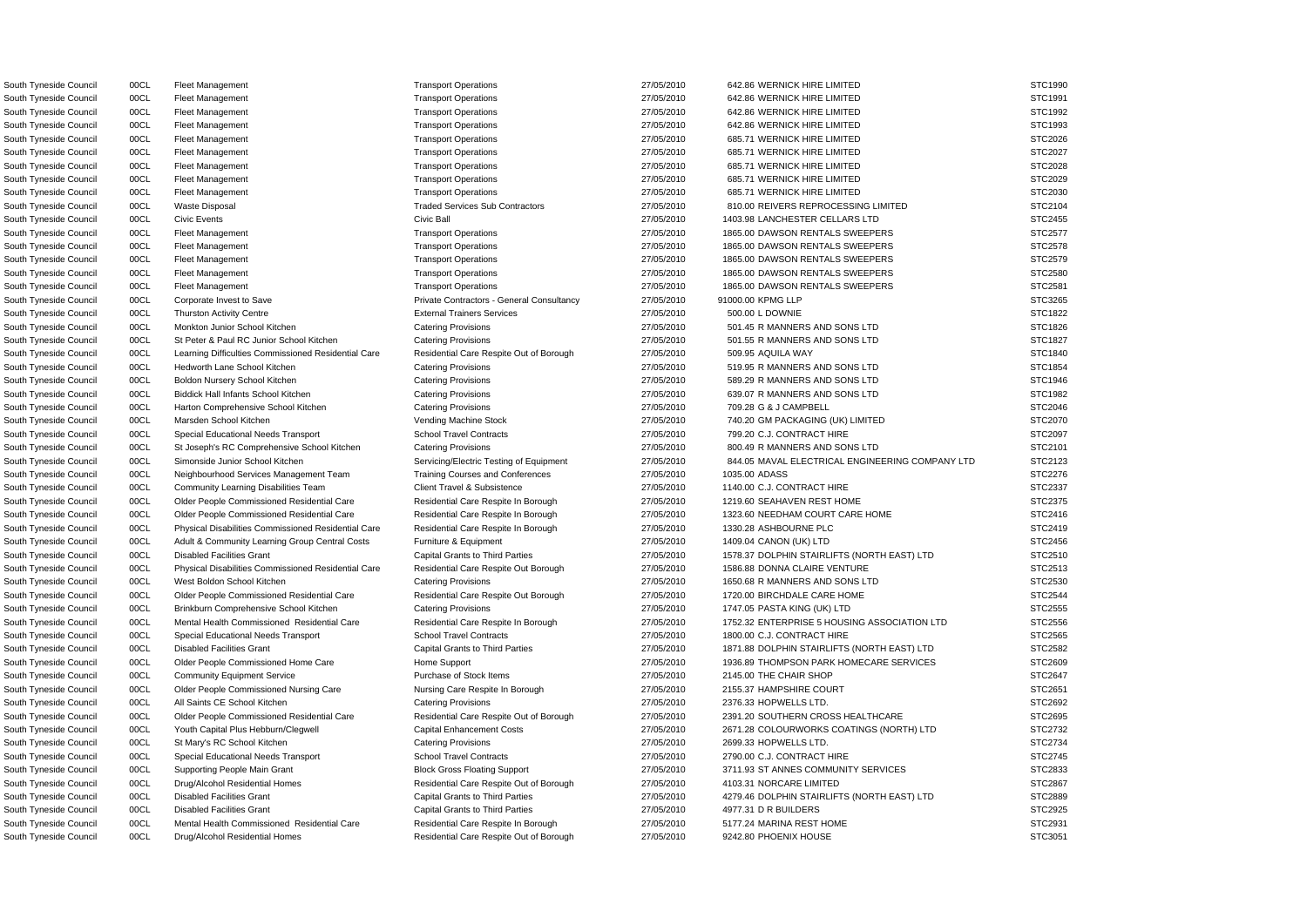| | | | | | | |
|---|---|---|---|---|---|---|
| South Tyneside Council | 00CL | Fleet Management | Transport Operations | 27/05/2010 | 642.86 WERNICK HIRE LIMITED | STC1990 |
| South Tyneside Council | 00CL | Fleet Management | Transport Operations | 27/05/2010 | 642.86 WERNICK HIRE LIMITED | STC1991 |
| South Tyneside Council | 00CL | Fleet Management | Transport Operations | 27/05/2010 | 642.86 WERNICK HIRE LIMITED | STC1992 |
| South Tyneside Council | 00CL | Fleet Management | Transport Operations | 27/05/2010 | 642.86 WERNICK HIRE LIMITED | STC1993 |
| South Tyneside Council | 00CL | Fleet Management | Transport Operations | 27/05/2010 | 685.71 WERNICK HIRE LIMITED | STC2026 |
| South Tyneside Council | 00CL | Fleet Management | Transport Operations | 27/05/2010 | 685.71 WERNICK HIRE LIMITED | STC2027 |
| South Tyneside Council | 00CL | Fleet Management | Transport Operations | 27/05/2010 | 685.71 WERNICK HIRE LIMITED | STC2028 |
| South Tyneside Council | 00CL | Fleet Management | Transport Operations | 27/05/2010 | 685.71 WERNICK HIRE LIMITED | STC2029 |
| South Tyneside Council | 00CL | Fleet Management | Transport Operations | 27/05/2010 | 685.71 WERNICK HIRE LIMITED | STC2030 |
| South Tyneside Council | 00CL | Waste Disposal | Traded Services Sub Contractors | 27/05/2010 | 810.00 REIVERS REPROCESSING LIMITED | STC2104 |
| South Tyneside Council | 00CL | Civic Events | Civic Ball | 27/05/2010 | 1403.98 LANCHESTER CELLARS LTD | STC2455 |
| South Tyneside Council | 00CL | Fleet Management | Transport Operations | 27/05/2010 | 1865.00 DAWSON RENTALS SWEEPERS | STC2577 |
| South Tyneside Council | 00CL | Fleet Management | Transport Operations | 27/05/2010 | 1865.00 DAWSON RENTALS SWEEPERS | STC2578 |
| South Tyneside Council | 00CL | Fleet Management | Transport Operations | 27/05/2010 | 1865.00 DAWSON RENTALS SWEEPERS | STC2579 |
| South Tyneside Council | 00CL | Fleet Management | Transport Operations | 27/05/2010 | 1865.00 DAWSON RENTALS SWEEPERS | STC2580 |
| South Tyneside Council | 00CL | Fleet Management | Transport Operations | 27/05/2010 | 1865.00 DAWSON RENTALS SWEEPERS | STC2581 |
| South Tyneside Council | 00CL | Corporate Invest to Save | Private Contractors - General Consultancy | 27/05/2010 | 91000.00 KPMG LLP | STC3265 |
| South Tyneside Council | 00CL | Thurston Activity Centre | External Trainers Services | 27/05/2010 | 500.00 L DOWNIE | STC1822 |
| South Tyneside Council | 00CL | Monkton Junior School Kitchen | Catering Provisions | 27/05/2010 | 501.45 R MANNERS AND SONS LTD | STC1826 |
| South Tyneside Council | 00CL | St Peter & Paul RC Junior School Kitchen | Catering Provisions | 27/05/2010 | 501.55 R MANNERS AND SONS LTD | STC1827 |
| South Tyneside Council | 00CL | Learning Difficulties Commissioned Residential Care | Residential Care Respite Out of Borough | 27/05/2010 | 509.95 AQUILA WAY | STC1840 |
| South Tyneside Council | 00CL | Hedworth Lane School Kitchen | Catering Provisions | 27/05/2010 | 519.95 R MANNERS AND SONS LTD | STC1854 |
| South Tyneside Council | 00CL | Boldon Nursery School Kitchen | Catering Provisions | 27/05/2010 | 589.29 R MANNERS AND SONS LTD | STC1946 |
| South Tyneside Council | 00CL | Biddick Hall Infants School Kitchen | Catering Provisions | 27/05/2010 | 639.07 R MANNERS AND SONS LTD | STC1982 |
| South Tyneside Council | 00CL | Harton Comprehensive School Kitchen | Catering Provisions | 27/05/2010 | 709.28 G & J CAMPBELL | STC2046 |
| South Tyneside Council | 00CL | Marsden School Kitchen | Vending Machine Stock | 27/05/2010 | 740.20 GM PACKAGING (UK) LIMITED | STC2070 |
| South Tyneside Council | 00CL | Special Educational Needs Transport | School Travel Contracts | 27/05/2010 | 799.20 C.J. CONTRACT HIRE | STC2097 |
| South Tyneside Council | 00CL | St Joseph's RC Comprehensive School Kitchen | Catering Provisions | 27/05/2010 | 800.49 R MANNERS AND SONS LTD | STC2101 |
| South Tyneside Council | 00CL | Simonside Junior School Kitchen | Servicing/Electric Testing of Equipment | 27/05/2010 | 844.05 MAVAL ELECTRICAL ENGINEERING COMPANY LTD | STC2123 |
| South Tyneside Council | 00CL | Neighbourhood Services Management Team | Training Courses and Conferences | 27/05/2010 | 1035.00 ADASS | STC2276 |
| South Tyneside Council | 00CL | Community Learning Disabilities Team | Client Travel & Subsistence | 27/05/2010 | 1140.00 C.J. CONTRACT HIRE | STC2337 |
| South Tyneside Council | 00CL | Older People Commissioned Residential Care | Residential Care Respite In Borough | 27/05/2010 | 1219.60 SEAHAVEN REST HOME | STC2375 |
| South Tyneside Council | 00CL | Older People Commissioned Residential Care | Residential Care Respite In Borough | 27/05/2010 | 1323.60 NEEDHAM COURT CARE HOME | STC2416 |
| South Tyneside Council | 00CL | Physical Disabilities Commissioned Residential Care | Residential Care Respite In Borough | 27/05/2010 | 1330.28 ASHBOURNE PLC | STC2419 |
| South Tyneside Council | 00CL | Adult & Community Learning Group Central Costs | Furniture & Equipment | 27/05/2010 | 1409.04 CANON (UK) LTD | STC2456 |
| South Tyneside Council | 00CL | Disabled Facilities Grant | Capital Grants to Third Parties | 27/05/2010 | 1578.37 DOLPHIN STAIRLIFTS (NORTH EAST) LTD | STC2510 |
| South Tyneside Council | 00CL | Physical Disabilities Commissioned Residential Care | Residential Care Respite Out Borough | 27/05/2010 | 1586.88 DONNA CLAIRE VENTURE | STC2513 |
| South Tyneside Council | 00CL | West Boldon School Kitchen | Catering Provisions | 27/05/2010 | 1650.68 R MANNERS AND SONS LTD | STC2530 |
| South Tyneside Council | 00CL | Older People Commissioned Residential Care | Residential Care Respite Out Borough | 27/05/2010 | 1720.00 BIRCHDALE CARE HOME | STC2544 |
| South Tyneside Council | 00CL | Brinkburn Comprehensive School Kitchen | Catering Provisions | 27/05/2010 | 1747.05 PASTA KING (UK) LTD | STC2555 |
| South Tyneside Council | 00CL | Mental Health Commissioned Residential Care | Residential Care Respite In Borough | 27/05/2010 | 1752.32 ENTERPRISE 5 HOUSING ASSOCIATION LTD | STC2556 |
| South Tyneside Council | 00CL | Special Educational Needs Transport | School Travel Contracts | 27/05/2010 | 1800.00 C.J. CONTRACT HIRE | STC2565 |
| South Tyneside Council | 00CL | Disabled Facilities Grant | Capital Grants to Third Parties | 27/05/2010 | 1871.88 DOLPHIN STAIRLIFTS (NORTH EAST) LTD | STC2582 |
| South Tyneside Council | 00CL | Older People Commissioned Home Care | Home Support | 27/05/2010 | 1936.89 THOMPSON PARK HOMECARE SERVICES | STC2609 |
| South Tyneside Council | 00CL | Community Equipment Service | Purchase of Stock Items | 27/05/2010 | 2145.00 THE CHAIR SHOP | STC2647 |
| South Tyneside Council | 00CL | Older People Commissioned Nursing Care | Nursing Care Respite In Borough | 27/05/2010 | 2155.37 HAMPSHIRE COURT | STC2651 |
| South Tyneside Council | 00CL | All Saints CE School Kitchen | Catering Provisions | 27/05/2010 | 2376.33 HOPWELLS LTD. | STC2692 |
| South Tyneside Council | 00CL | Older People Commissioned Residential Care | Residential Care Respite Out of Borough | 27/05/2010 | 2391.20 SOUTHERN CROSS HEALTHCARE | STC2695 |
| South Tyneside Council | 00CL | Youth Capital Plus Hebburn/Clegwell | Capital Enhancement Costs | 27/05/2010 | 2671.28 COLOURWORKS COATINGS (NORTH) LTD | STC2732 |
| South Tyneside Council | 00CL | St Mary's RC School Kitchen | Catering Provisions | 27/05/2010 | 2699.33 HOPWELLS LTD. | STC2734 |
| South Tyneside Council | 00CL | Special Educational Needs Transport | School Travel Contracts | 27/05/2010 | 2790.00 C.J. CONTRACT HIRE | STC2745 |
| South Tyneside Council | 00CL | Supporting People Main Grant | Block Gross Floating Support | 27/05/2010 | 3711.93 ST ANNES COMMUNITY SERVICES | STC2833 |
| South Tyneside Council | 00CL | Drug/Alcohol Residential Homes | Residential Care Respite Out of Borough | 27/05/2010 | 4103.31 NORCARE LIMITED | STC2867 |
| South Tyneside Council | 00CL | Disabled Facilities Grant | Capital Grants to Third Parties | 27/05/2010 | 4279.46 DOLPHIN STAIRLIFTS (NORTH EAST) LTD | STC2889 |
| South Tyneside Council | 00CL | Disabled Facilities Grant | Capital Grants to Third Parties | 27/05/2010 | 4977.31 D R BUILDERS | STC2925 |
| South Tyneside Council | 00CL | Mental Health Commissioned Residential Care | Residential Care Respite In Borough | 27/05/2010 | 5177.24 MARINA REST HOME | STC2931 |
| South Tyneside Council | 00CL | Drug/Alcohol Residential Homes | Residential Care Respite Out of Borough | 27/05/2010 | 9242.80 PHOENIX HOUSE | STC3051 |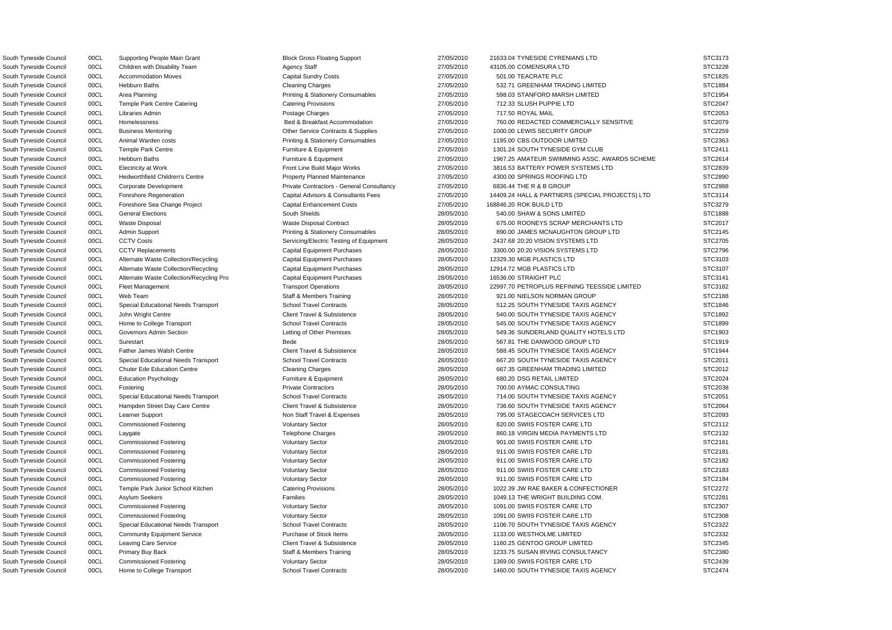| | | | | | | |
|---|---|---|---|---|---|---|
| South Tyneside Council | 00CL | Supporting People Main Grant | Block Gross Floating Support | 27/05/2010 | 21633.04 TYNESIDE CYRENIANS LTD | STC3173 |
| South Tyneside Council | 00CL | Children with Disability Team | Agency Staff | 27/05/2010 | 43105.00 COMENSURA LTD | STC3228 |
| South Tyneside Council | 00CL | Accommodation Moves | Capital Sundry Costs | 27/05/2010 | 501.00 TEACRATE PLC | STC1825 |
| South Tyneside Council | 00CL | Hebburn Baths | Cleaning Charges | 27/05/2010 | 532.71 GREENHAM TRADING LIMITED | STC1884 |
| South Tyneside Council | 00CL | Area Planning | Printing & Stationery Consumables | 27/05/2010 | 598.03 STANFORD MARSH LIMITED | STC1954 |
| South Tyneside Council | 00CL | Temple Park Centre Catering | Catering Provisions | 27/05/2010 | 712.33 SLUSH PUPPIE LTD | STC2047 |
| South Tyneside Council | 00CL | Libraries Admin | Postage Charges | 27/05/2010 | 717.50 ROYAL MAIL | STC2053 |
| South Tyneside Council | 00CL | Homelessness | Bed & Breakfast Accommodation | 27/05/2010 | 760.00 REDACTED COMMERCIALLY SENSITIVE | STC2079 |
| South Tyneside Council | 00CL | Business Mentoring | Other Service Contracts & Supplies | 27/05/2010 | 1000.00 LEWIS SECURITY GROUP | STC2259 |
| South Tyneside Council | 00CL | Animal Warden costs | Printing & Stationery Consumables | 27/05/2010 | 1195.00 CBS OUTDOOR LIMITED | STC2363 |
| South Tyneside Council | 00CL | Temple Park Centre | Furniture & Equipment | 27/05/2010 | 1301.24 SOUTH TYNESIDE GYM CLUB | STC2411 |
| South Tyneside Council | 00CL | Hebburn Baths | Furniture & Equipment | 27/05/2010 | 1967.25 AMATEUR SWIMMING ASSC. AWARDS SCHEME | STC2614 |
| South Tyneside Council | 00CL | Electricity at Work | Front Line Build Major Works | 27/05/2010 | 3816.53 BATTERY POWER SYSTEMS LTD | STC2839 |
| South Tyneside Council | 00CL | Hedworthfield Children's Centre | Property Planned Maintenance | 27/05/2010 | 4300.00 SPRINGS ROOFING LTD | STC2890 |
| South Tyneside Council | 00CL | Corporate Development | Private Contractors - General Consultancy | 27/05/2010 | 6836.44 THE R & B GROUP | STC2988 |
| South Tyneside Council | 00CL | Foreshore Regeneration | Capital Advisors & Consultants Fees | 27/05/2010 | 14409.24 HALL & PARTNERS (SPECIAL PROJECTS) LTD | STC3114 |
| South Tyneside Council | 00CL | Foreshore Sea Change Project | Capital Enhancement Costs | 27/05/2010 | 168846.20 ROK BUILD LTD | STC3279 |
| South Tyneside Council | 00CL | General Elections | South Shields | 28/05/2010 | 540.00 SHAW & SONS LIMITED | STC1888 |
| South Tyneside Council | 00CL | Waste Disposal | Waste Disposal Contract | 28/05/2010 | 675.00 ROONEYS SCRAP MERCHANTS LTD | STC2017 |
| South Tyneside Council | 00CL | Admin Support | Printing & Stationery Consumables | 28/05/2010 | 890.00 JAMES MCNAUGHTON GROUP LTD | STC2145 |
| South Tyneside Council | 00CL | CCTV Costs | Servicing/Electric Testing of Equipment | 28/05/2010 | 2437.68 20:20 VISION SYSTEMS LTD | STC2705 |
| South Tyneside Council | 00CL | CCTV Replacements | Capital Equipment Purchases | 28/05/2010 | 3300.00 20:20 VISION SYSTEMS LTD | STC2796 |
| South Tyneside Council | 00CL | Alternate Waste Collection/Recycling | Capital Equipment Purchases | 28/05/2010 | 12329.30 MGB PLASTICS LTD | STC3103 |
| South Tyneside Council | 00CL | Alternate Waste Collection/Recycling | Capital Equipment Purchases | 28/05/2010 | 12914.72 MGB PLASTICS LTD | STC3107 |
| South Tyneside Council | 00CL | Alternate Waste Collection/Recycling Pro | Capital Equipment Purchases | 28/05/2010 | 16536.00 STRAIGHT PLC | STC3141 |
| South Tyneside Council | 00CL | Fleet Management | Transport Operations | 28/05/2010 | 22997.70 PETROPLUS REFINING TEESSIDE LIMITED | STC3182 |
| South Tyneside Council | 00CL | Web Team | Staff & Members Training | 28/05/2010 | 921.00 NIELSON NORMAN GROUP | STC2188 |
| South Tyneside Council | 00CL | Special Educational Needs Transport | School Travel Contracts | 28/05/2010 | 512.25 SOUTH TYNESIDE TAXIS AGENCY | STC1846 |
| South Tyneside Council | 00CL | John Wright Centre | Client Travel & Subsistence | 28/05/2010 | 540.00 SOUTH TYNESIDE TAXIS AGENCY | STC1892 |
| South Tyneside Council | 00CL | Home to College Transport | School Travel Contracts | 28/05/2010 | 545.00 SOUTH TYNESIDE TAXIS AGENCY | STC1899 |
| South Tyneside Council | 00CL | Governors Admin Section | Letting of Other Premises | 28/05/2010 | 549.36 SUNDERLAND QUALITY HOTELS LTD | STC1903 |
| South Tyneside Council | 00CL | Surestart | Bede | 28/05/2010 | 567.81 THE DANWOOD GROUP LTD | STC1919 |
| South Tyneside Council | 00CL | Father James Walsh Centre | Client Travel & Subsistence | 28/05/2010 | 588.45 SOUTH TYNESIDE TAXIS AGENCY | STC1944 |
| South Tyneside Council | 00CL | Special Educational Needs Transport | School Travel Contracts | 28/05/2010 | 667.20 SOUTH TYNESIDE TAXIS AGENCY | STC2011 |
| South Tyneside Council | 00CL | Chuter Ede Education Centre | Cleaning Charges | 28/05/2010 | 667.35 GREENHAM TRADING LIMITED | STC2012 |
| South Tyneside Council | 00CL | Education Psychology | Furniture & Equipment | 28/05/2010 | 680.20 DSG RETAIL LIMITED | STC2024 |
| South Tyneside Council | 00CL | Fostering | Private Contractors | 28/05/2010 | 700.00 AYMAC CONSULTING | STC2038 |
| South Tyneside Council | 00CL | Special Educational Needs Transport | School Travel Contracts | 28/05/2010 | 714.00 SOUTH TYNESIDE TAXIS AGENCY | STC2051 |
| South Tyneside Council | 00CL | Hampden Street Day Care Centre | Client Travel & Subsistence | 28/05/2010 | 736.60 SOUTH TYNESIDE TAXIS AGENCY | STC2064 |
| South Tyneside Council | 00CL | Learner Support | Non Staff Travel & Expenses | 28/05/2010 | 795.00 STAGECOACH SERVICES LTD | STC2093 |
| South Tyneside Council | 00CL | Commissioned Fostering | Voluntary Sector | 28/05/2010 | 820.00 SWIIS FOSTER CARE LTD | STC2112 |
| South Tyneside Council | 00CL | Laygate | Telephone Charges | 28/05/2010 | 860.18 VIRGIN MEDIA PAYMENTS LTD | STC2132 |
| South Tyneside Council | 00CL | Commissioned Fostering | Voluntary Sector | 28/05/2010 | 901.00 SWIIS FOSTER CARE LTD | STC2161 |
| South Tyneside Council | 00CL | Commissioned Fostering | Voluntary Sector | 28/05/2010 | 911.00 SWIIS FOSTER CARE LTD | STC2181 |
| South Tyneside Council | 00CL | Commissioned Fostering | Voluntary Sector | 28/05/2010 | 911.00 SWIIS FOSTER CARE LTD | STC2182 |
| South Tyneside Council | 00CL | Commissioned Fostering | Voluntary Sector | 28/05/2010 | 911.00 SWIIS FOSTER CARE LTD | STC2183 |
| South Tyneside Council | 00CL | Commissioned Fostering | Voluntary Sector | 28/05/2010 | 911.00 SWIIS FOSTER CARE LTD | STC2184 |
| South Tyneside Council | 00CL | Temple Park Junior School Kitchen | Catering Provisions | 28/05/2010 | 1022.39 JW RAE BAKER & CONFECTIONER | STC2272 |
| South Tyneside Council | 00CL | Asylum Seekers | Families | 28/05/2010 | 1049.13 THE WRIGHT BUILDING COM. | STC2281 |
| South Tyneside Council | 00CL | Commissioned Fostering | Voluntary Sector | 28/05/2010 | 1091.00 SWIIS FOSTER CARE LTD | STC2307 |
| South Tyneside Council | 00CL | Commissioned Fostering | Voluntary Sector | 28/05/2010 | 1091.00 SWIIS FOSTER CARE LTD | STC2308 |
| South Tyneside Council | 00CL | Special Educational Needs Transport | School Travel Contracts | 28/05/2010 | 1106.70 SOUTH TYNESIDE TAXIS AGENCY | STC2322 |
| South Tyneside Council | 00CL | Community Equipment Service | Purchase of Stock Items | 28/05/2010 | 1133.00 WESTHOLME LIMITED | STC2332 |
| South Tyneside Council | 00CL | Leaving Care Service | Client Travel & Subsistence | 28/05/2010 | 1160.25 GENTOO GROUP LIMITED | STC2345 |
| South Tyneside Council | 00CL | Primary Buy Back | Staff & Members Training | 28/05/2010 | 1233.75 SUSAN IRVING CONSULTANCY | STC2380 |
| South Tyneside Council | 00CL | Commissioned Fostering | Voluntary Sector | 28/05/2010 | 1369.00 SWIIS FOSTER CARE LTD | STC2439 |
| South Tyneside Council | 00CL | Home to College Transport | School Travel Contracts | 28/05/2010 | 1460.00 SOUTH TYNESIDE TAXIS AGENCY | STC2474 |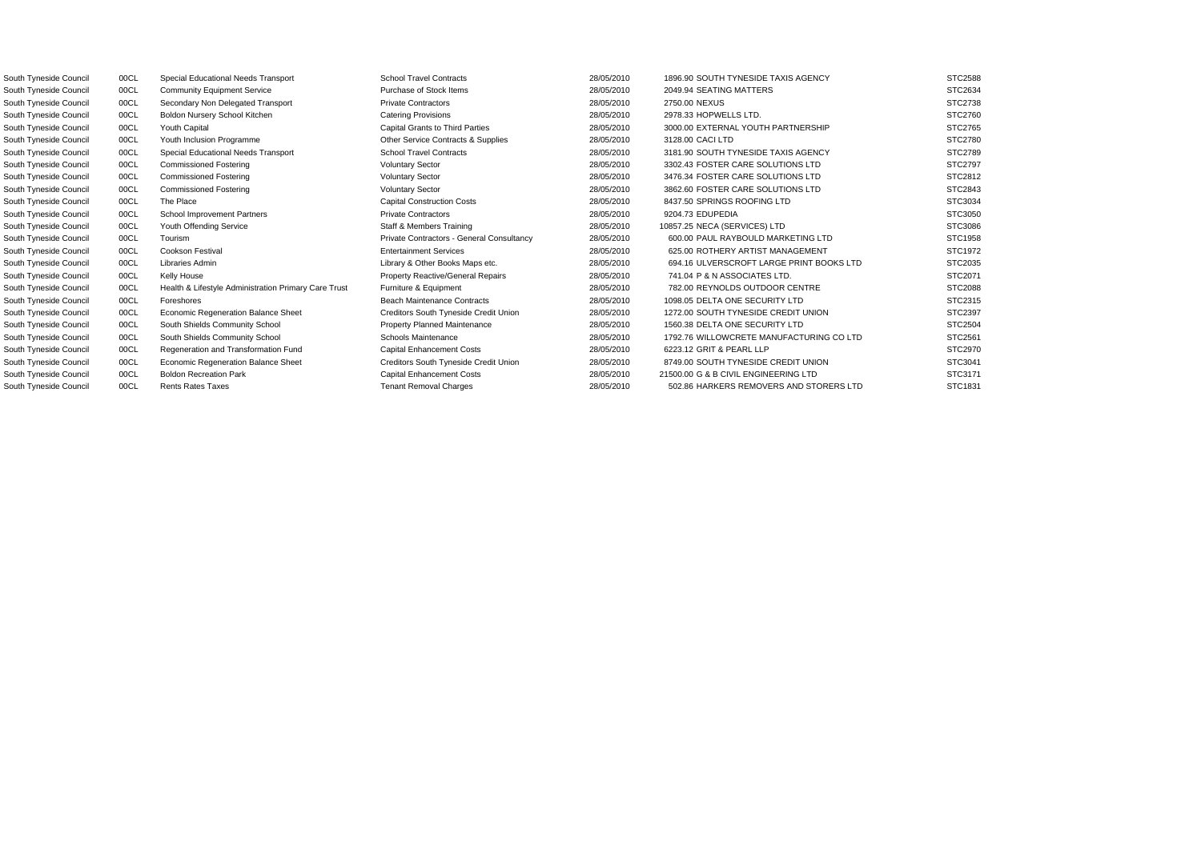| | | | | | | | |
|---|---|---|---|---|---|---|---|
| South Tyneside Council | 00CL | Special Educational Needs Transport | School Travel Contracts | 28/05/2010 | 1896.90 | SOUTH TYNESIDE TAXIS AGENCY | STC2588 |
| South Tyneside Council | 00CL | Community Equipment Service | Purchase of Stock Items | 28/05/2010 | 2049.94 | SEATING MATTERS | STC2634 |
| South Tyneside Council | 00CL | Secondary Non Delegated Transport | Private Contractors | 28/05/2010 | 2750.00 | NEXUS | STC2738 |
| South Tyneside Council | 00CL | Boldon Nursery School Kitchen | Catering Provisions | 28/05/2010 | 2978.33 | HOPWELLS LTD. | STC2760 |
| South Tyneside Council | 00CL | Youth Capital | Capital Grants to Third Parties | 28/05/2010 | 3000.00 | EXTERNAL YOUTH PARTNERSHIP | STC2765 |
| South Tyneside Council | 00CL | Youth Inclusion Programme | Other Service Contracts & Supplies | 28/05/2010 | 3128.00 | CACI LTD | STC2780 |
| South Tyneside Council | 00CL | Special Educational Needs Transport | School Travel Contracts | 28/05/2010 | 3181.90 | SOUTH TYNESIDE TAXIS AGENCY | STC2789 |
| South Tyneside Council | 00CL | Commissioned Fostering | Voluntary Sector | 28/05/2010 | 3302.43 | FOSTER CARE SOLUTIONS LTD | STC2797 |
| South Tyneside Council | 00CL | Commissioned Fostering | Voluntary Sector | 28/05/2010 | 3476.34 | FOSTER CARE SOLUTIONS LTD | STC2812 |
| South Tyneside Council | 00CL | Commissioned Fostering | Voluntary Sector | 28/05/2010 | 3862.60 | FOSTER CARE SOLUTIONS LTD | STC2843 |
| South Tyneside Council | 00CL | The Place | Capital Construction Costs | 28/05/2010 | 8437.50 | SPRINGS ROOFING LTD | STC3034 |
| South Tyneside Council | 00CL | School Improvement Partners | Private Contractors | 28/05/2010 | 9204.73 | EDUPEDIA | STC3050 |
| South Tyneside Council | 00CL | Youth Offending Service | Staff & Members Training | 28/05/2010 | 10857.25 | NECA (SERVICES) LTD | STC3086 |
| South Tyneside Council | 00CL | Tourism | Private Contractors - General Consultancy | 28/05/2010 | 600.00 | PAUL RAYBOULD MARKETING LTD | STC1958 |
| South Tyneside Council | 00CL | Cookson Festival | Entertainment Services | 28/05/2010 | 625.00 | ROTHERY ARTIST MANAGEMENT | STC1972 |
| South Tyneside Council | 00CL | Libraries Admin | Library & Other Books Maps etc. | 28/05/2010 | 694.16 | ULVERSCROFT LARGE PRINT BOOKS LTD | STC2035 |
| South Tyneside Council | 00CL | Kelly House | Property Reactive/General Repairs | 28/05/2010 | 741.04 | P & N ASSOCIATES LTD. | STC2071 |
| South Tyneside Council | 00CL | Health & Lifestyle Administration Primary Care Trust | Furniture & Equipment | 28/05/2010 | 782.00 | REYNOLDS OUTDOOR CENTRE | STC2088 |
| South Tyneside Council | 00CL | Foreshores | Beach Maintenance Contracts | 28/05/2010 | 1098.05 | DELTA ONE SECURITY LTD | STC2315 |
| South Tyneside Council | 00CL | Economic Regeneration Balance Sheet | Creditors South Tyneside Credit Union | 28/05/2010 | 1272.00 | SOUTH TYNESIDE CREDIT UNION | STC2397 |
| South Tyneside Council | 00CL | South Shields Community School | Property Planned Maintenance | 28/05/2010 | 1560.38 | DELTA ONE SECURITY LTD | STC2504 |
| South Tyneside Council | 00CL | South Shields Community School | Schools Maintenance | 28/05/2010 | 1792.76 | WILLOWCRETE MANUFACTURING CO LTD | STC2561 |
| South Tyneside Council | 00CL | Regeneration and Transformation Fund | Capital Enhancement Costs | 28/05/2010 | 6223.12 | GRIT & PEARL LLP | STC2970 |
| South Tyneside Council | 00CL | Economic Regeneration Balance Sheet | Creditors South Tyneside Credit Union | 28/05/2010 | 8749.00 | SOUTH TYNESIDE CREDIT UNION | STC3041 |
| South Tyneside Council | 00CL | Boldon Recreation Park | Capital Enhancement Costs | 28/05/2010 | 21500.00 | G & B CIVIL ENGINEERING LTD | STC3171 |
| South Tyneside Council | 00CL | Rents Rates Taxes | Tenant Removal Charges | 28/05/2010 | 502.86 | HARKERS REMOVERS AND STORERS LTD | STC1831 |